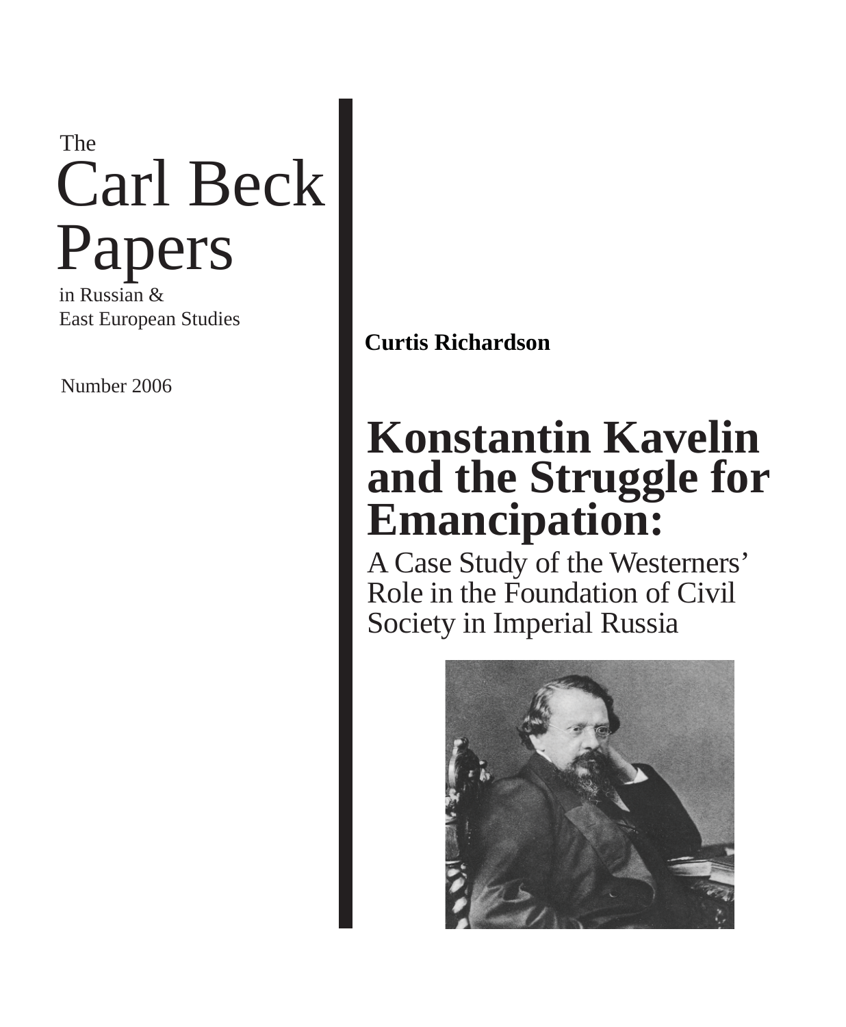The

# Carl Beck Papers

in Russian &
East European Studies

Number 2006

**Curtis Richardson**

# Konstantin Kavelin and the Struggle for Emancipation:

## A Case Study of the Westerners' Role in the Foundation of Civil Society in Imperial Russia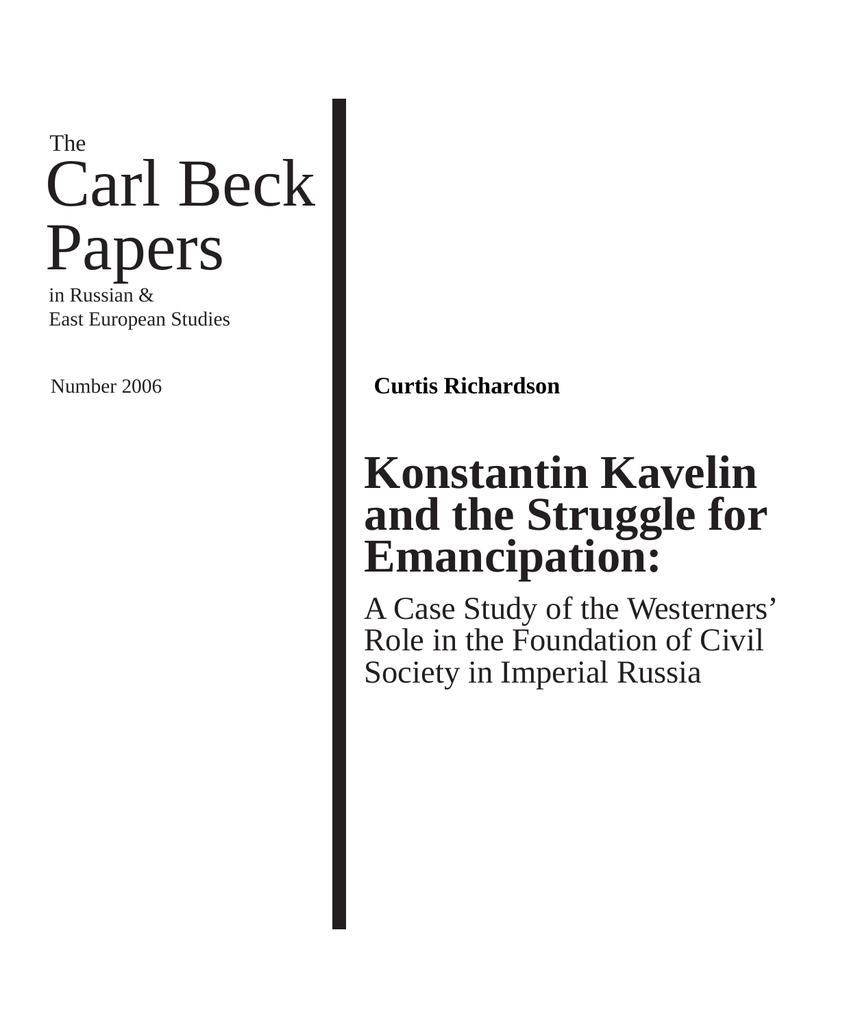The

# Carl Beck Papers

in Russian &
East European Studies

Number 2006

**Curtis Richardson**

# Konstantin Kavelin and the Struggle for Emancipation:

## A Case Study of the Westerners' Role in the Foundation of Civil Society in Imperial Russia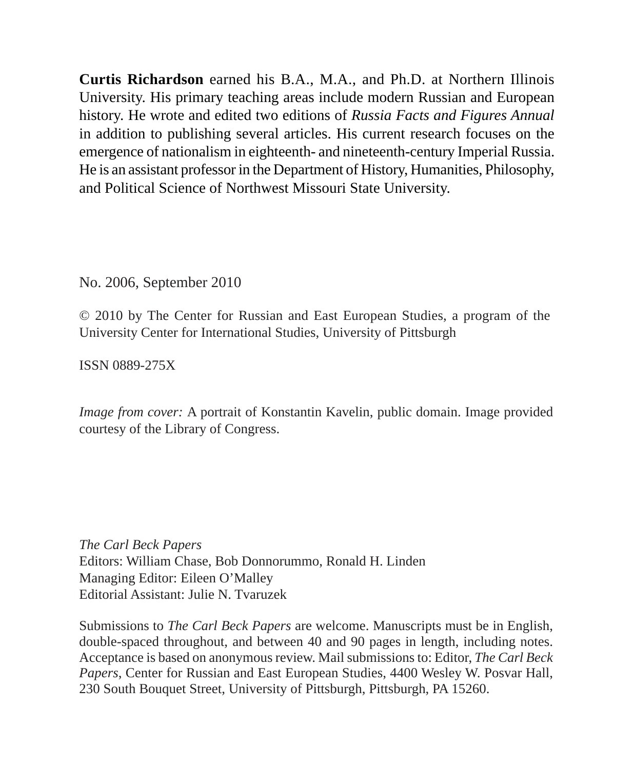**Curtis Richardson** earned his B.A., M.A., and Ph.D. at Northern Illinois University. His primary teaching areas include modern Russian and European history. He wrote and edited two editions of *Russia Facts and Figures Annual* in addition to publishing several articles. His current research focuses on the emergence of nationalism in eighteenth- and nineteenth-century Imperial Russia. He is an assistant professor in the Department of History, Humanities, Philosophy, and Political Science of Northwest Missouri State University.

No. 2006, September 2010

© 2010 by The Center for Russian and East European Studies, a program of the University Center for International Studies, University of Pittsburgh

ISSN 0889-275X

*Image from cover:* A portrait of Konstantin Kavelin, public domain. Image provided courtesy of the Library of Congress.

*The Carl Beck Papers*
Editors: William Chase, Bob Donnorummo, Ronald H. Linden
Managing Editor: Eileen O'Malley
Editorial Assistant: Julie N. Tvaruzek

Submissions to *The Carl Beck Papers* are welcome. Manuscripts must be in English, double-spaced throughout, and between 40 and 90 pages in length, including notes. Acceptance is based on anonymous review. Mail submissions to: Editor, *The Carl Beck Papers*, Center for Russian and East European Studies, 4400 Wesley W. Posvar Hall, 230 South Bouquet Street, University of Pittsburgh, Pittsburgh, PA 15260.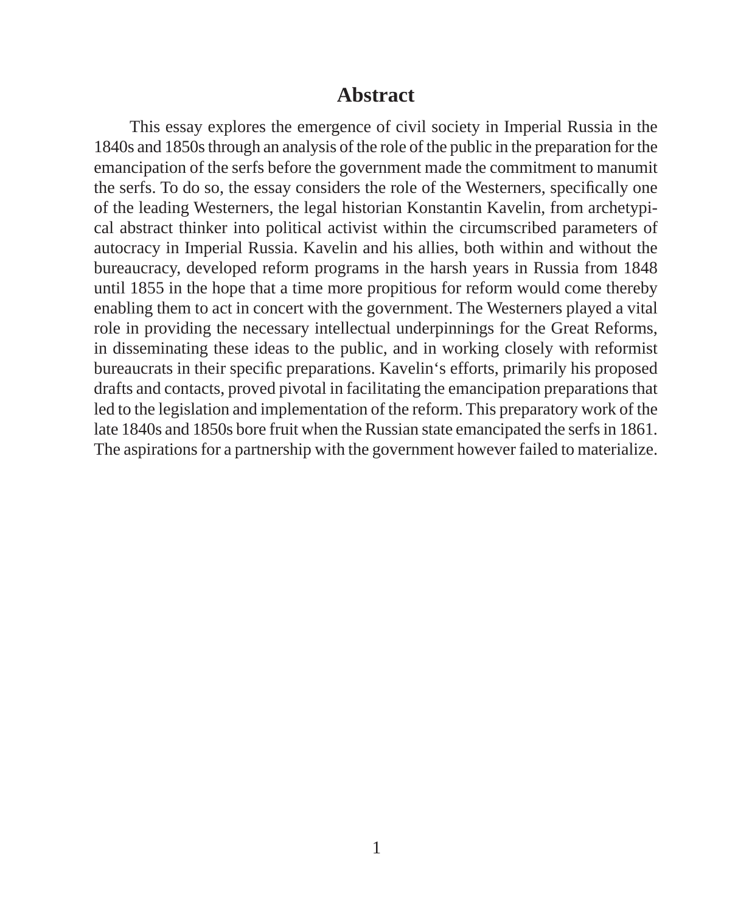# Abstract

This essay explores the emergence of civil society in Imperial Russia in the 1840s and 1850s through an analysis of the role of the public in the preparation for the emancipation of the serfs before the government made the commitment to manumit the serfs. To do so, the essay considers the role of the Westerners, specifically one of the leading Westerners, the legal historian Konstantin Kavelin, from archetypical abstract thinker into political activist within the circumscribed parameters of autocracy in Imperial Russia. Kavelin and his allies, both within and without the bureaucracy, developed reform programs in the harsh years in Russia from 1848 until 1855 in the hope that a time more propitious for reform would come thereby enabling them to act in concert with the government. The Westerners played a vital role in providing the necessary intellectual underpinnings for the Great Reforms, in disseminating these ideas to the public, and in working closely with reformist bureaucrats in their specific preparations. Kavelin's efforts, primarily his proposed drafts and contacts, proved pivotal in facilitating the emancipation preparations that led to the legislation and implementation of the reform. This preparatory work of the late 1840s and 1850s bore fruit when the Russian state emancipated the serfs in 1861. The aspirations for a partnership with the government however failed to materialize.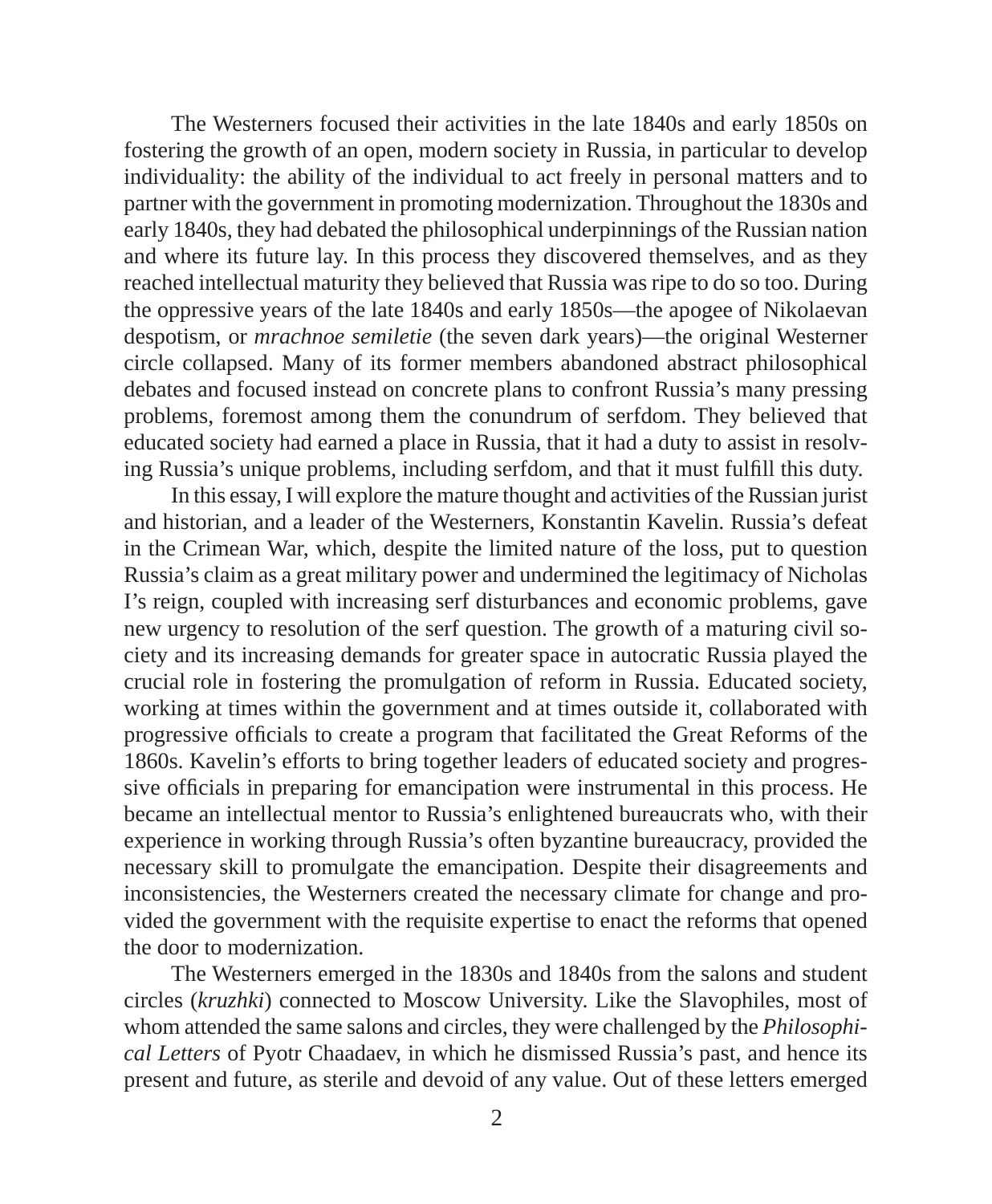The Westerners focused their activities in the late 1840s and early 1850s on fostering the growth of an open, modern society in Russia, in particular to develop individuality: the ability of the individual to act freely in personal matters and to partner with the government in promoting modernization. Throughout the 1830s and early 1840s, they had debated the philosophical underpinnings of the Russian nation and where its future lay. In this process they discovered themselves, and as they reached intellectual maturity they believed that Russia was ripe to do so too. During the oppressive years of the late 1840s and early 1850s—the apogee of Nikolaevan despotism, or *mrachnoe semiletie* (the seven dark years)—the original Westerner circle collapsed. Many of its former members abandoned abstract philosophical debates and focused instead on concrete plans to confront Russia's many pressing problems, foremost among them the conundrum of serfdom. They believed that educated society had earned a place in Russia, that it had a duty to assist in resolving Russia's unique problems, including serfdom, and that it must fulfill this duty.

In this essay, I will explore the mature thought and activities of the Russian jurist and historian, and a leader of the Westerners, Konstantin Kavelin. Russia's defeat in the Crimean War, which, despite the limited nature of the loss, put to question Russia's claim as a great military power and undermined the legitimacy of Nicholas I's reign, coupled with increasing serf disturbances and economic problems, gave new urgency to resolution of the serf question. The growth of a maturing civil society and its increasing demands for greater space in autocratic Russia played the crucial role in fostering the promulgation of reform in Russia. Educated society, working at times within the government and at times outside it, collaborated with progressive officials to create a program that facilitated the Great Reforms of the 1860s. Kavelin's efforts to bring together leaders of educated society and progressive officials in preparing for emancipation were instrumental in this process. He became an intellectual mentor to Russia's enlightened bureaucrats who, with their experience in working through Russia's often byzantine bureaucracy, provided the necessary skill to promulgate the emancipation. Despite their disagreements and inconsistencies, the Westerners created the necessary climate for change and provided the government with the requisite expertise to enact the reforms that opened the door to modernization.

The Westerners emerged in the 1830s and 1840s from the salons and student circles (*kruzhki*) connected to Moscow University. Like the Slavophiles, most of whom attended the same salons and circles, they were challenged by the *Philosophical Letters* of Pyotr Chaadaev, in which he dismissed Russia's past, and hence its present and future, as sterile and devoid of any value. Out of these letters emerged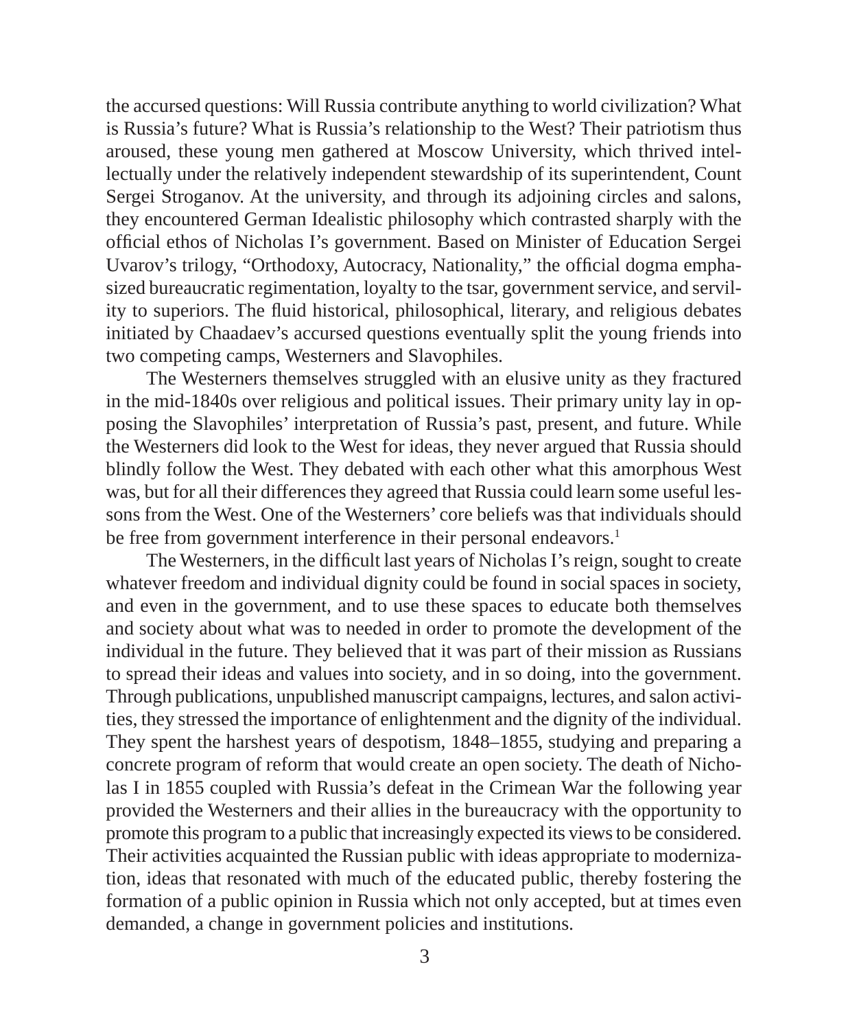the accursed questions: Will Russia contribute anything to world civilization? What is Russia's future? What is Russia's relationship to the West? Their patriotism thus aroused, these young men gathered at Moscow University, which thrived intellectually under the relatively independent stewardship of its superintendent, Count Sergei Stroganov. At the university, and through its adjoining circles and salons, they encountered German Idealistic philosophy which contrasted sharply with the official ethos of Nicholas I's government. Based on Minister of Education Sergei Uvarov's trilogy, "Orthodoxy, Autocracy, Nationality," the official dogma emphasized bureaucratic regimentation, loyalty to the tsar, government service, and servility to superiors. The fluid historical, philosophical, literary, and religious debates initiated by Chaadaev's accursed questions eventually split the young friends into two competing camps, Westerners and Slavophiles.

The Westerners themselves struggled with an elusive unity as they fractured in the mid-1840s over religious and political issues. Their primary unity lay in opposing the Slavophiles' interpretation of Russia's past, present, and future. While the Westerners did look to the West for ideas, they never argued that Russia should blindly follow the West. They debated with each other what this amorphous West was, but for all their differences they agreed that Russia could learn some useful lessons from the West. One of the Westerners' core beliefs was that individuals should be free from government interference in their personal endeavors.[1]

The Westerners, in the difficult last years of Nicholas I's reign, sought to create whatever freedom and individual dignity could be found in social spaces in society, and even in the government, and to use these spaces to educate both themselves and society about what was to needed in order to promote the development of the individual in the future. They believed that it was part of their mission as Russians to spread their ideas and values into society, and in so doing, into the government. Through publications, unpublished manuscript campaigns, lectures, and salon activities, they stressed the importance of enlightenment and the dignity of the individual. They spent the harshest years of despotism, 1848–1855, studying and preparing a concrete program of reform that would create an open society. The death of Nicholas I in 1855 coupled with Russia's defeat in the Crimean War the following year provided the Westerners and their allies in the bureaucracy with the opportunity to promote this program to a public that increasingly expected its views to be considered. Their activities acquainted the Russian public with ideas appropriate to modernization, ideas that resonated with much of the educated public, thereby fostering the formation of a public opinion in Russia which not only accepted, but at times even demanded, a change in government policies and institutions.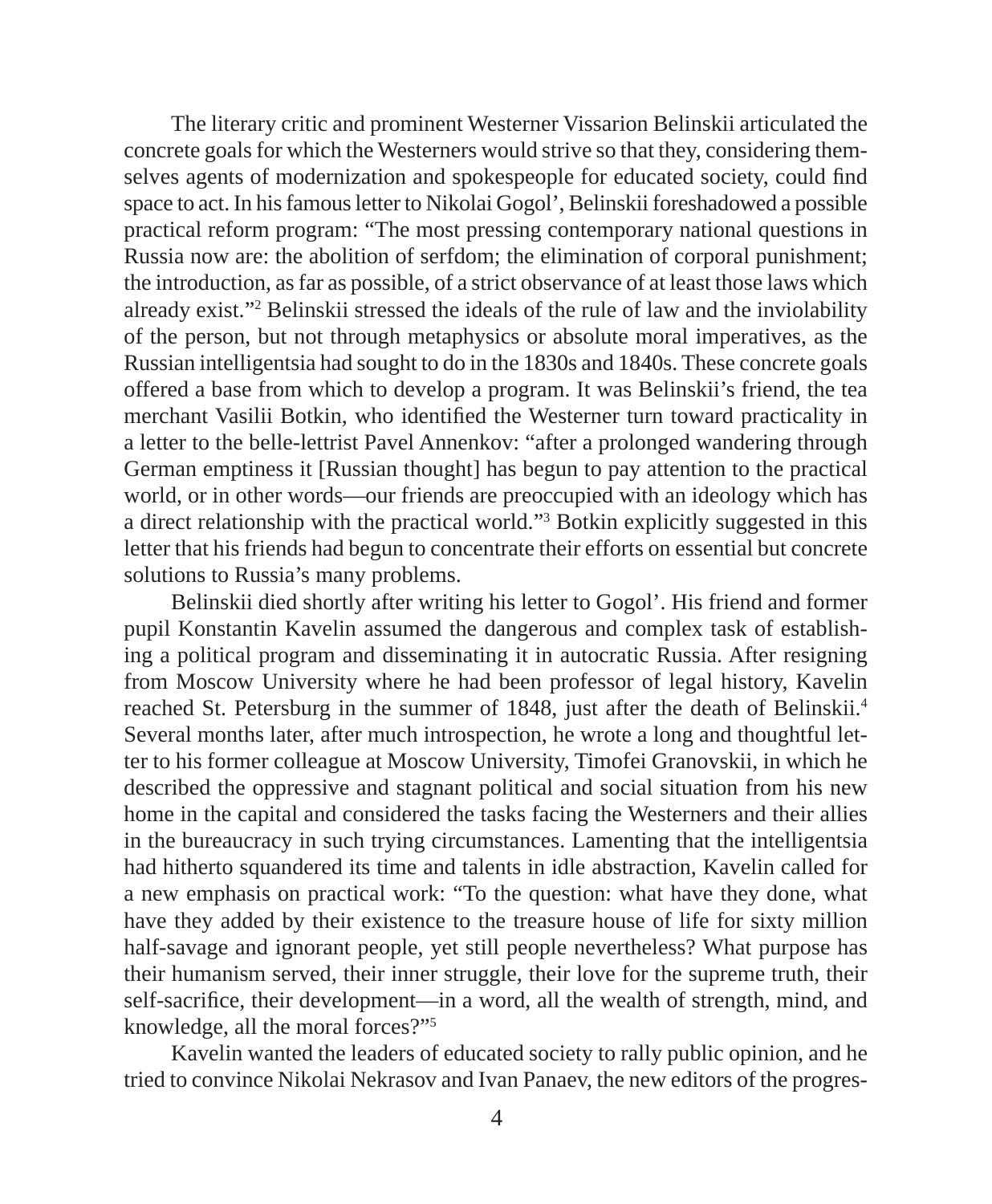The literary critic and prominent Westerner Vissarion Belinskii articulated the concrete goals for which the Westerners would strive so that they, considering themselves agents of modernization and spokespeople for educated society, could find space to act. In his famous letter to Nikolai Gogol', Belinskii foreshadowed a possible practical reform program: "The most pressing contemporary national questions in Russia now are: the abolition of serfdom; the elimination of corporal punishment; the introduction, as far as possible, of a strict observance of at least those laws which already exist."[2] Belinskii stressed the ideals of the rule of law and the inviolability of the person, but not through metaphysics or absolute moral imperatives, as the Russian intelligentsia had sought to do in the 1830s and 1840s. These concrete goals offered a base from which to develop a program. It was Belinskii's friend, the tea merchant Vasilii Botkin, who identified the Westerner turn toward practicality in a letter to the belle-lettrist Pavel Annenkov: "after a prolonged wandering through German emptiness it [Russian thought] has begun to pay attention to the practical world, or in other words—our friends are preoccupied with an ideology which has a direct relationship with the practical world."[3] Botkin explicitly suggested in this letter that his friends had begun to concentrate their efforts on essential but concrete solutions to Russia's many problems.

Belinskii died shortly after writing his letter to Gogol'. His friend and former pupil Konstantin Kavelin assumed the dangerous and complex task of establishing a political program and disseminating it in autocratic Russia. After resigning from Moscow University where he had been professor of legal history, Kavelin reached St. Petersburg in the summer of 1848, just after the death of Belinskii.[4] Several months later, after much introspection, he wrote a long and thoughtful letter to his former colleague at Moscow University, Timofei Granovskii, in which he described the oppressive and stagnant political and social situation from his new home in the capital and considered the tasks facing the Westerners and their allies in the bureaucracy in such trying circumstances. Lamenting that the intelligentsia had hitherto squandered its time and talents in idle abstraction, Kavelin called for a new emphasis on practical work: "To the question: what have they done, what have they added by their existence to the treasure house of life for sixty million half-savage and ignorant people, yet still people nevertheless? What purpose has their humanism served, their inner struggle, their love for the supreme truth, their self-sacrifice, their development—in a word, all the wealth of strength, mind, and knowledge, all the moral forces?"[5]

Kavelin wanted the leaders of educated society to rally public opinion, and he tried to convince Nikolai Nekrasov and Ivan Panaev, the new editors of the progres-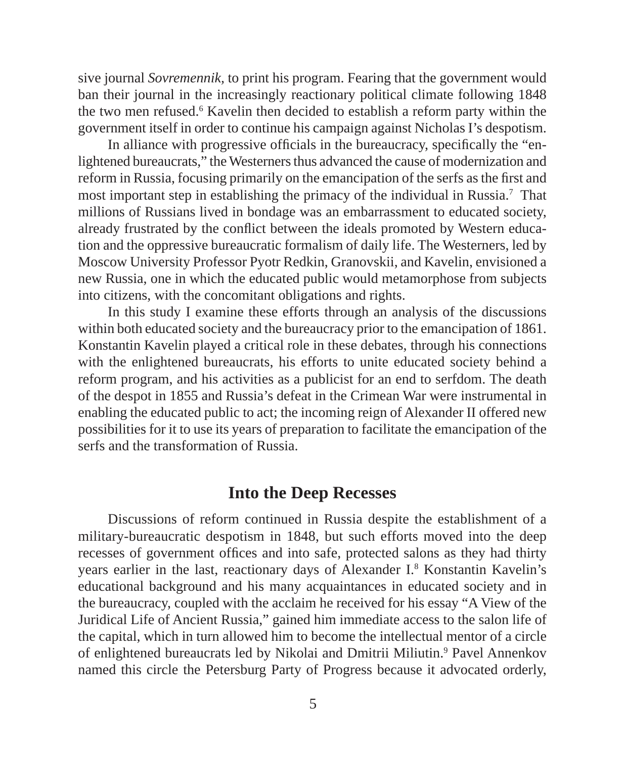sive journal *Sovremennik*, to print his program. Fearing that the government would ban their journal in the increasingly reactionary political climate following 1848 the two men refused.[6] Kavelin then decided to establish a reform party within the government itself in order to continue his campaign against Nicholas I's despotism.

In alliance with progressive officials in the bureaucracy, specifically the "enlightened bureaucrats," the Westerners thus advanced the cause of modernization and reform in Russia, focusing primarily on the emancipation of the serfs as the first and most important step in establishing the primacy of the individual in Russia.[7] That millions of Russians lived in bondage was an embarrassment to educated society, already frustrated by the conflict between the ideals promoted by Western education and the oppressive bureaucratic formalism of daily life. The Westerners, led by Moscow University Professor Pyotr Redkin, Granovskii, and Kavelin, envisioned a new Russia, one in which the educated public would metamorphose from subjects into citizens, with the concomitant obligations and rights.

In this study I examine these efforts through an analysis of the discussions within both educated society and the bureaucracy prior to the emancipation of 1861. Konstantin Kavelin played a critical role in these debates, through his connections with the enlightened bureaucrats, his efforts to unite educated society behind a reform program, and his activities as a publicist for an end to serfdom. The death of the despot in 1855 and Russia's defeat in the Crimean War were instrumental in enabling the educated public to act; the incoming reign of Alexander II offered new possibilities for it to use its years of preparation to facilitate the emancipation of the serfs and the transformation of Russia.

## Into the Deep Recesses

Discussions of reform continued in Russia despite the establishment of a military-bureaucratic despotism in 1848, but such efforts moved into the deep recesses of government offices and into safe, protected salons as they had thirty years earlier in the last, reactionary days of Alexander I.[8] Konstantin Kavelin's educational background and his many acquaintances in educated society and in the bureaucracy, coupled with the acclaim he received for his essay "A View of the Juridical Life of Ancient Russia," gained him immediate access to the salon life of the capital, which in turn allowed him to become the intellectual mentor of a circle of enlightened bureaucrats led by Nikolai and Dmitrii Miliutin.[9] Pavel Annenkov named this circle the Petersburg Party of Progress because it advocated orderly,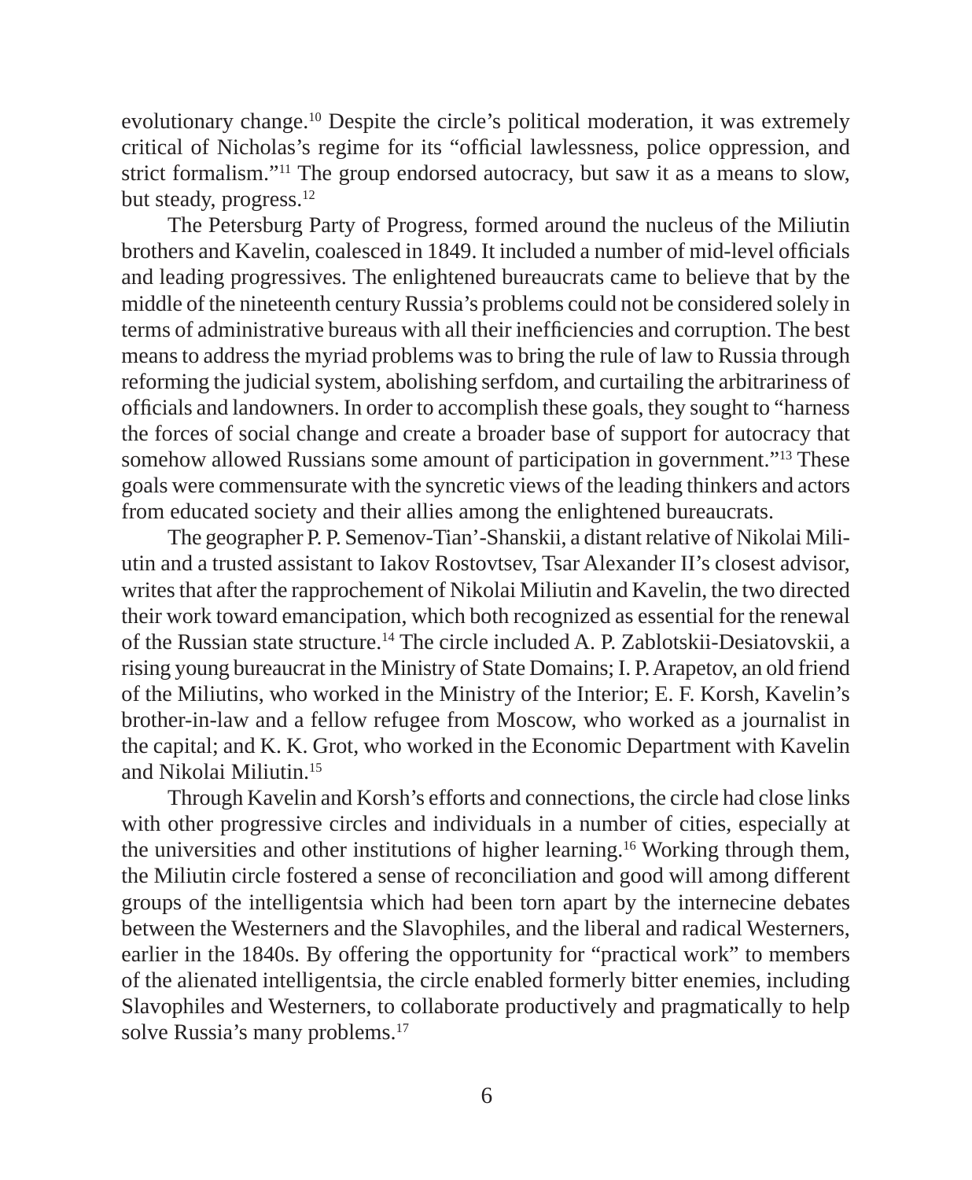evolutionary change.[10] Despite the circle's political moderation, it was extremely critical of Nicholas's regime for its "official lawlessness, police oppression, and strict formalism."[11] The group endorsed autocracy, but saw it as a means to slow, but steady, progress.[12]

The Petersburg Party of Progress, formed around the nucleus of the Miliutin brothers and Kavelin, coalesced in 1849. It included a number of mid-level officials and leading progressives. The enlightened bureaucrats came to believe that by the middle of the nineteenth century Russia's problems could not be considered solely in terms of administrative bureaus with all their inefficiencies and corruption. The best means to address the myriad problems was to bring the rule of law to Russia through reforming the judicial system, abolishing serfdom, and curtailing the arbitrariness of officials and landowners. In order to accomplish these goals, they sought to "harness the forces of social change and create a broader base of support for autocracy that somehow allowed Russians some amount of participation in government."[13] These goals were commensurate with the syncretic views of the leading thinkers and actors from educated society and their allies among the enlightened bureaucrats.

The geographer P. P. Semenov-Tian'-Shanskii, a distant relative of Nikolai Miliutin and a trusted assistant to Iakov Rostovtsev, Tsar Alexander II's closest advisor, writes that after the rapprochement of Nikolai Miliutin and Kavelin, the two directed their work toward emancipation, which both recognized as essential for the renewal of the Russian state structure.[14] The circle included A. P. Zablotskii-Desiatovskii, a rising young bureaucrat in the Ministry of State Domains; I. P. Arapetov, an old friend of the Miliutins, who worked in the Ministry of the Interior; E. F. Korsh, Kavelin's brother-in-law and a fellow refugee from Moscow, who worked as a journalist in the capital; and K. K. Grot, who worked in the Economic Department with Kavelin and Nikolai Miliutin.[15]

Through Kavelin and Korsh's efforts and connections, the circle had close links with other progressive circles and individuals in a number of cities, especially at the universities and other institutions of higher learning.[16] Working through them, the Miliutin circle fostered a sense of reconciliation and good will among different groups of the intelligentsia which had been torn apart by the internecine debates between the Westerners and the Slavophiles, and the liberal and radical Westerners, earlier in the 1840s. By offering the opportunity for "practical work" to members of the alienated intelligentsia, the circle enabled formerly bitter enemies, including Slavophiles and Westerners, to collaborate productively and pragmatically to help solve Russia's many problems.[17]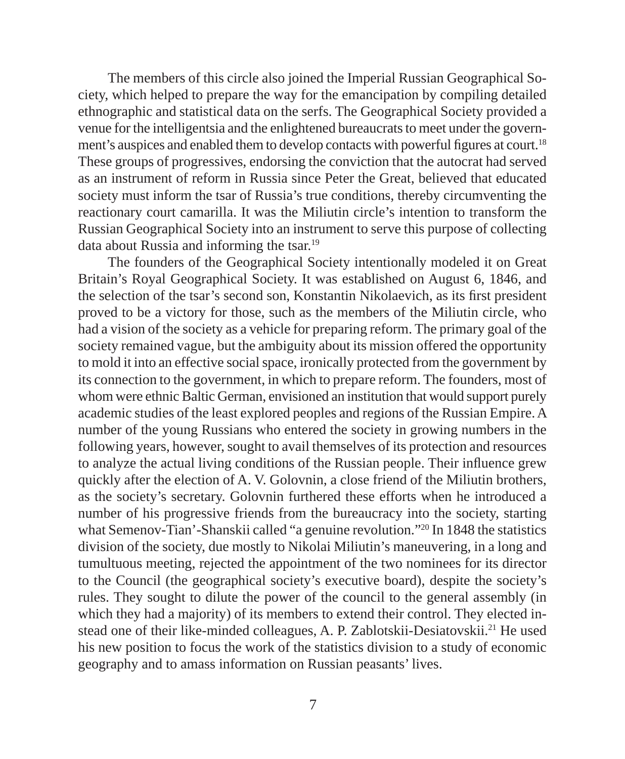The members of this circle also joined the Imperial Russian Geographical Society, which helped to prepare the way for the emancipation by compiling detailed ethnographic and statistical data on the serfs. The Geographical Society provided a venue for the intelligentsia and the enlightened bureaucrats to meet under the government's auspices and enabled them to develop contacts with powerful figures at court.[18] These groups of progressives, endorsing the conviction that the autocrat had served as an instrument of reform in Russia since Peter the Great, believed that educated society must inform the tsar of Russia's true conditions, thereby circumventing the reactionary court camarilla. It was the Miliutin circle's intention to transform the Russian Geographical Society into an instrument to serve this purpose of collecting data about Russia and informing the tsar.[19]

The founders of the Geographical Society intentionally modeled it on Great Britain's Royal Geographical Society. It was established on August 6, 1846, and the selection of the tsar's second son, Konstantin Nikolaevich, as its first president proved to be a victory for those, such as the members of the Miliutin circle, who had a vision of the society as a vehicle for preparing reform. The primary goal of the society remained vague, but the ambiguity about its mission offered the opportunity to mold it into an effective social space, ironically protected from the government by its connection to the government, in which to prepare reform. The founders, most of whom were ethnic Baltic German, envisioned an institution that would support purely academic studies of the least explored peoples and regions of the Russian Empire. A number of the young Russians who entered the society in growing numbers in the following years, however, sought to avail themselves of its protection and resources to analyze the actual living conditions of the Russian people. Their influence grew quickly after the election of A. V. Golovnin, a close friend of the Miliutin brothers, as the society's secretary. Golovnin furthered these efforts when he introduced a number of his progressive friends from the bureaucracy into the society, starting what Semenov-Tian'-Shanskii called "a genuine revolution."[20] In 1848 the statistics division of the society, due mostly to Nikolai Miliutin's maneuvering, in a long and tumultuous meeting, rejected the appointment of the two nominees for its director to the Council (the geographical society's executive board), despite the society's rules. They sought to dilute the power of the council to the general assembly (in which they had a majority) of its members to extend their control. They elected instead one of their like-minded colleagues, A. P. Zablotskii-Desiatovskii.[21] He used his new position to focus the work of the statistics division to a study of economic geography and to amass information on Russian peasants' lives.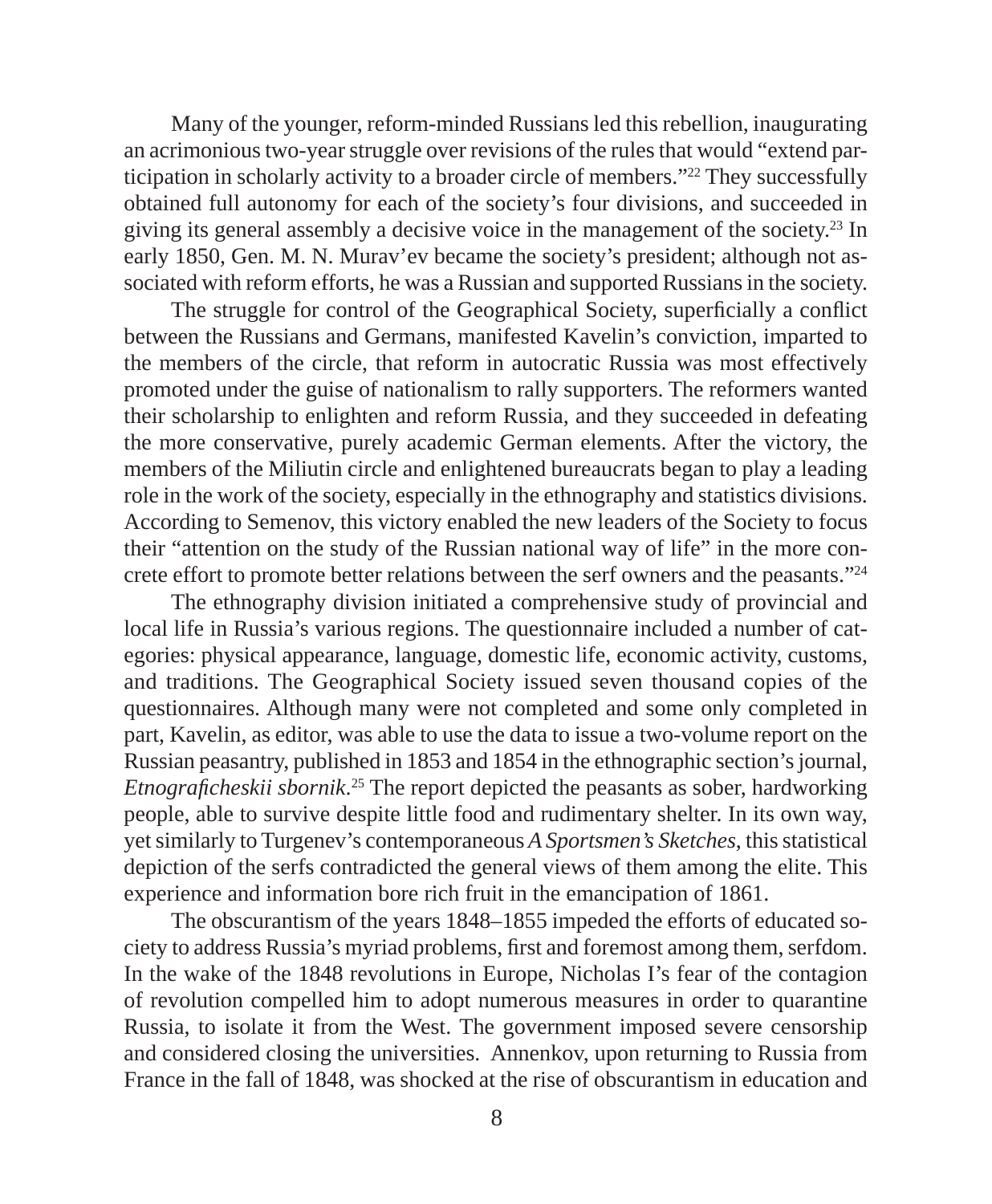Many of the younger, reform-minded Russians led this rebellion, inaugurating an acrimonious two-year struggle over revisions of the rules that would "extend participation in scholarly activity to a broader circle of members."[22] They successfully obtained full autonomy for each of the society's four divisions, and succeeded in giving its general assembly a decisive voice in the management of the society.[23] In early 1850, Gen. M. N. Murav'ev became the society's president; although not associated with reform efforts, he was a Russian and supported Russians in the society.

The struggle for control of the Geographical Society, superficially a conflict between the Russians and Germans, manifested Kavelin's conviction, imparted to the members of the circle, that reform in autocratic Russia was most effectively promoted under the guise of nationalism to rally supporters. The reformers wanted their scholarship to enlighten and reform Russia, and they succeeded in defeating the more conservative, purely academic German elements. After the victory, the members of the Miliutin circle and enlightened bureaucrats began to play a leading role in the work of the society, especially in the ethnography and statistics divisions. According to Semenov, this victory enabled the new leaders of the Society to focus their "attention on the study of the Russian national way of life" in the more concrete effort to promote better relations between the serf owners and the peasants."[24]

The ethnography division initiated a comprehensive study of provincial and local life in Russia's various regions. The questionnaire included a number of categories: physical appearance, language, domestic life, economic activity, customs, and traditions. The Geographical Society issued seven thousand copies of the questionnaires. Although many were not completed and some only completed in part, Kavelin, as editor, was able to use the data to issue a two-volume report on the Russian peasantry, published in 1853 and 1854 in the ethnographic section's journal, *Etnograficheskii sbornik*.[25] The report depicted the peasants as sober, hardworking people, able to survive despite little food and rudimentary shelter. In its own way, yet similarly to Turgenev's contemporaneous *A Sportsmen's Sketches*, this statistical depiction of the serfs contradicted the general views of them among the elite. This experience and information bore rich fruit in the emancipation of 1861.

The obscurantism of the years 1848–1855 impeded the efforts of educated society to address Russia's myriad problems, first and foremost among them, serfdom. In the wake of the 1848 revolutions in Europe, Nicholas I's fear of the contagion of revolution compelled him to adopt numerous measures in order to quarantine Russia, to isolate it from the West. The government imposed severe censorship and considered closing the universities. Annenkov, upon returning to Russia from France in the fall of 1848, was shocked at the rise of obscurantism in education and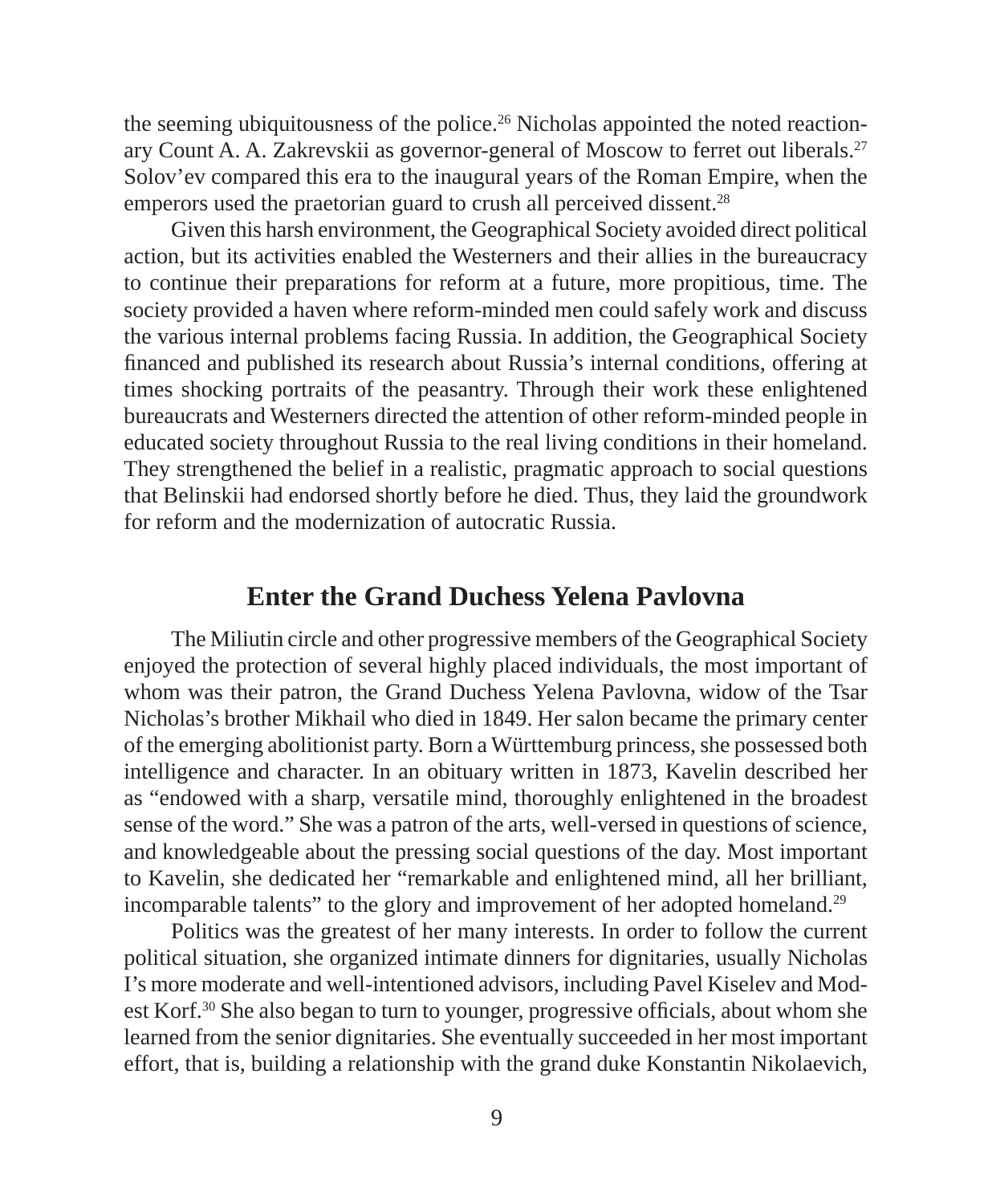the seeming ubiquitousness of the police.[26] Nicholas appointed the noted reactionary Count A. A. Zakrevskii as governor-general of Moscow to ferret out liberals.[27] Solov'ev compared this era to the inaugural years of the Roman Empire, when the emperors used the praetorian guard to crush all perceived dissent.[28]

Given this harsh environment, the Geographical Society avoided direct political action, but its activities enabled the Westerners and their allies in the bureaucracy to continue their preparations for reform at a future, more propitious, time. The society provided a haven where reform-minded men could safely work and discuss the various internal problems facing Russia. In addition, the Geographical Society financed and published its research about Russia's internal conditions, offering at times shocking portraits of the peasantry. Through their work these enlightened bureaucrats and Westerners directed the attention of other reform-minded people in educated society throughout Russia to the real living conditions in their homeland. They strengthened the belief in a realistic, pragmatic approach to social questions that Belinskii had endorsed shortly before he died. Thus, they laid the groundwork for reform and the modernization of autocratic Russia.

## Enter the Grand Duchess Yelena Pavlovna

The Miliutin circle and other progressive members of the Geographical Society enjoyed the protection of several highly placed individuals, the most important of whom was their patron, the Grand Duchess Yelena Pavlovna, widow of the Tsar Nicholas's brother Mikhail who died in 1849. Her salon became the primary center of the emerging abolitionist party. Born a Württemburg princess, she possessed both intelligence and character. In an obituary written in 1873, Kavelin described her as "endowed with a sharp, versatile mind, thoroughly enlightened in the broadest sense of the word." She was a patron of the arts, well-versed in questions of science, and knowledgeable about the pressing social questions of the day. Most important to Kavelin, she dedicated her "remarkable and enlightened mind, all her brilliant, incomparable talents" to the glory and improvement of her adopted homeland.[29]

Politics was the greatest of her many interests. In order to follow the current political situation, she organized intimate dinners for dignitaries, usually Nicholas I's more moderate and well-intentioned advisors, including Pavel Kiselev and Modest Korf.[30] She also began to turn to younger, progressive officials, about whom she learned from the senior dignitaries. She eventually succeeded in her most important effort, that is, building a relationship with the grand duke Konstantin Nikolaevich,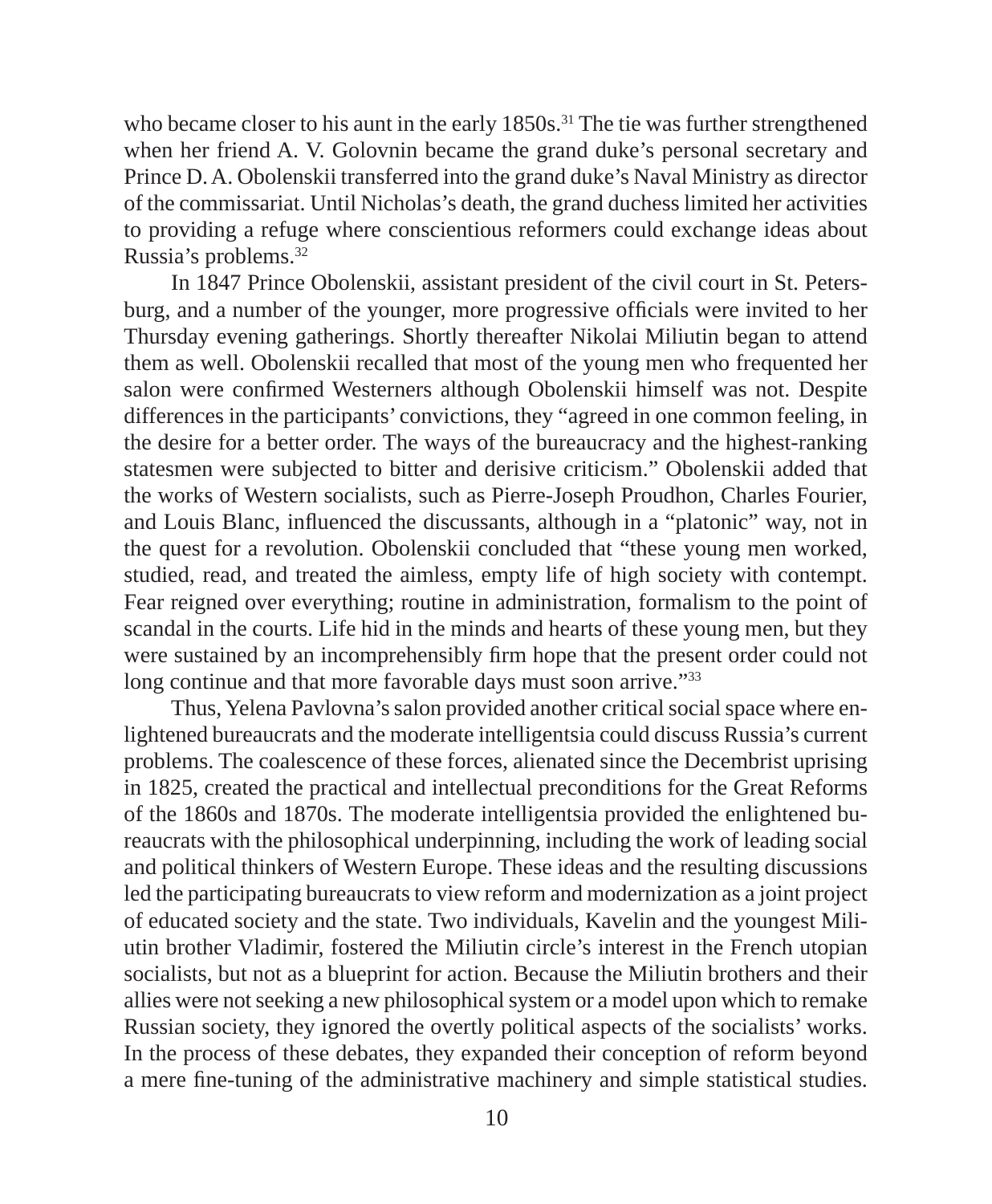who became closer to his aunt in the early 1850s.[31] The tie was further strengthened when her friend A. V. Golovnin became the grand duke's personal secretary and Prince D. A. Obolenskii transferred into the grand duke's Naval Ministry as director of the commissariat. Until Nicholas's death, the grand duchess limited her activities to providing a refuge where conscientious reformers could exchange ideas about Russia's problems.[32]

In 1847 Prince Obolenskii, assistant president of the civil court in St. Petersburg, and a number of the younger, more progressive officials were invited to her Thursday evening gatherings. Shortly thereafter Nikolai Miliutin began to attend them as well. Obolenskii recalled that most of the young men who frequented her salon were confirmed Westerners although Obolenskii himself was not. Despite differences in the participants' convictions, they "agreed in one common feeling, in the desire for a better order. The ways of the bureaucracy and the highest-ranking statesmen were subjected to bitter and derisive criticism." Obolenskii added that the works of Western socialists, such as Pierre-Joseph Proudhon, Charles Fourier, and Louis Blanc, influenced the discussants, although in a "platonic" way, not in the quest for a revolution. Obolenskii concluded that "these young men worked, studied, read, and treated the aimless, empty life of high society with contempt. Fear reigned over everything; routine in administration, formalism to the point of scandal in the courts. Life hid in the minds and hearts of these young men, but they were sustained by an incomprehensibly firm hope that the present order could not long continue and that more favorable days must soon arrive."[33]

Thus, Yelena Pavlovna's salon provided another critical social space where enlightened bureaucrats and the moderate intelligentsia could discuss Russia's current problems. The coalescence of these forces, alienated since the Decembrist uprising in 1825, created the practical and intellectual preconditions for the Great Reforms of the 1860s and 1870s. The moderate intelligentsia provided the enlightened bureaucrats with the philosophical underpinning, including the work of leading social and political thinkers of Western Europe. These ideas and the resulting discussions led the participating bureaucrats to view reform and modernization as a joint project of educated society and the state. Two individuals, Kavelin and the youngest Miliutin brother Vladimir, fostered the Miliutin circle's interest in the French utopian socialists, but not as a blueprint for action. Because the Miliutin brothers and their allies were not seeking a new philosophical system or a model upon which to remake Russian society, they ignored the overtly political aspects of the socialists' works. In the process of these debates, they expanded their conception of reform beyond a mere fine-tuning of the administrative machinery and simple statistical studies.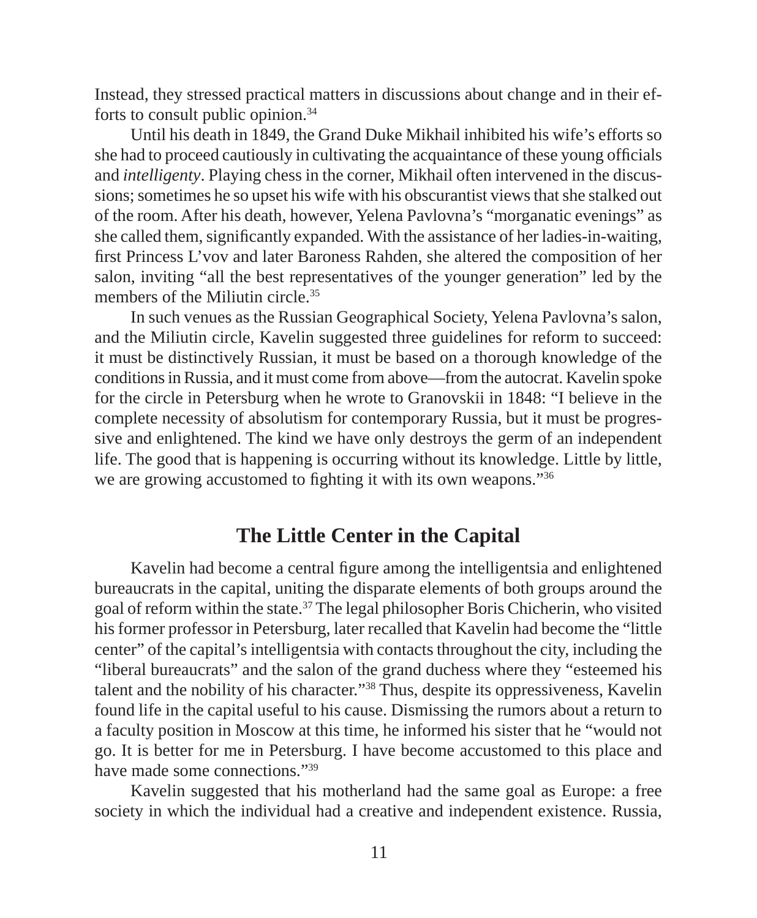Instead, they stressed practical matters in discussions about change and in their efforts to consult public opinion.[34]

Until his death in 1849, the Grand Duke Mikhail inhibited his wife's efforts so she had to proceed cautiously in cultivating the acquaintance of these young officials and *intelligenty*. Playing chess in the corner, Mikhail often intervened in the discussions; sometimes he so upset his wife with his obscurantist views that she stalked out of the room. After his death, however, Yelena Pavlovna's "morganatic evenings" as she called them, significantly expanded. With the assistance of her ladies-in-waiting, first Princess L'vov and later Baroness Rahden, she altered the composition of her salon, inviting "all the best representatives of the younger generation" led by the members of the Miliutin circle.[35]

In such venues as the Russian Geographical Society, Yelena Pavlovna's salon, and the Miliutin circle, Kavelin suggested three guidelines for reform to succeed: it must be distinctively Russian, it must be based on a thorough knowledge of the conditions in Russia, and it must come from above—from the autocrat. Kavelin spoke for the circle in Petersburg when he wrote to Granovskii in 1848: "I believe in the complete necessity of absolutism for contemporary Russia, but it must be progressive and enlightened. The kind we have only destroys the germ of an independent life. The good that is happening is occurring without its knowledge. Little by little, we are growing accustomed to fighting it with its own weapons."[36]

## The Little Center in the Capital

Kavelin had become a central figure among the intelligentsia and enlightened bureaucrats in the capital, uniting the disparate elements of both groups around the goal of reform within the state.[37] The legal philosopher Boris Chicherin, who visited his former professor in Petersburg, later recalled that Kavelin had become the "little center" of the capital's intelligentsia with contacts throughout the city, including the "liberal bureaucrats" and the salon of the grand duchess where they "esteemed his talent and the nobility of his character."[38] Thus, despite its oppressiveness, Kavelin found life in the capital useful to his cause. Dismissing the rumors about a return to a faculty position in Moscow at this time, he informed his sister that he "would not go. It is better for me in Petersburg. I have become accustomed to this place and have made some connections."[39]

Kavelin suggested that his motherland had the same goal as Europe: a free society in which the individual had a creative and independent existence. Russia,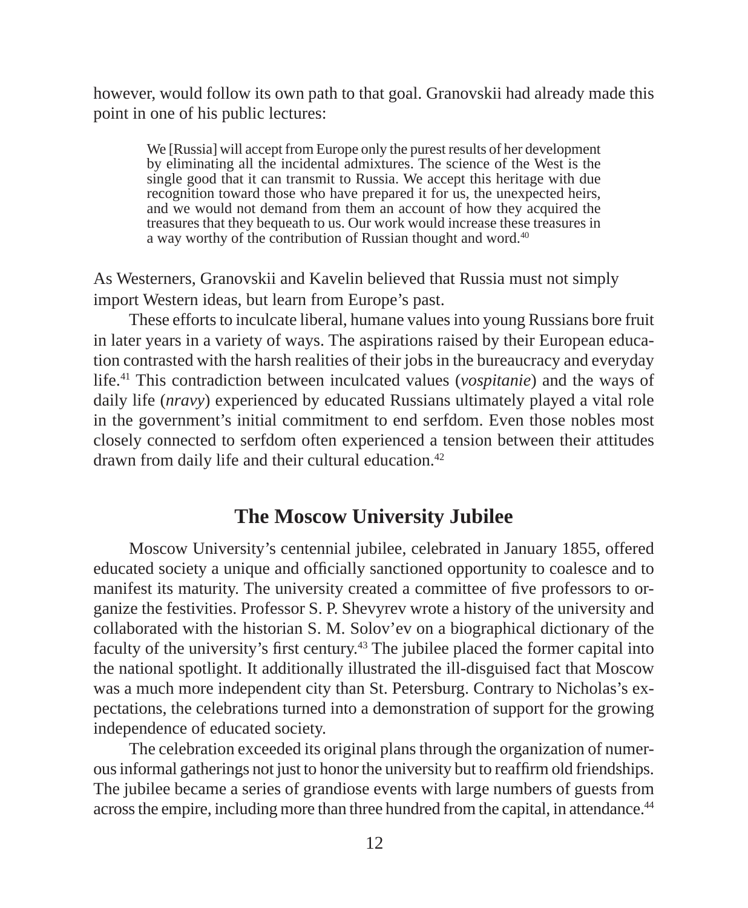however, would follow its own path to that goal. Granovskii had already made this point in one of his public lectures:

> We [Russia] will accept from Europe only the purest results of her development by eliminating all the incidental admixtures. The science of the West is the single good that it can transmit to Russia. We accept this heritage with due recognition toward those who have prepared it for us, the unexpected heirs, and we would not demand from them an account of how they acquired the treasures that they bequeath to us. Our work would increase these treasures in a way worthy of the contribution of Russian thought and word.[40]

As Westerners, Granovskii and Kavelin believed that Russia must not simply import Western ideas, but learn from Europe's past.

These efforts to inculcate liberal, humane values into young Russians bore fruit in later years in a variety of ways. The aspirations raised by their European education contrasted with the harsh realities of their jobs in the bureaucracy and everyday life.[41] This contradiction between inculcated values (*vospitanie*) and the ways of daily life (*nravy*) experienced by educated Russians ultimately played a vital role in the government's initial commitment to end serfdom. Even those nobles most closely connected to serfdom often experienced a tension between their attitudes drawn from daily life and their cultural education.[42]

## The Moscow University Jubilee

Moscow University's centennial jubilee, celebrated in January 1855, offered educated society a unique and officially sanctioned opportunity to coalesce and to manifest its maturity. The university created a committee of five professors to organize the festivities. Professor S. P. Shevyrev wrote a history of the university and collaborated with the historian S. M. Solov'ev on a biographical dictionary of the faculty of the university's first century.[43] The jubilee placed the former capital into the national spotlight. It additionally illustrated the ill-disguised fact that Moscow was a much more independent city than St. Petersburg. Contrary to Nicholas's expectations, the celebrations turned into a demonstration of support for the growing independence of educated society.

The celebration exceeded its original plans through the organization of numerous informal gatherings not just to honor the university but to reaffirm old friendships. The jubilee became a series of grandiose events with large numbers of guests from across the empire, including more than three hundred from the capital, in attendance.[44]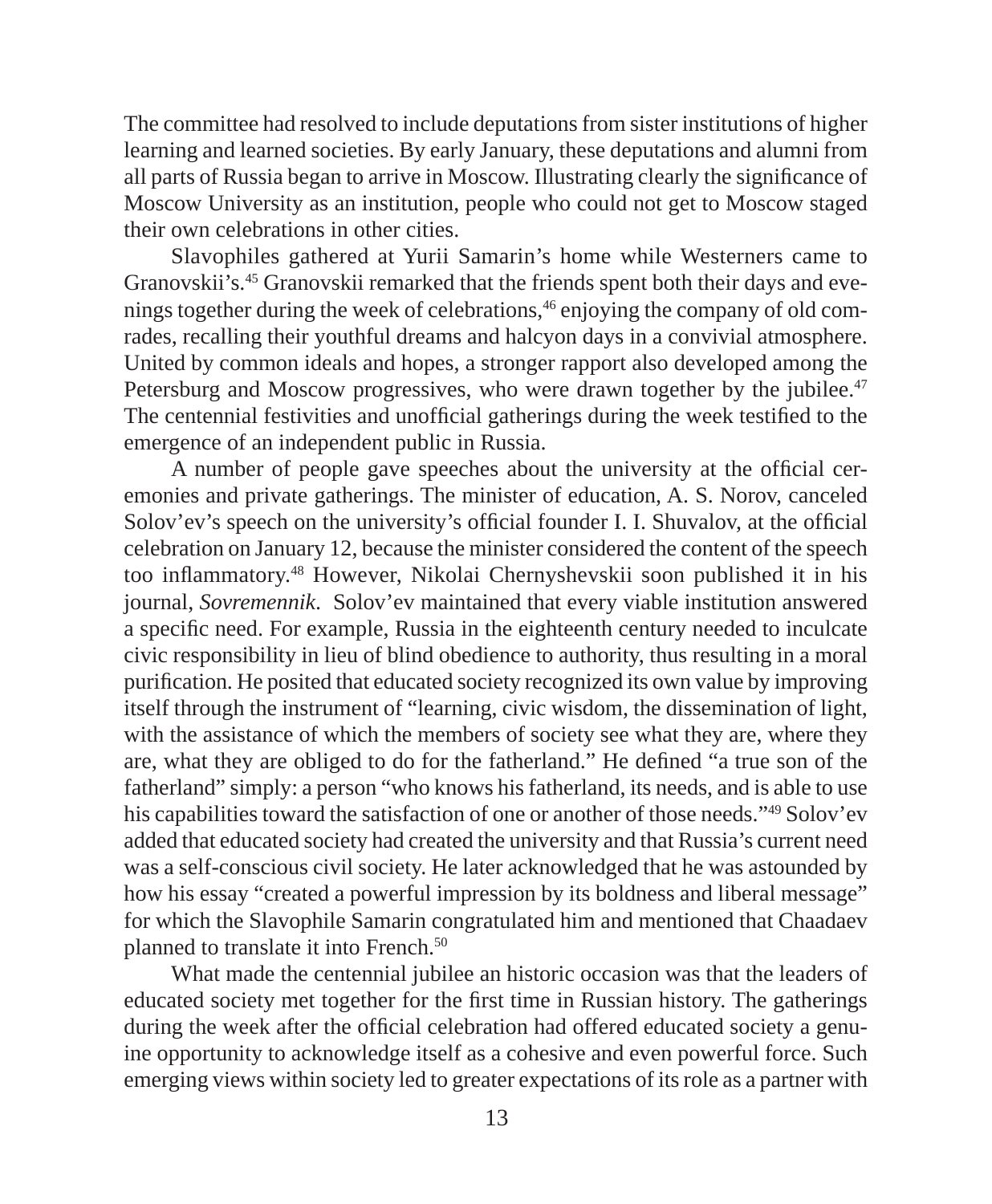The committee had resolved to include deputations from sister institutions of higher learning and learned societies. By early January, these deputations and alumni from all parts of Russia began to arrive in Moscow. Illustrating clearly the significance of Moscow University as an institution, people who could not get to Moscow staged their own celebrations in other cities.

Slavophiles gathered at Yurii Samarin's home while Westerners came to Granovskii's.[45] Granovskii remarked that the friends spent both their days and evenings together during the week of celebrations,[46] enjoying the company of old comrades, recalling their youthful dreams and halcyon days in a convivial atmosphere. United by common ideals and hopes, a stronger rapport also developed among the Petersburg and Moscow progressives, who were drawn together by the jubilee.[47] The centennial festivities and unofficial gatherings during the week testified to the emergence of an independent public in Russia.

A number of people gave speeches about the university at the official ceremonies and private gatherings. The minister of education, A. S. Norov, canceled Solov'ev's speech on the university's official founder I. I. Shuvalov, at the official celebration on January 12, because the minister considered the content of the speech too inflammatory.[48] However, Nikolai Chernyshevskii soon published it in his journal, *Sovremennik*. Solov'ev maintained that every viable institution answered a specific need. For example, Russia in the eighteenth century needed to inculcate civic responsibility in lieu of blind obedience to authority, thus resulting in a moral purification. He posited that educated society recognized its own value by improving itself through the instrument of "learning, civic wisdom, the dissemination of light, with the assistance of which the members of society see what they are, where they are, what they are obliged to do for the fatherland." He defined "a true son of the fatherland" simply: a person "who knows his fatherland, its needs, and is able to use his capabilities toward the satisfaction of one or another of those needs."[49] Solov'ev added that educated society had created the university and that Russia's current need was a self-conscious civil society. He later acknowledged that he was astounded by how his essay "created a powerful impression by its boldness and liberal message" for which the Slavophile Samarin congratulated him and mentioned that Chaadaev planned to translate it into French.[50]

What made the centennial jubilee an historic occasion was that the leaders of educated society met together for the first time in Russian history. The gatherings during the week after the official celebration had offered educated society a genuine opportunity to acknowledge itself as a cohesive and even powerful force. Such emerging views within society led to greater expectations of its role as a partner with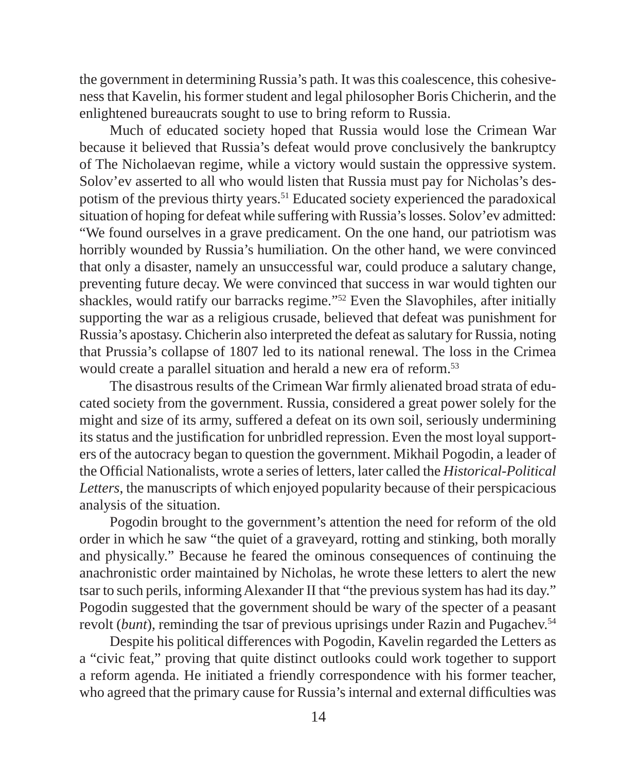the government in determining Russia's path. It was this coalescence, this cohesiveness that Kavelin, his former student and legal philosopher Boris Chicherin, and the enlightened bureaucrats sought to use to bring reform to Russia.

Much of educated society hoped that Russia would lose the Crimean War because it believed that Russia's defeat would prove conclusively the bankruptcy of The Nicholaevan regime, while a victory would sustain the oppressive system. Solov'ev asserted to all who would listen that Russia must pay for Nicholas's despotism of the previous thirty years.[51] Educated society experienced the paradoxical situation of hoping for defeat while suffering with Russia's losses. Solov'ev admitted: "We found ourselves in a grave predicament. On the one hand, our patriotism was horribly wounded by Russia's humiliation. On the other hand, we were convinced that only a disaster, namely an unsuccessful war, could produce a salutary change, preventing future decay. We were convinced that success in war would tighten our shackles, would ratify our barracks regime."[52] Even the Slavophiles, after initially supporting the war as a religious crusade, believed that defeat was punishment for Russia's apostasy. Chicherin also interpreted the defeat as salutary for Russia, noting that Prussia's collapse of 1807 led to its national renewal. The loss in the Crimea would create a parallel situation and herald a new era of reform.[53]

The disastrous results of the Crimean War firmly alienated broad strata of educated society from the government. Russia, considered a great power solely for the might and size of its army, suffered a defeat on its own soil, seriously undermining its status and the justification for unbridled repression. Even the most loyal supporters of the autocracy began to question the government. Mikhail Pogodin, a leader of the Official Nationalists, wrote a series of letters, later called the *Historical-Political Letters*, the manuscripts of which enjoyed popularity because of their perspicacious analysis of the situation.

Pogodin brought to the government's attention the need for reform of the old order in which he saw "the quiet of a graveyard, rotting and stinking, both morally and physically." Because he feared the ominous consequences of continuing the anachronistic order maintained by Nicholas, he wrote these letters to alert the new tsar to such perils, informing Alexander II that "the previous system has had its day." Pogodin suggested that the government should be wary of the specter of a peasant revolt (*bunt*), reminding the tsar of previous uprisings under Razin and Pugachev.[54]

Despite his political differences with Pogodin, Kavelin regarded the Letters as a "civic feat," proving that quite distinct outlooks could work together to support a reform agenda. He initiated a friendly correspondence with his former teacher, who agreed that the primary cause for Russia's internal and external difficulties was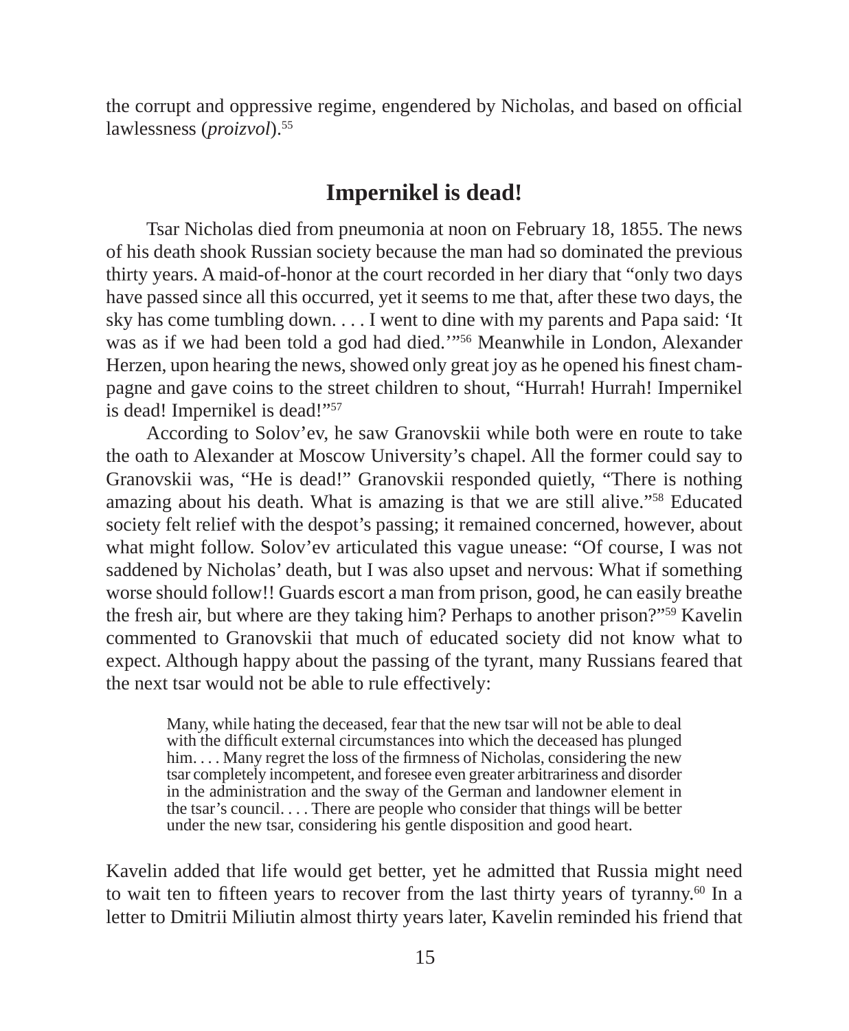the corrupt and oppressive regime, engendered by Nicholas, and based on official lawlessness (*proizvol*).[55]

## Impernikel is dead!

Tsar Nicholas died from pneumonia at noon on February 18, 1855. The news of his death shook Russian society because the man had so dominated the previous thirty years. A maid-of-honor at the court recorded in her diary that "only two days have passed since all this occurred, yet it seems to me that, after these two days, the sky has come tumbling down. . . . I went to dine with my parents and Papa said: 'It was as if we had been told a god had died.'"[56] Meanwhile in London, Alexander Herzen, upon hearing the news, showed only great joy as he opened his finest champagne and gave coins to the street children to shout, "Hurrah! Hurrah! Impernikel is dead! Impernikel is dead!"[57]

According to Solov'ev, he saw Granovskii while both were en route to take the oath to Alexander at Moscow University's chapel. All the former could say to Granovskii was, "He is dead!" Granovskii responded quietly, "There is nothing amazing about his death. What is amazing is that we are still alive."[58] Educated society felt relief with the despot's passing; it remained concerned, however, about what might follow. Solov'ev articulated this vague unease: "Of course, I was not saddened by Nicholas' death, but I was also upset and nervous: What if something worse should follow!! Guards escort a man from prison, good, he can easily breathe the fresh air, but where are they taking him? Perhaps to another prison?"[59] Kavelin commented to Granovskii that much of educated society did not know what to expect. Although happy about the passing of the tyrant, many Russians feared that the next tsar would not be able to rule effectively:

> Many, while hating the deceased, fear that the new tsar will not be able to deal with the difficult external circumstances into which the deceased has plunged him. . . . Many regret the loss of the firmness of Nicholas, considering the new tsar completely incompetent, and foresee even greater arbitrariness and disorder in the administration and the sway of the German and landowner element in the tsar's council. . . . There are people who consider that things will be better under the new tsar, considering his gentle disposition and good heart.

Kavelin added that life would get better, yet he admitted that Russia might need to wait ten to fifteen years to recover from the last thirty years of tyranny.[60] In a letter to Dmitrii Miliutin almost thirty years later, Kavelin reminded his friend that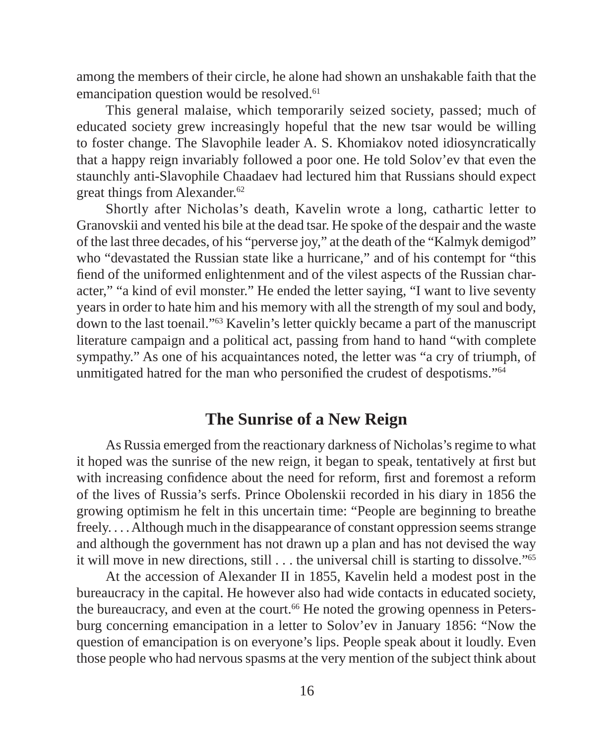among the members of their circle, he alone had shown an unshakable faith that the emancipation question would be resolved.[61]

This general malaise, which temporarily seized society, passed; much of educated society grew increasingly hopeful that the new tsar would be willing to foster change. The Slavophile leader A. S. Khomiakov noted idiosyncratically that a happy reign invariably followed a poor one. He told Solov'ev that even the staunchly anti-Slavophile Chaadaev had lectured him that Russians should expect great things from Alexander.[62]

Shortly after Nicholas's death, Kavelin wrote a long, cathartic letter to Granovskii and vented his bile at the dead tsar. He spoke of the despair and the waste of the last three decades, of his "perverse joy," at the death of the "Kalmyk demigod" who "devastated the Russian state like a hurricane," and of his contempt for "this fiend of the uniformed enlightenment and of the vilest aspects of the Russian character," "a kind of evil monster." He ended the letter saying, "I want to live seventy years in order to hate him and his memory with all the strength of my soul and body, down to the last toenail."[63] Kavelin's letter quickly became a part of the manuscript literature campaign and a political act, passing from hand to hand "with complete sympathy." As one of his acquaintances noted, the letter was "a cry of triumph, of unmitigated hatred for the man who personified the crudest of despotisms."[64]

## The Sunrise of a New Reign

As Russia emerged from the reactionary darkness of Nicholas's regime to what it hoped was the sunrise of the new reign, it began to speak, tentatively at first but with increasing confidence about the need for reform, first and foremost a reform of the lives of Russia's serfs. Prince Obolenskii recorded in his diary in 1856 the growing optimism he felt in this uncertain time: "People are beginning to breathe freely. . . . Although much in the disappearance of constant oppression seems strange and although the government has not drawn up a plan and has not devised the way it will move in new directions, still . . . the universal chill is starting to dissolve."[65]

At the accession of Alexander II in 1855, Kavelin held a modest post in the bureaucracy in the capital. He however also had wide contacts in educated society, the bureaucracy, and even at the court.[66] He noted the growing openness in Petersburg concerning emancipation in a letter to Solov'ev in January 1856: "Now the question of emancipation is on everyone's lips. People speak about it loudly. Even those people who had nervous spasms at the very mention of the subject think about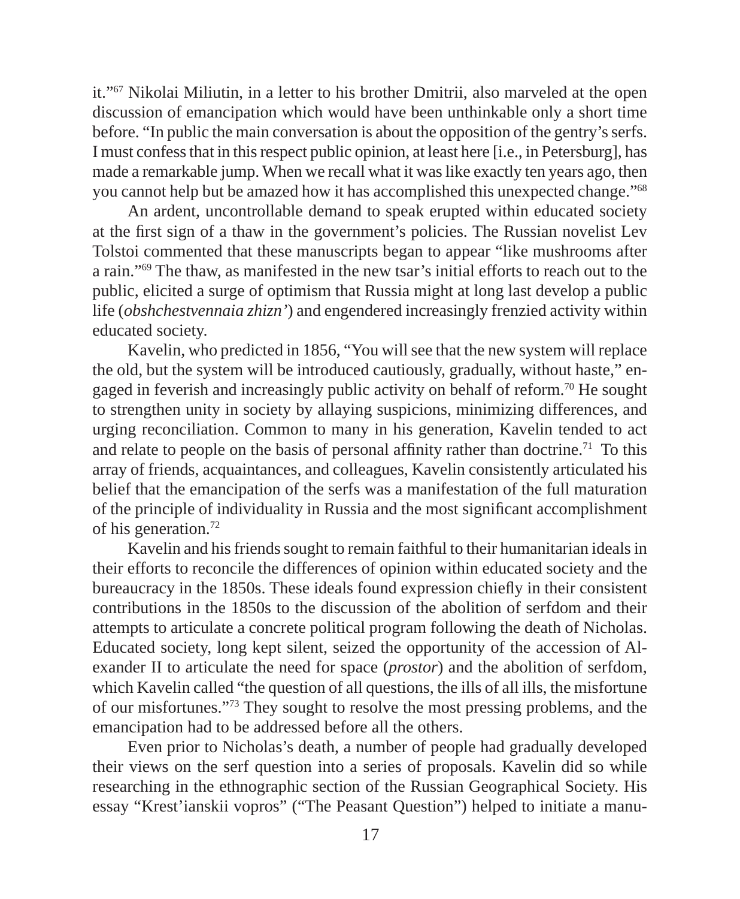it."[67] Nikolai Miliutin, in a letter to his brother Dmitrii, also marveled at the open discussion of emancipation which would have been unthinkable only a short time before. "In public the main conversation is about the opposition of the gentry's serfs. I must confess that in this respect public opinion, at least here [i.e., in Petersburg], has made a remarkable jump. When we recall what it was like exactly ten years ago, then you cannot help but be amazed how it has accomplished this unexpected change."[68]

An ardent, uncontrollable demand to speak erupted within educated society at the first sign of a thaw in the government's policies. The Russian novelist Lev Tolstoi commented that these manuscripts began to appear "like mushrooms after a rain."[69] The thaw, as manifested in the new tsar's initial efforts to reach out to the public, elicited a surge of optimism that Russia might at long last develop a public life (*obshchestvennaia zhizn'*) and engendered increasingly frenzied activity within educated society.

Kavelin, who predicted in 1856, "You will see that the new system will replace the old, but the system will be introduced cautiously, gradually, without haste," engaged in feverish and increasingly public activity on behalf of reform.[70] He sought to strengthen unity in society by allaying suspicions, minimizing differences, and urging reconciliation. Common to many in his generation, Kavelin tended to act and relate to people on the basis of personal affinity rather than doctrine.[71] To this array of friends, acquaintances, and colleagues, Kavelin consistently articulated his belief that the emancipation of the serfs was a manifestation of the full maturation of the principle of individuality in Russia and the most significant accomplishment of his generation.[72]

Kavelin and his friends sought to remain faithful to their humanitarian ideals in their efforts to reconcile the differences of opinion within educated society and the bureaucracy in the 1850s. These ideals found expression chiefly in their consistent contributions in the 1850s to the discussion of the abolition of serfdom and their attempts to articulate a concrete political program following the death of Nicholas. Educated society, long kept silent, seized the opportunity of the accession of Alexander II to articulate the need for space (*prostor*) and the abolition of serfdom, which Kavelin called "the question of all questions, the ills of all ills, the misfortune of our misfortunes."[73] They sought to resolve the most pressing problems, and the emancipation had to be addressed before all the others.

Even prior to Nicholas's death, a number of people had gradually developed their views on the serf question into a series of proposals. Kavelin did so while researching in the ethnographic section of the Russian Geographical Society. His essay "Krest'ianskii vopros" ("The Peasant Question") helped to initiate a manu-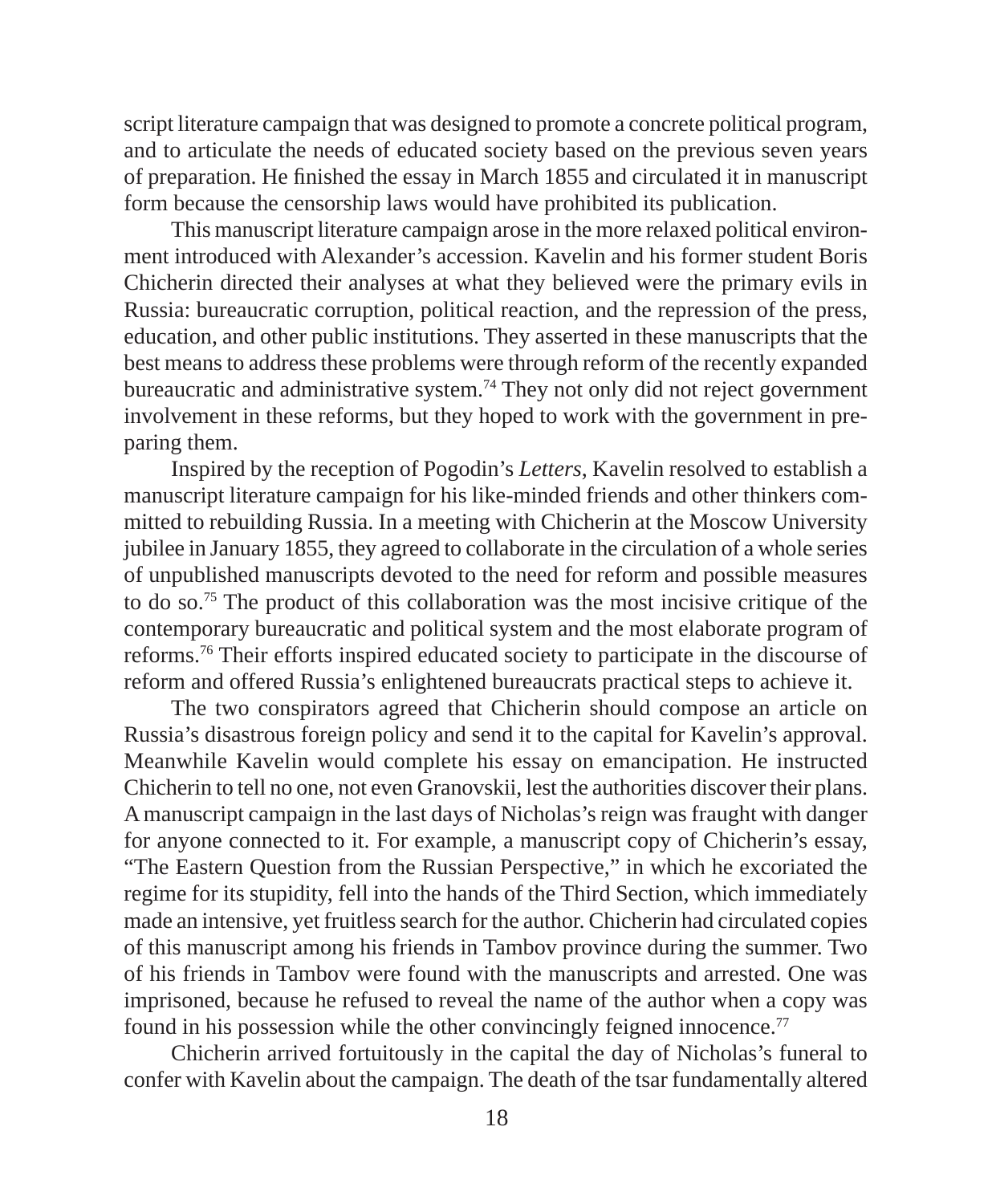script literature campaign that was designed to promote a concrete political program, and to articulate the needs of educated society based on the previous seven years of preparation. He finished the essay in March 1855 and circulated it in manuscript form because the censorship laws would have prohibited its publication.

This manuscript literature campaign arose in the more relaxed political environment introduced with Alexander's accession. Kavelin and his former student Boris Chicherin directed their analyses at what they believed were the primary evils in Russia: bureaucratic corruption, political reaction, and the repression of the press, education, and other public institutions. They asserted in these manuscripts that the best means to address these problems were through reform of the recently expanded bureaucratic and administrative system.[74] They not only did not reject government involvement in these reforms, but they hoped to work with the government in preparing them.

Inspired by the reception of Pogodin's *Letters*, Kavelin resolved to establish a manuscript literature campaign for his like-minded friends and other thinkers committed to rebuilding Russia. In a meeting with Chicherin at the Moscow University jubilee in January 1855, they agreed to collaborate in the circulation of a whole series of unpublished manuscripts devoted to the need for reform and possible measures to do so.[75] The product of this collaboration was the most incisive critique of the contemporary bureaucratic and political system and the most elaborate program of reforms.[76] Their efforts inspired educated society to participate in the discourse of reform and offered Russia's enlightened bureaucrats practical steps to achieve it.

The two conspirators agreed that Chicherin should compose an article on Russia's disastrous foreign policy and send it to the capital for Kavelin's approval. Meanwhile Kavelin would complete his essay on emancipation. He instructed Chicherin to tell no one, not even Granovskii, lest the authorities discover their plans. A manuscript campaign in the last days of Nicholas's reign was fraught with danger for anyone connected to it. For example, a manuscript copy of Chicherin's essay, "The Eastern Question from the Russian Perspective," in which he excoriated the regime for its stupidity, fell into the hands of the Third Section, which immediately made an intensive, yet fruitless search for the author. Chicherin had circulated copies of this manuscript among his friends in Tambov province during the summer. Two of his friends in Tambov were found with the manuscripts and arrested. One was imprisoned, because he refused to reveal the name of the author when a copy was found in his possession while the other convincingly feigned innocence.[77]

Chicherin arrived fortuitously in the capital the day of Nicholas's funeral to confer with Kavelin about the campaign. The death of the tsar fundamentally altered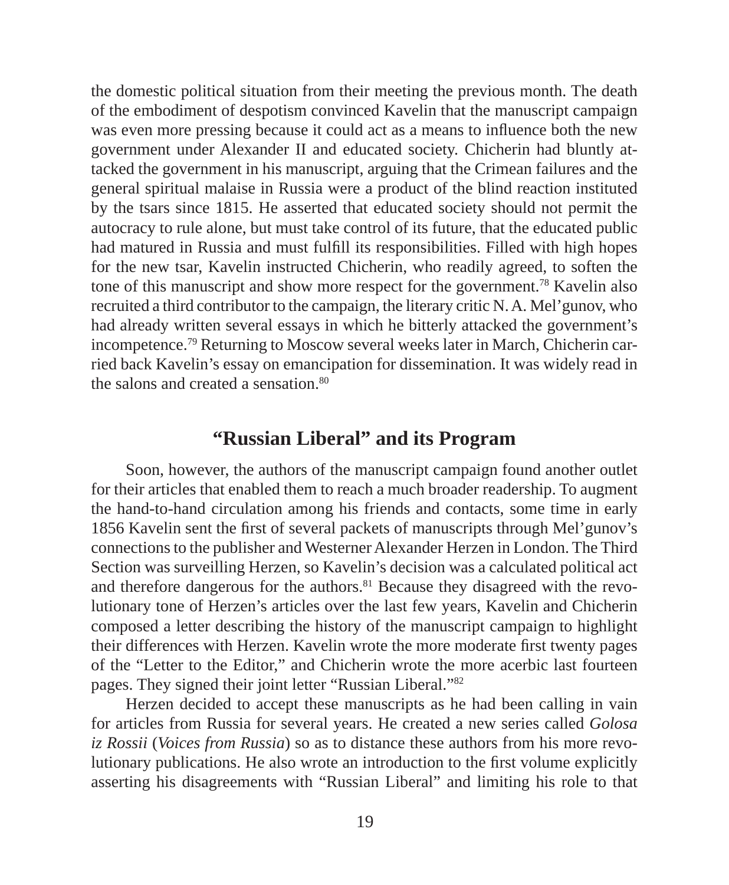the domestic political situation from their meeting the previous month. The death of the embodiment of despotism convinced Kavelin that the manuscript campaign was even more pressing because it could act as a means to influence both the new government under Alexander II and educated society. Chicherin had bluntly attacked the government in his manuscript, arguing that the Crimean failures and the general spiritual malaise in Russia were a product of the blind reaction instituted by the tsars since 1815. He asserted that educated society should not permit the autocracy to rule alone, but must take control of its future, that the educated public had matured in Russia and must fulfill its responsibilities. Filled with high hopes for the new tsar, Kavelin instructed Chicherin, who readily agreed, to soften the tone of this manuscript and show more respect for the government.[78] Kavelin also recruited a third contributor to the campaign, the literary critic N. A. Mel'gunov, who had already written several essays in which he bitterly attacked the government's incompetence.[79] Returning to Moscow several weeks later in March, Chicherin carried back Kavelin's essay on emancipation for dissemination. It was widely read in the salons and created a sensation.[80]

## "Russian Liberal" and its Program

Soon, however, the authors of the manuscript campaign found another outlet for their articles that enabled them to reach a much broader readership. To augment the hand-to-hand circulation among his friends and contacts, some time in early 1856 Kavelin sent the first of several packets of manuscripts through Mel'gunov's connections to the publisher and Westerner Alexander Herzen in London. The Third Section was surveilling Herzen, so Kavelin's decision was a calculated political act and therefore dangerous for the authors.[81] Because they disagreed with the revolutionary tone of Herzen's articles over the last few years, Kavelin and Chicherin composed a letter describing the history of the manuscript campaign to highlight their differences with Herzen. Kavelin wrote the more moderate first twenty pages of the "Letter to the Editor," and Chicherin wrote the more acerbic last fourteen pages. They signed their joint letter "Russian Liberal."[82]

Herzen decided to accept these manuscripts as he had been calling in vain for articles from Russia for several years. He created a new series called *Golosa iz Rossii* (*Voices from Russia*) so as to distance these authors from his more revolutionary publications. He also wrote an introduction to the first volume explicitly asserting his disagreements with "Russian Liberal" and limiting his role to that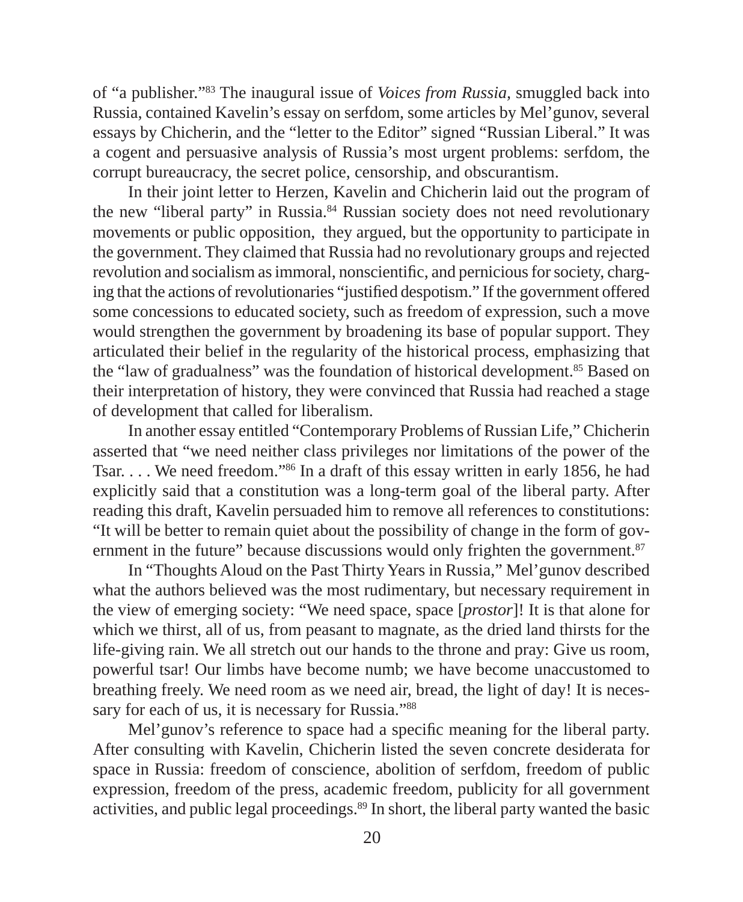of "a publisher."[83] The inaugural issue of *Voices from Russia,* smuggled back into Russia, contained Kavelin's essay on serfdom, some articles by Mel'gunov, several essays by Chicherin, and the "letter to the Editor" signed "Russian Liberal." It was a cogent and persuasive analysis of Russia's most urgent problems: serfdom, the corrupt bureaucracy, the secret police, censorship, and obscurantism.

In their joint letter to Herzen, Kavelin and Chicherin laid out the program of the new "liberal party" in Russia.[84] Russian society does not need revolutionary movements or public opposition, they argued, but the opportunity to participate in the government. They claimed that Russia had no revolutionary groups and rejected revolution and socialism as immoral, nonscientific, and pernicious for society, charging that the actions of revolutionaries "justified despotism." If the government offered some concessions to educated society, such as freedom of expression, such a move would strengthen the government by broadening its base of popular support. They articulated their belief in the regularity of the historical process, emphasizing that the "law of gradualness" was the foundation of historical development.[85] Based on their interpretation of history, they were convinced that Russia had reached a stage of development that called for liberalism.

In another essay entitled "Contemporary Problems of Russian Life," Chicherin asserted that "we need neither class privileges nor limitations of the power of the Tsar. . . . We need freedom."[86] In a draft of this essay written in early 1856, he had explicitly said that a constitution was a long-term goal of the liberal party. After reading this draft, Kavelin persuaded him to remove all references to constitutions: "It will be better to remain quiet about the possibility of change in the form of government in the future" because discussions would only frighten the government.[87]

In "Thoughts Aloud on the Past Thirty Years in Russia," Mel'gunov described what the authors believed was the most rudimentary, but necessary requirement in the view of emerging society: "We need space, space [*prostor*]! It is that alone for which we thirst, all of us, from peasant to magnate, as the dried land thirsts for the life-giving rain. We all stretch out our hands to the throne and pray: Give us room, powerful tsar! Our limbs have become numb; we have become unaccustomed to breathing freely. We need room as we need air, bread, the light of day! It is necessary for each of us, it is necessary for Russia."[88]

Mel'gunov's reference to space had a specific meaning for the liberal party. After consulting with Kavelin, Chicherin listed the seven concrete desiderata for space in Russia: freedom of conscience, abolition of serfdom, freedom of public expression, freedom of the press, academic freedom, publicity for all government activities, and public legal proceedings.[89] In short, the liberal party wanted the basic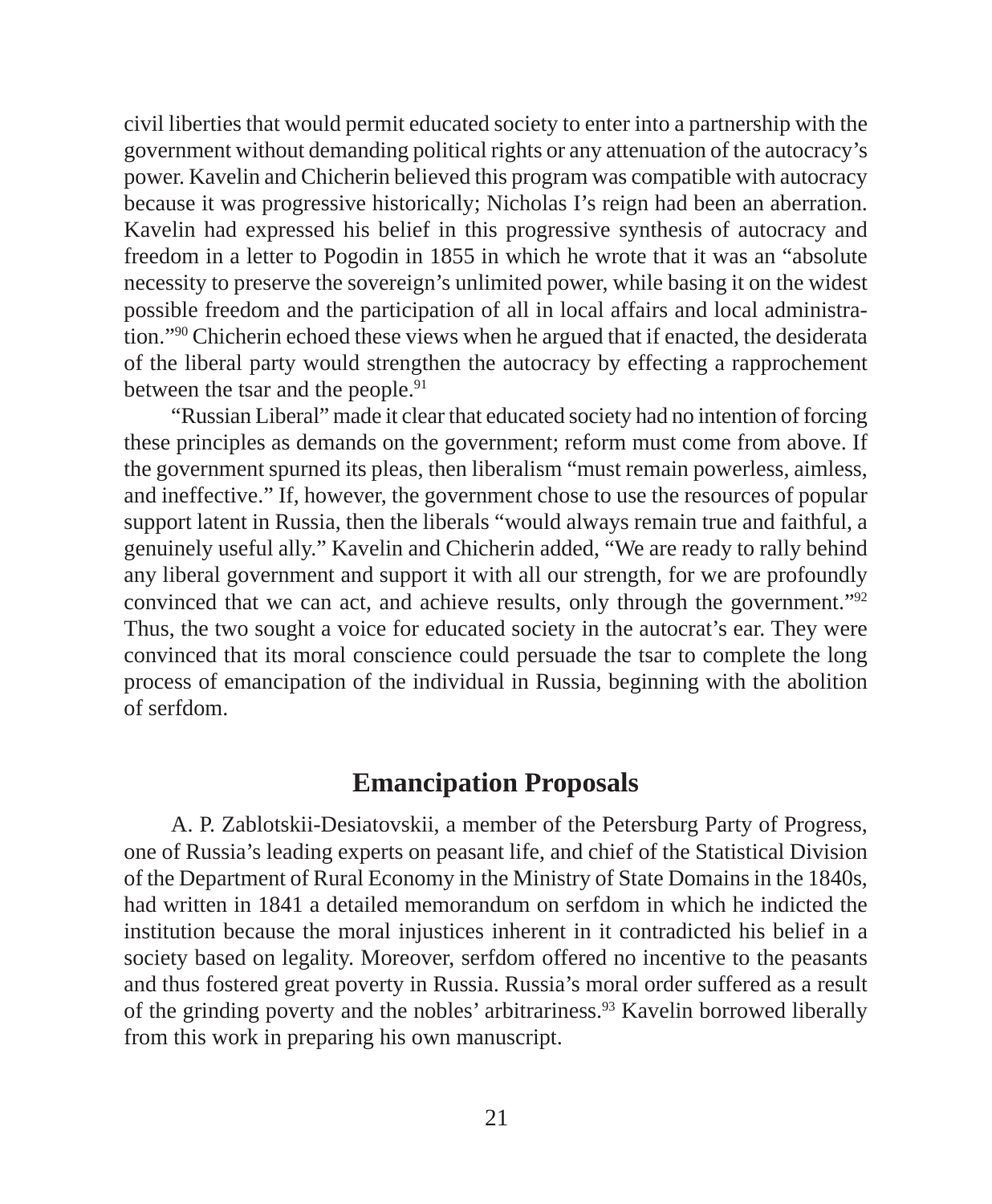civil liberties that would permit educated society to enter into a partnership with the government without demanding political rights or any attenuation of the autocracy's power. Kavelin and Chicherin believed this program was compatible with autocracy because it was progressive historically; Nicholas I's reign had been an aberration. Kavelin had expressed his belief in this progressive synthesis of autocracy and freedom in a letter to Pogodin in 1855 in which he wrote that it was an "absolute necessity to preserve the sovereign's unlimited power, while basing it on the widest possible freedom and the participation of all in local affairs and local administration."[90] Chicherin echoed these views when he argued that if enacted, the desiderata of the liberal party would strengthen the autocracy by effecting a rapprochement between the tsar and the people.[91]

"Russian Liberal" made it clear that educated society had no intention of forcing these principles as demands on the government; reform must come from above. If the government spurned its pleas, then liberalism "must remain powerless, aimless, and ineffective." If, however, the government chose to use the resources of popular support latent in Russia, then the liberals "would always remain true and faithful, a genuinely useful ally." Kavelin and Chicherin added, "We are ready to rally behind any liberal government and support it with all our strength, for we are profoundly convinced that we can act, and achieve results, only through the government."[92] Thus, the two sought a voice for educated society in the autocrat's ear. They were convinced that its moral conscience could persuade the tsar to complete the long process of emancipation of the individual in Russia, beginning with the abolition of serfdom.

## Emancipation Proposals

A. P. Zablotskii-Desiatovskii, a member of the Petersburg Party of Progress, one of Russia's leading experts on peasant life, and chief of the Statistical Division of the Department of Rural Economy in the Ministry of State Domains in the 1840s, had written in 1841 a detailed memorandum on serfdom in which he indicted the institution because the moral injustices inherent in it contradicted his belief in a society based on legality. Moreover, serfdom offered no incentive to the peasants and thus fostered great poverty in Russia. Russia's moral order suffered as a result of the grinding poverty and the nobles' arbitrariness.[93] Kavelin borrowed liberally from this work in preparing his own manuscript.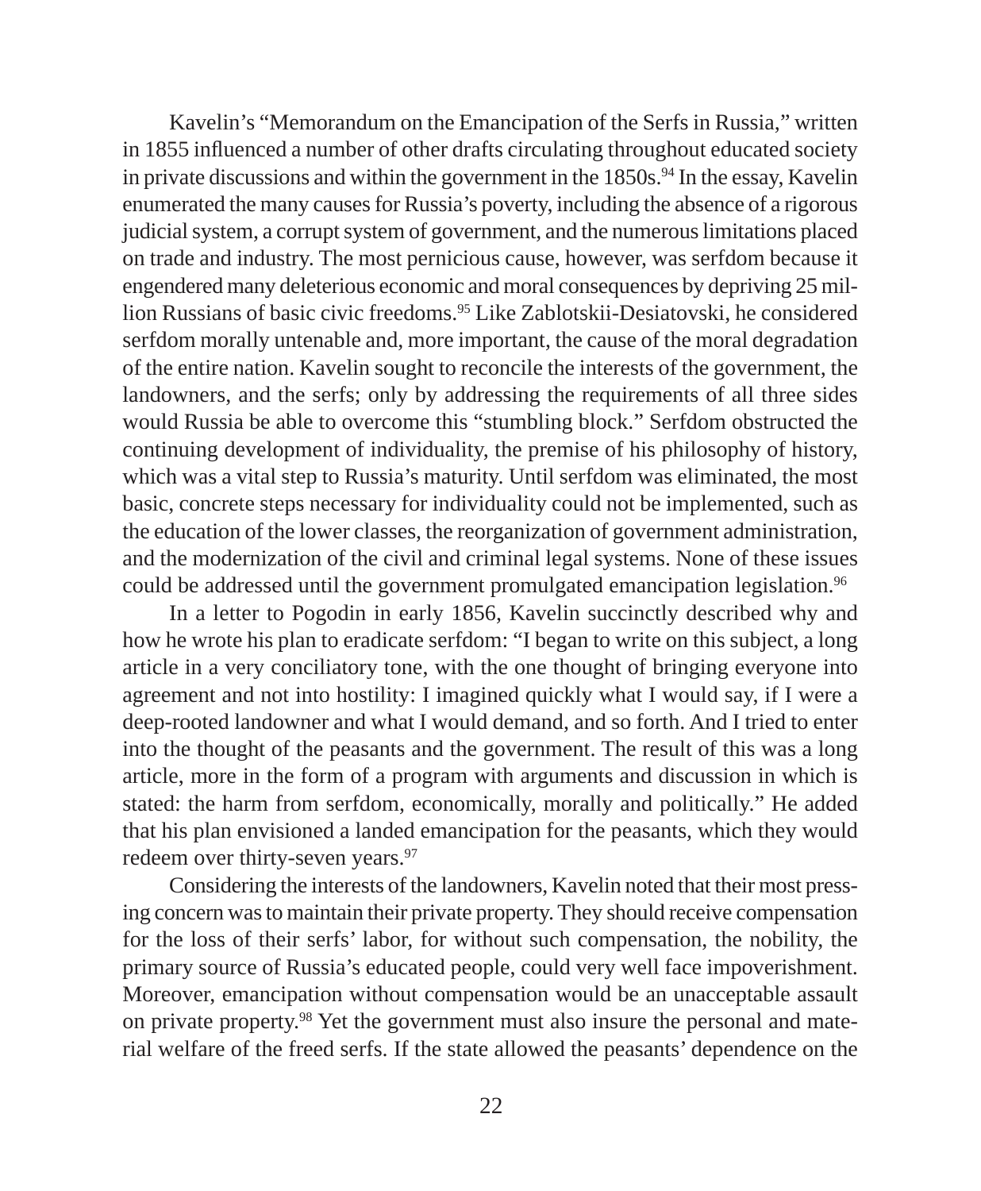Kavelin's "Memorandum on the Emancipation of the Serfs in Russia," written in 1855 influenced a number of other drafts circulating throughout educated society in private discussions and within the government in the 1850s.[94] In the essay, Kavelin enumerated the many causes for Russia's poverty, including the absence of a rigorous judicial system, a corrupt system of government, and the numerous limitations placed on trade and industry. The most pernicious cause, however, was serfdom because it engendered many deleterious economic and moral consequences by depriving 25 million Russians of basic civic freedoms.[95] Like Zablotskii-Desiatovski, he considered serfdom morally untenable and, more important, the cause of the moral degradation of the entire nation. Kavelin sought to reconcile the interests of the government, the landowners, and the serfs; only by addressing the requirements of all three sides would Russia be able to overcome this "stumbling block." Serfdom obstructed the continuing development of individuality, the premise of his philosophy of history, which was a vital step to Russia's maturity. Until serfdom was eliminated, the most basic, concrete steps necessary for individuality could not be implemented, such as the education of the lower classes, the reorganization of government administration, and the modernization of the civil and criminal legal systems. None of these issues could be addressed until the government promulgated emancipation legislation.[96]

In a letter to Pogodin in early 1856, Kavelin succinctly described why and how he wrote his plan to eradicate serfdom: "I began to write on this subject, a long article in a very conciliatory tone, with the one thought of bringing everyone into agreement and not into hostility: I imagined quickly what I would say, if I were a deep-rooted landowner and what I would demand, and so forth. And I tried to enter into the thought of the peasants and the government. The result of this was a long article, more in the form of a program with arguments and discussion in which is stated: the harm from serfdom, economically, morally and politically." He added that his plan envisioned a landed emancipation for the peasants, which they would redeem over thirty-seven years.[97]

Considering the interests of the landowners, Kavelin noted that their most pressing concern was to maintain their private property. They should receive compensation for the loss of their serfs' labor, for without such compensation, the nobility, the primary source of Russia's educated people, could very well face impoverishment. Moreover, emancipation without compensation would be an unacceptable assault on private property.[98] Yet the government must also insure the personal and material welfare of the freed serfs. If the state allowed the peasants' dependence on the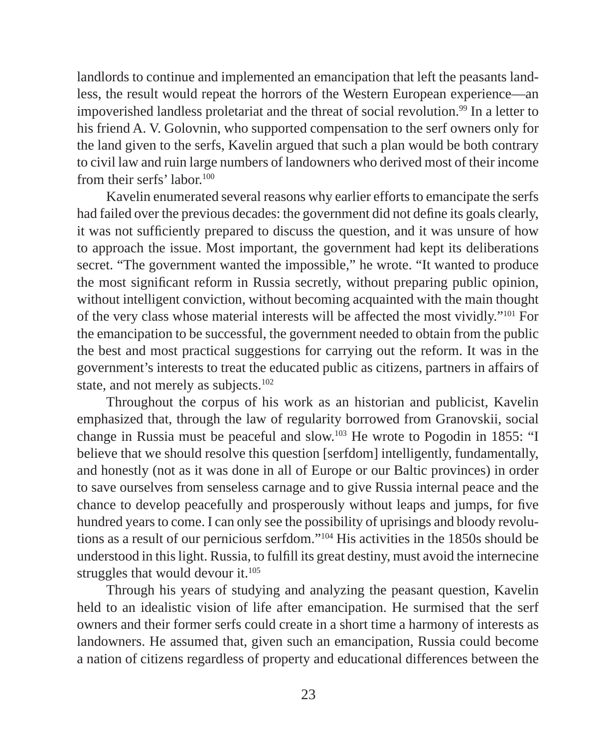landlords to continue and implemented an emancipation that left the peasants landless, the result would repeat the horrors of the Western European experience—an impoverished landless proletariat and the threat of social revolution.[99] In a letter to his friend A. V. Golovnin, who supported compensation to the serf owners only for the land given to the serfs, Kavelin argued that such a plan would be both contrary to civil law and ruin large numbers of landowners who derived most of their income from their serfs' labor.[100]

Kavelin enumerated several reasons why earlier efforts to emancipate the serfs had failed over the previous decades: the government did not define its goals clearly, it was not sufficiently prepared to discuss the question, and it was unsure of how to approach the issue. Most important, the government had kept its deliberations secret. "The government wanted the impossible," he wrote. "It wanted to produce the most significant reform in Russia secretly, without preparing public opinion, without intelligent conviction, without becoming acquainted with the main thought of the very class whose material interests will be affected the most vividly."[101] For the emancipation to be successful, the government needed to obtain from the public the best and most practical suggestions for carrying out the reform. It was in the government's interests to treat the educated public as citizens, partners in affairs of state, and not merely as subjects.[102]

Throughout the corpus of his work as an historian and publicist, Kavelin emphasized that, through the law of regularity borrowed from Granovskii, social change in Russia must be peaceful and slow.[103] He wrote to Pogodin in 1855: "I believe that we should resolve this question [serfdom] intelligently, fundamentally, and honestly (not as it was done in all of Europe or our Baltic provinces) in order to save ourselves from senseless carnage and to give Russia internal peace and the chance to develop peacefully and prosperously without leaps and jumps, for five hundred years to come. I can only see the possibility of uprisings and bloody revolutions as a result of our pernicious serfdom."[104] His activities in the 1850s should be understood in this light. Russia, to fulfill its great destiny, must avoid the internecine struggles that would devour it.[105]

Through his years of studying and analyzing the peasant question, Kavelin held to an idealistic vision of life after emancipation. He surmised that the serf owners and their former serfs could create in a short time a harmony of interests as landowners. He assumed that, given such an emancipation, Russia could become a nation of citizens regardless of property and educational differences between the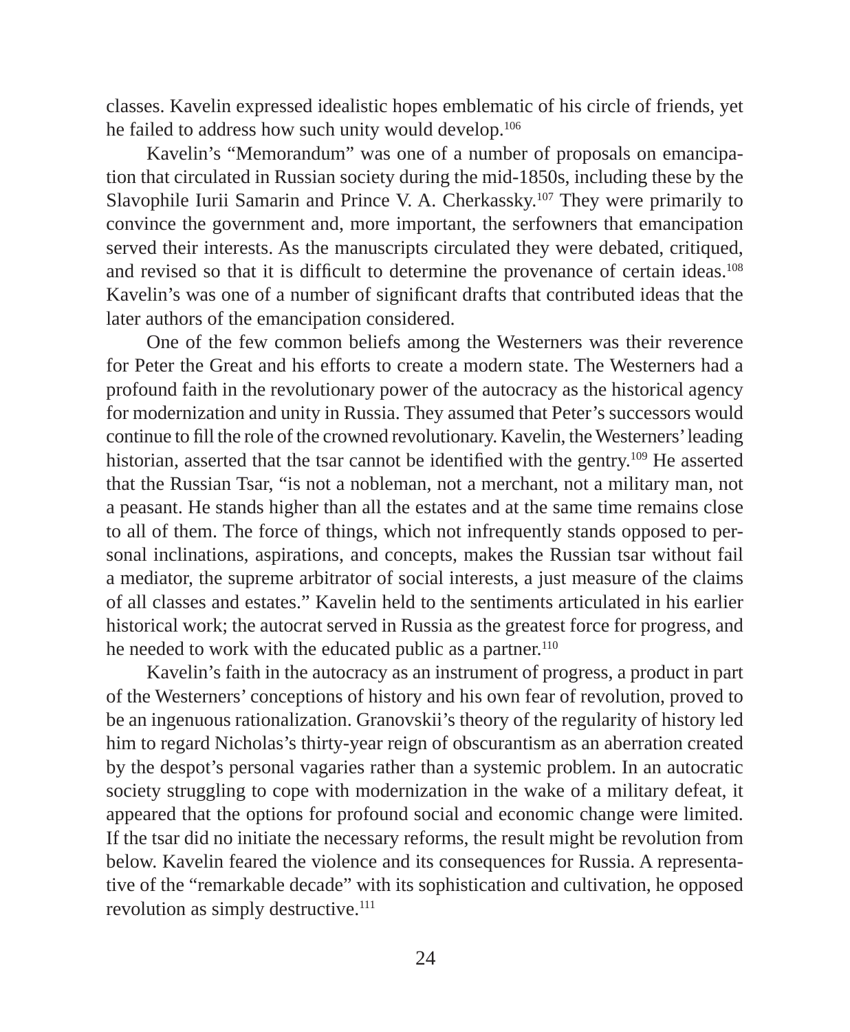classes. Kavelin expressed idealistic hopes emblematic of his circle of friends, yet he failed to address how such unity would develop.[106]

Kavelin's "Memorandum" was one of a number of proposals on emancipation that circulated in Russian society during the mid-1850s, including these by the Slavophile Iurii Samarin and Prince V. A. Cherkassky.[107] They were primarily to convince the government and, more important, the serfowners that emancipation served their interests. As the manuscripts circulated they were debated, critiqued, and revised so that it is difficult to determine the provenance of certain ideas.[108] Kavelin's was one of a number of significant drafts that contributed ideas that the later authors of the emancipation considered.

One of the few common beliefs among the Westerners was their reverence for Peter the Great and his efforts to create a modern state. The Westerners had a profound faith in the revolutionary power of the autocracy as the historical agency for modernization and unity in Russia. They assumed that Peter's successors would continue to fill the role of the crowned revolutionary. Kavelin, the Westerners' leading historian, asserted that the tsar cannot be identified with the gentry.[109] He asserted that the Russian Tsar, "is not a nobleman, not a merchant, not a military man, not a peasant. He stands higher than all the estates and at the same time remains close to all of them. The force of things, which not infrequently stands opposed to personal inclinations, aspirations, and concepts, makes the Russian tsar without fail a mediator, the supreme arbitrator of social interests, a just measure of the claims of all classes and estates." Kavelin held to the sentiments articulated in his earlier historical work; the autocrat served in Russia as the greatest force for progress, and he needed to work with the educated public as a partner.[110]

Kavelin's faith in the autocracy as an instrument of progress, a product in part of the Westerners' conceptions of history and his own fear of revolution, proved to be an ingenuous rationalization. Granovskii's theory of the regularity of history led him to regard Nicholas's thirty-year reign of obscurantism as an aberration created by the despot's personal vagaries rather than a systemic problem. In an autocratic society struggling to cope with modernization in the wake of a military defeat, it appeared that the options for profound social and economic change were limited. If the tsar did no initiate the necessary reforms, the result might be revolution from below. Kavelin feared the violence and its consequences for Russia. A representative of the "remarkable decade" with its sophistication and cultivation, he opposed revolution as simply destructive.[111]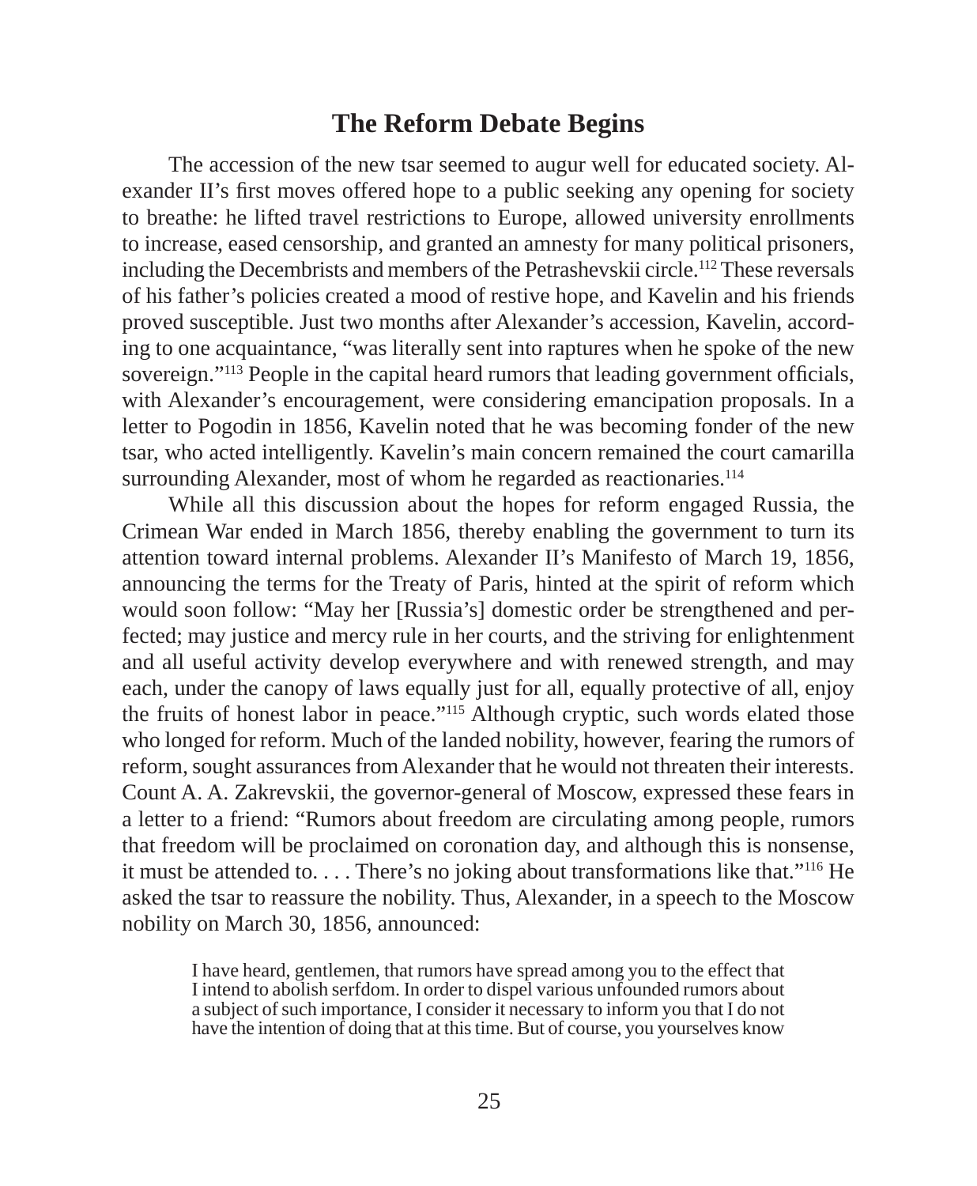## The Reform Debate Begins

The accession of the new tsar seemed to augur well for educated society. Alexander II's first moves offered hope to a public seeking any opening for society to breathe: he lifted travel restrictions to Europe, allowed university enrollments to increase, eased censorship, and granted an amnesty for many political prisoners, including the Decembrists and members of the Petrashevskii circle.[112] These reversals of his father's policies created a mood of restive hope, and Kavelin and his friends proved susceptible. Just two months after Alexander's accession, Kavelin, according to one acquaintance, "was literally sent into raptures when he spoke of the new sovereign."[113] People in the capital heard rumors that leading government officials, with Alexander's encouragement, were considering emancipation proposals. In a letter to Pogodin in 1856, Kavelin noted that he was becoming fonder of the new tsar, who acted intelligently. Kavelin's main concern remained the court camarilla surrounding Alexander, most of whom he regarded as reactionaries.[114]

While all this discussion about the hopes for reform engaged Russia, the Crimean War ended in March 1856, thereby enabling the government to turn its attention toward internal problems. Alexander II's Manifesto of March 19, 1856, announcing the terms for the Treaty of Paris, hinted at the spirit of reform which would soon follow: "May her [Russia's] domestic order be strengthened and perfected; may justice and mercy rule in her courts, and the striving for enlightenment and all useful activity develop everywhere and with renewed strength, and may each, under the canopy of laws equally just for all, equally protective of all, enjoy the fruits of honest labor in peace."[115] Although cryptic, such words elated those who longed for reform. Much of the landed nobility, however, fearing the rumors of reform, sought assurances from Alexander that he would not threaten their interests. Count A. A. Zakrevskii, the governor-general of Moscow, expressed these fears in a letter to a friend: "Rumors about freedom are circulating among people, rumors that freedom will be proclaimed on coronation day, and although this is nonsense, it must be attended to. . . . There's no joking about transformations like that."[116] He asked the tsar to reassure the nobility. Thus, Alexander, in a speech to the Moscow nobility on March 30, 1856, announced:

> I have heard, gentlemen, that rumors have spread among you to the effect that I intend to abolish serfdom. In order to dispel various unfounded rumors about a subject of such importance, I consider it necessary to inform you that I do not have the intention of doing that at this time. But of course, you yourselves know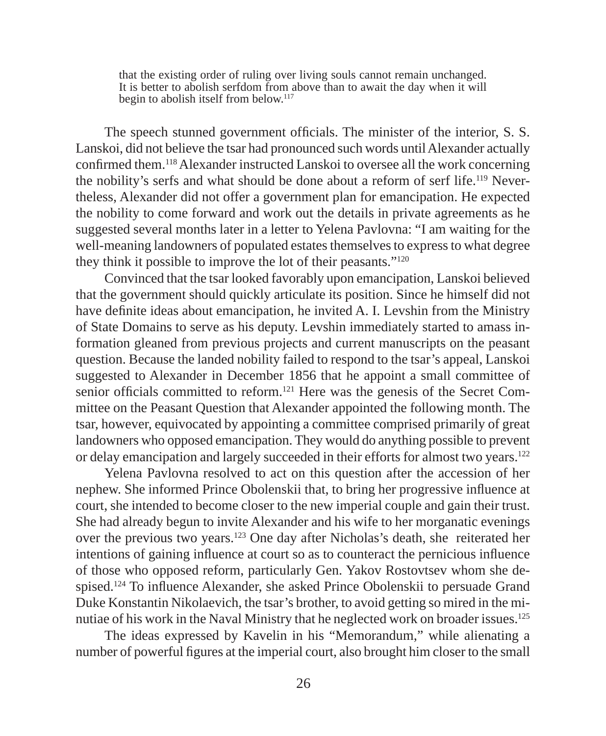> that the existing order of ruling over living souls cannot remain unchanged. It is better to abolish serfdom from above than to await the day when it will begin to abolish itself from below.[117]

The speech stunned government officials. The minister of the interior, S. S. Lanskoi, did not believe the tsar had pronounced such words until Alexander actually confirmed them.[118] Alexander instructed Lanskoi to oversee all the work concerning the nobility's serfs and what should be done about a reform of serf life.[119] Nevertheless, Alexander did not offer a government plan for emancipation. He expected the nobility to come forward and work out the details in private agreements as he suggested several months later in a letter to Yelena Pavlovna: "I am waiting for the well-meaning landowners of populated estates themselves to express to what degree they think it possible to improve the lot of their peasants."[120]

Convinced that the tsar looked favorably upon emancipation, Lanskoi believed that the government should quickly articulate its position. Since he himself did not have definite ideas about emancipation, he invited A. I. Levshin from the Ministry of State Domains to serve as his deputy. Levshin immediately started to amass information gleaned from previous projects and current manuscripts on the peasant question. Because the landed nobility failed to respond to the tsar's appeal, Lanskoi suggested to Alexander in December 1856 that he appoint a small committee of senior officials committed to reform.[121] Here was the genesis of the Secret Committee on the Peasant Question that Alexander appointed the following month. The tsar, however, equivocated by appointing a committee comprised primarily of great landowners who opposed emancipation. They would do anything possible to prevent or delay emancipation and largely succeeded in their efforts for almost two years.[122]

Yelena Pavlovna resolved to act on this question after the accession of her nephew. She informed Prince Obolenskii that, to bring her progressive influence at court, she intended to become closer to the new imperial couple and gain their trust. She had already begun to invite Alexander and his wife to her morganatic evenings over the previous two years.[123] One day after Nicholas's death, she reiterated her intentions of gaining influence at court so as to counteract the pernicious influence of those who opposed reform, particularly Gen. Yakov Rostovtsev whom she despised.[124] To influence Alexander, she asked Prince Obolenskii to persuade Grand Duke Konstantin Nikolaevich, the tsar's brother, to avoid getting so mired in the minutiae of his work in the Naval Ministry that he neglected work on broader issues.[125]

The ideas expressed by Kavelin in his "Memorandum," while alienating a number of powerful figures at the imperial court, also brought him closer to the small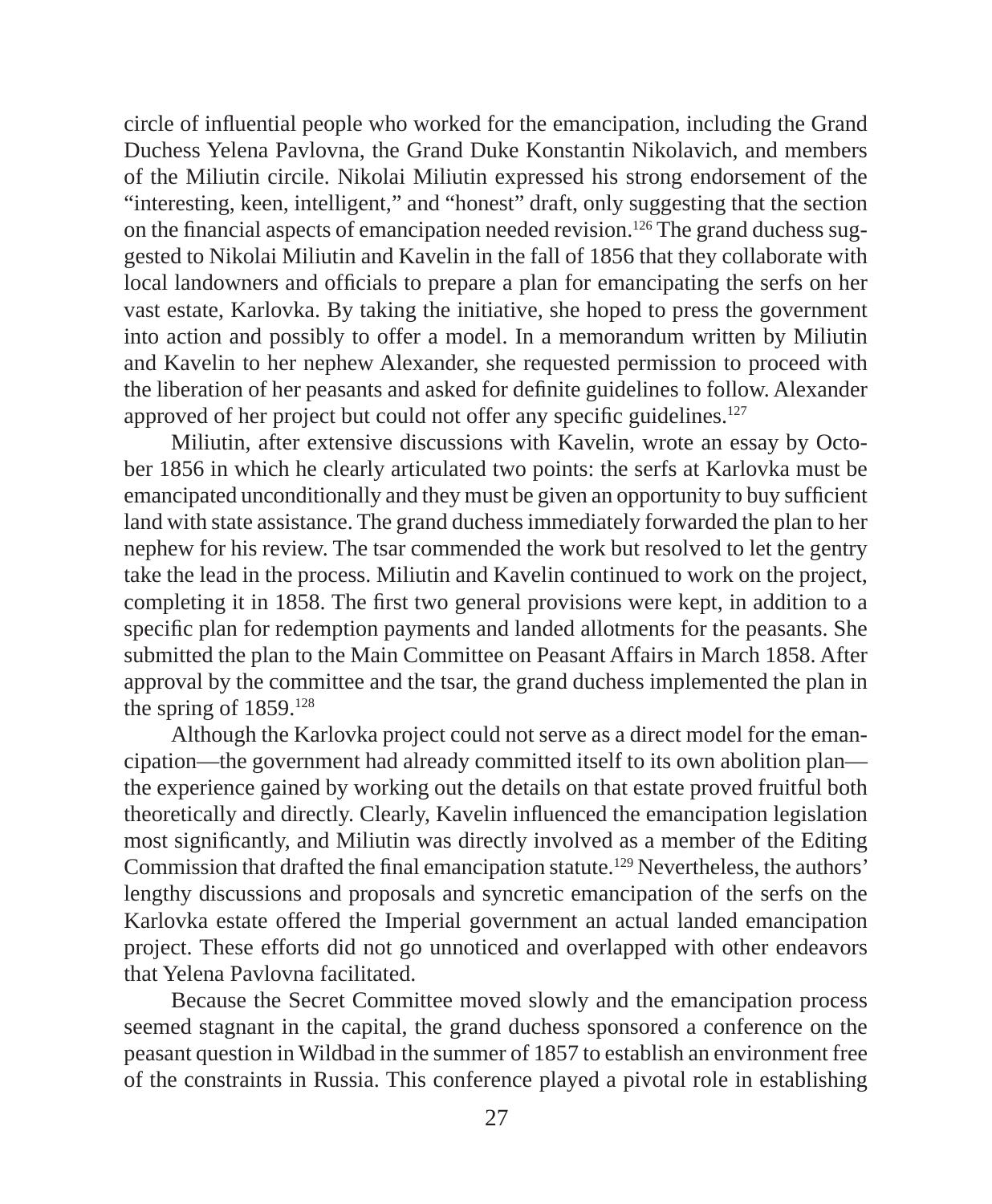circle of influential people who worked for the emancipation, including the Grand Duchess Yelena Pavlovna, the Grand Duke Konstantin Nikolavich, and members of the Miliutin circile. Nikolai Miliutin expressed his strong endorsement of the "interesting, keen, intelligent," and "honest" draft, only suggesting that the section on the financial aspects of emancipation needed revision.[126] The grand duchess suggested to Nikolai Miliutin and Kavelin in the fall of 1856 that they collaborate with local landowners and officials to prepare a plan for emancipating the serfs on her vast estate, Karlovka. By taking the initiative, she hoped to press the government into action and possibly to offer a model. In a memorandum written by Miliutin and Kavelin to her nephew Alexander, she requested permission to proceed with the liberation of her peasants and asked for definite guidelines to follow. Alexander approved of her project but could not offer any specific guidelines.[127]

Miliutin, after extensive discussions with Kavelin, wrote an essay by October 1856 in which he clearly articulated two points: the serfs at Karlovka must be emancipated unconditionally and they must be given an opportunity to buy sufficient land with state assistance. The grand duchess immediately forwarded the plan to her nephew for his review. The tsar commended the work but resolved to let the gentry take the lead in the process. Miliutin and Kavelin continued to work on the project, completing it in 1858. The first two general provisions were kept, in addition to a specific plan for redemption payments and landed allotments for the peasants. She submitted the plan to the Main Committee on Peasant Affairs in March 1858. After approval by the committee and the tsar, the grand duchess implemented the plan in the spring of 1859.[128]

Although the Karlovka project could not serve as a direct model for the emancipation—the government had already committed itself to its own abolition plan—the experience gained by working out the details on that estate proved fruitful both theoretically and directly. Clearly, Kavelin influenced the emancipation legislation most significantly, and Miliutin was directly involved as a member of the Editing Commission that drafted the final emancipation statute.[129] Nevertheless, the authors' lengthy discussions and proposals and syncretic emancipation of the serfs on the Karlovka estate offered the Imperial government an actual landed emancipation project. These efforts did not go unnoticed and overlapped with other endeavors that Yelena Pavlovna facilitated.

Because the Secret Committee moved slowly and the emancipation process seemed stagnant in the capital, the grand duchess sponsored a conference on the peasant question in Wildbad in the summer of 1857 to establish an environment free of the constraints in Russia. This conference played a pivotal role in establishing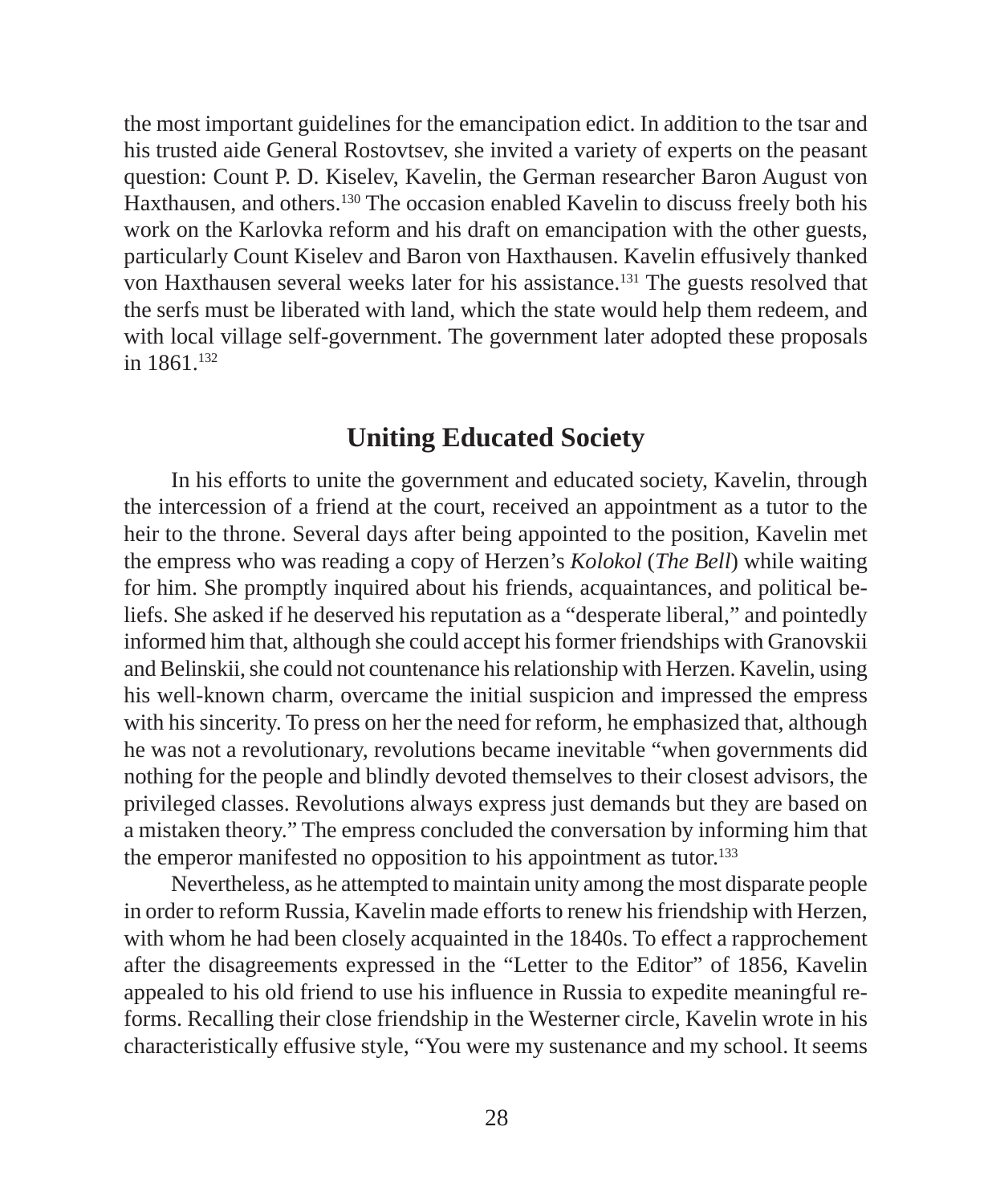the most important guidelines for the emancipation edict. In addition to the tsar and his trusted aide General Rostovtsev, she invited a variety of experts on the peasant question: Count P. D. Kiselev, Kavelin, the German researcher Baron August von Haxthausen, and others.[130] The occasion enabled Kavelin to discuss freely both his work on the Karlovka reform and his draft on emancipation with the other guests, particularly Count Kiselev and Baron von Haxthausen. Kavelin effusively thanked von Haxthausen several weeks later for his assistance.[131] The guests resolved that the serfs must be liberated with land, which the state would help them redeem, and with local village self-government. The government later adopted these proposals in 1861.[132]

## Uniting Educated Society

In his efforts to unite the government and educated society, Kavelin, through the intercession of a friend at the court, received an appointment as a tutor to the heir to the throne. Several days after being appointed to the position, Kavelin met the empress who was reading a copy of Herzen's *Kolokol* (*The Bell*) while waiting for him. She promptly inquired about his friends, acquaintances, and political beliefs. She asked if he deserved his reputation as a "desperate liberal," and pointedly informed him that, although she could accept his former friendships with Granovskii and Belinskii, she could not countenance his relationship with Herzen. Kavelin, using his well-known charm, overcame the initial suspicion and impressed the empress with his sincerity. To press on her the need for reform, he emphasized that, although he was not a revolutionary, revolutions became inevitable "when governments did nothing for the people and blindly devoted themselves to their closest advisors, the privileged classes. Revolutions always express just demands but they are based on a mistaken theory." The empress concluded the conversation by informing him that the emperor manifested no opposition to his appointment as tutor.[133]

Nevertheless, as he attempted to maintain unity among the most disparate people in order to reform Russia, Kavelin made efforts to renew his friendship with Herzen, with whom he had been closely acquainted in the 1840s. To effect a rapprochement after the disagreements expressed in the "Letter to the Editor" of 1856, Kavelin appealed to his old friend to use his influence in Russia to expedite meaningful reforms. Recalling their close friendship in the Westerner circle, Kavelin wrote in his characteristically effusive style, "You were my sustenance and my school. It seems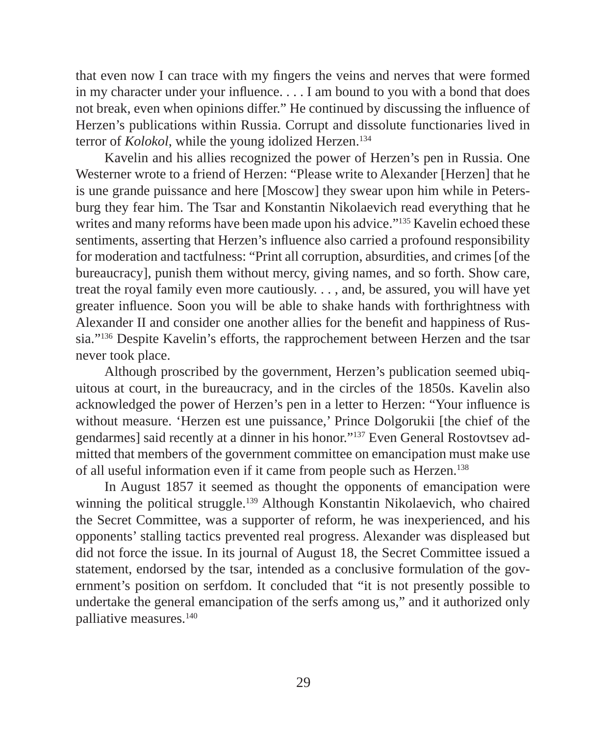that even now I can trace with my fingers the veins and nerves that were formed in my character under your influence. . . . I am bound to you with a bond that does not break, even when opinions differ." He continued by discussing the influence of Herzen's publications within Russia. Corrupt and dissolute functionaries lived in terror of *Kolokol*, while the young idolized Herzen.[134]

Kavelin and his allies recognized the power of Herzen's pen in Russia. One Westerner wrote to a friend of Herzen: "Please write to Alexander [Herzen] that he is une grande puissance and here [Moscow] they swear upon him while in Petersburg they fear him. The Tsar and Konstantin Nikolaevich read everything that he writes and many reforms have been made upon his advice."[135] Kavelin echoed these sentiments, asserting that Herzen's influence also carried a profound responsibility for moderation and tactfulness: "Print all corruption, absurdities, and crimes [of the bureaucracy], punish them without mercy, giving names, and so forth. Show care, treat the royal family even more cautiously. . . , and, be assured, you will have yet greater influence. Soon you will be able to shake hands with forthrightness with Alexander II and consider one another allies for the benefit and happiness of Russia."[136] Despite Kavelin's efforts, the rapprochement between Herzen and the tsar never took place.

Although proscribed by the government, Herzen's publication seemed ubiquitous at court, in the bureaucracy, and in the circles of the 1850s. Kavelin also acknowledged the power of Herzen's pen in a letter to Herzen: "Your influence is without measure. 'Herzen est une puissance,' Prince Dolgorukii [the chief of the gendarmes] said recently at a dinner in his honor."[137] Even General Rostovtsev admitted that members of the government committee on emancipation must make use of all useful information even if it came from people such as Herzen.[138]

In August 1857 it seemed as thought the opponents of emancipation were winning the political struggle.[139] Although Konstantin Nikolaevich, who chaired the Secret Committee, was a supporter of reform, he was inexperienced, and his opponents' stalling tactics prevented real progress. Alexander was displeased but did not force the issue. In its journal of August 18, the Secret Committee issued a statement, endorsed by the tsar, intended as a conclusive formulation of the government's position on serfdom. It concluded that "it is not presently possible to undertake the general emancipation of the serfs among us," and it authorized only palliative measures.[140]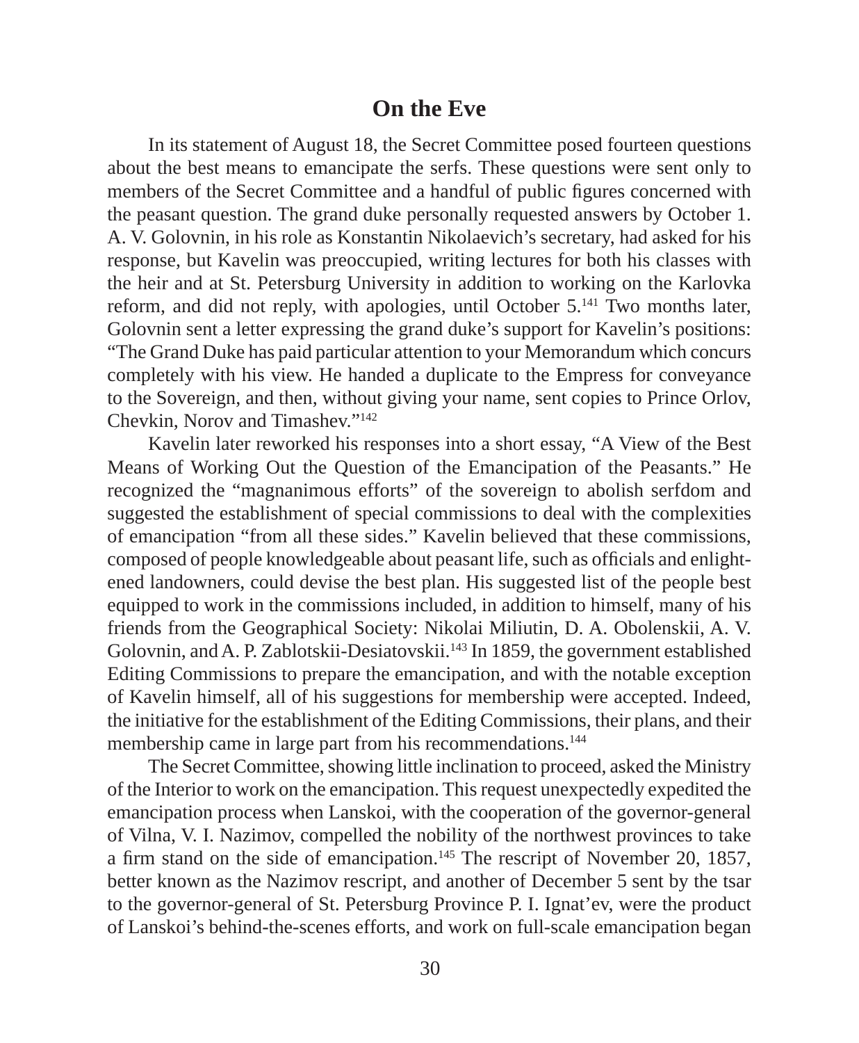## On the Eve

In its statement of August 18, the Secret Committee posed fourteen questions about the best means to emancipate the serfs. These questions were sent only to members of the Secret Committee and a handful of public figures concerned with the peasant question. The grand duke personally requested answers by October 1. A. V. Golovnin, in his role as Konstantin Nikolaevich's secretary, had asked for his response, but Kavelin was preoccupied, writing lectures for both his classes with the heir and at St. Petersburg University in addition to working on the Karlovka reform, and did not reply, with apologies, until October 5.[141] Two months later, Golovnin sent a letter expressing the grand duke's support for Kavelin's positions: "The Grand Duke has paid particular attention to your Memorandum which concurs completely with his view. He handed a duplicate to the Empress for conveyance to the Sovereign, and then, without giving your name, sent copies to Prince Orlov, Chevkin, Norov and Timashev."[142]

Kavelin later reworked his responses into a short essay, "A View of the Best Means of Working Out the Question of the Emancipation of the Peasants." He recognized the "magnanimous efforts" of the sovereign to abolish serfdom and suggested the establishment of special commissions to deal with the complexities of emancipation "from all these sides." Kavelin believed that these commissions, composed of people knowledgeable about peasant life, such as officials and enlightened landowners, could devise the best plan. His suggested list of the people best equipped to work in the commissions included, in addition to himself, many of his friends from the Geographical Society: Nikolai Miliutin, D. A. Obolenskii, A. V. Golovnin, and A. P. Zablotskii-Desiatovskii.[143] In 1859, the government established Editing Commissions to prepare the emancipation, and with the notable exception of Kavelin himself, all of his suggestions for membership were accepted. Indeed, the initiative for the establishment of the Editing Commissions, their plans, and their membership came in large part from his recommendations.[144]

The Secret Committee, showing little inclination to proceed, asked the Ministry of the Interior to work on the emancipation. This request unexpectedly expedited the emancipation process when Lanskoi, with the cooperation of the governor-general of Vilna, V. I. Nazimov, compelled the nobility of the northwest provinces to take a firm stand on the side of emancipation.[145] The rescript of November 20, 1857, better known as the Nazimov rescript, and another of December 5 sent by the tsar to the governor-general of St. Petersburg Province P. I. Ignat'ev, were the product of Lanskoi's behind-the-scenes efforts, and work on full-scale emancipation began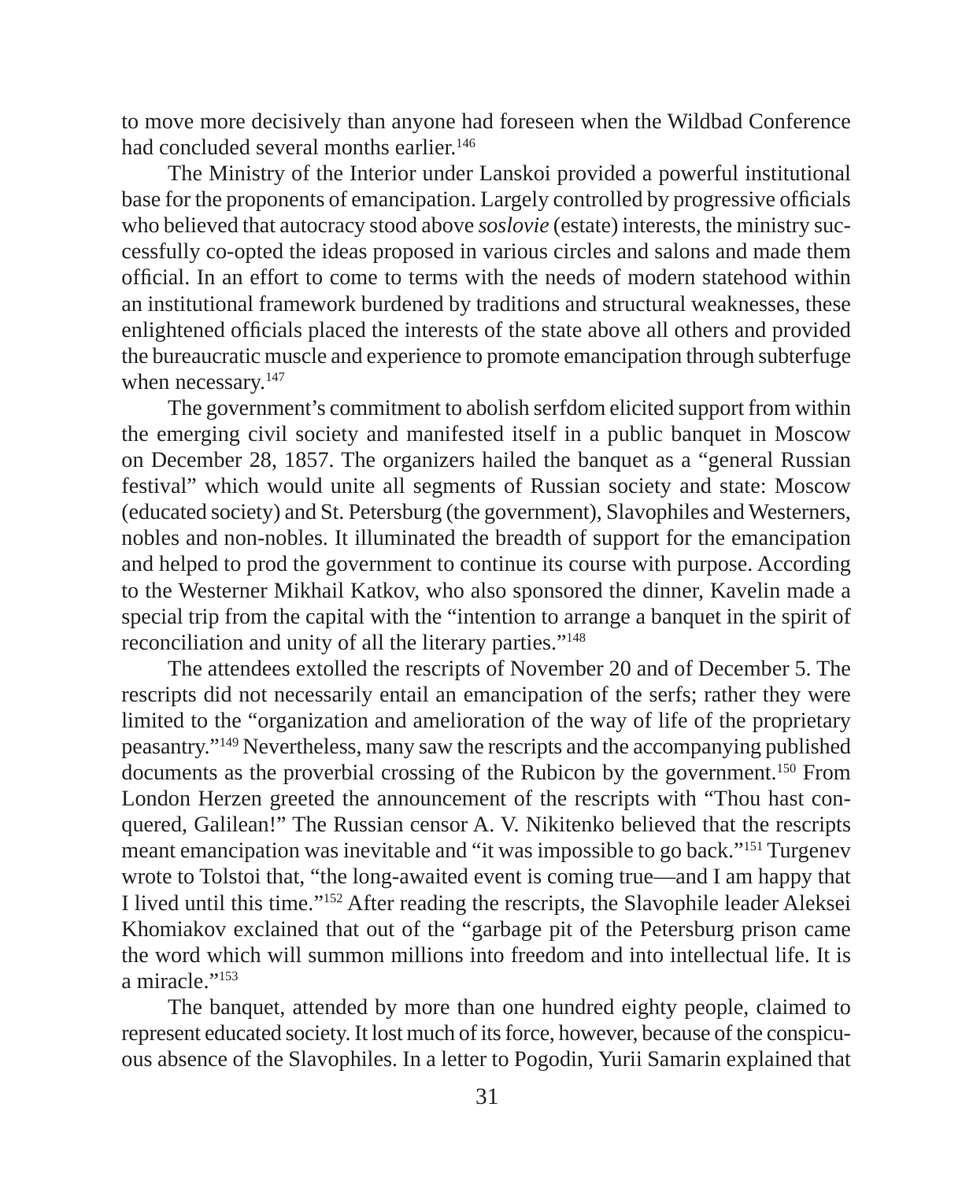to move more decisively than anyone had foreseen when the Wildbad Conference had concluded several months earlier.[146]

The Ministry of the Interior under Lanskoi provided a powerful institutional base for the proponents of emancipation. Largely controlled by progressive officials who believed that autocracy stood above *soslovie* (estate) interests, the ministry successfully co-opted the ideas proposed in various circles and salons and made them official. In an effort to come to terms with the needs of modern statehood within an institutional framework burdened by traditions and structural weaknesses, these enlightened officials placed the interests of the state above all others and provided the bureaucratic muscle and experience to promote emancipation through subterfuge when necessary.[147]

The government's commitment to abolish serfdom elicited support from within the emerging civil society and manifested itself in a public banquet in Moscow on December 28, 1857. The organizers hailed the banquet as a "general Russian festival" which would unite all segments of Russian society and state: Moscow (educated society) and St. Petersburg (the government), Slavophiles and Westerners, nobles and non-nobles. It illuminated the breadth of support for the emancipation and helped to prod the government to continue its course with purpose. According to the Westerner Mikhail Katkov, who also sponsored the dinner, Kavelin made a special trip from the capital with the "intention to arrange a banquet in the spirit of reconciliation and unity of all the literary parties."[148]

The attendees extolled the rescripts of November 20 and of December 5. The rescripts did not necessarily entail an emancipation of the serfs; rather they were limited to the "organization and amelioration of the way of life of the proprietary peasantry."[149] Nevertheless, many saw the rescripts and the accompanying published documents as the proverbial crossing of the Rubicon by the government.[150] From London Herzen greeted the announcement of the rescripts with "Thou hast conquered, Galilean!" The Russian censor A. V. Nikitenko believed that the rescripts meant emancipation was inevitable and "it was impossible to go back."[151] Turgenev wrote to Tolstoi that, "the long-awaited event is coming true—and I am happy that I lived until this time."[152] After reading the rescripts, the Slavophile leader Aleksei Khomiakov exclained that out of the "garbage pit of the Petersburg prison came the word which will summon millions into freedom and into intellectual life. It is a miracle."[153]

The banquet, attended by more than one hundred eighty people, claimed to represent educated society. It lost much of its force, however, because of the conspicuous absence of the Slavophiles. In a letter to Pogodin, Yurii Samarin explained that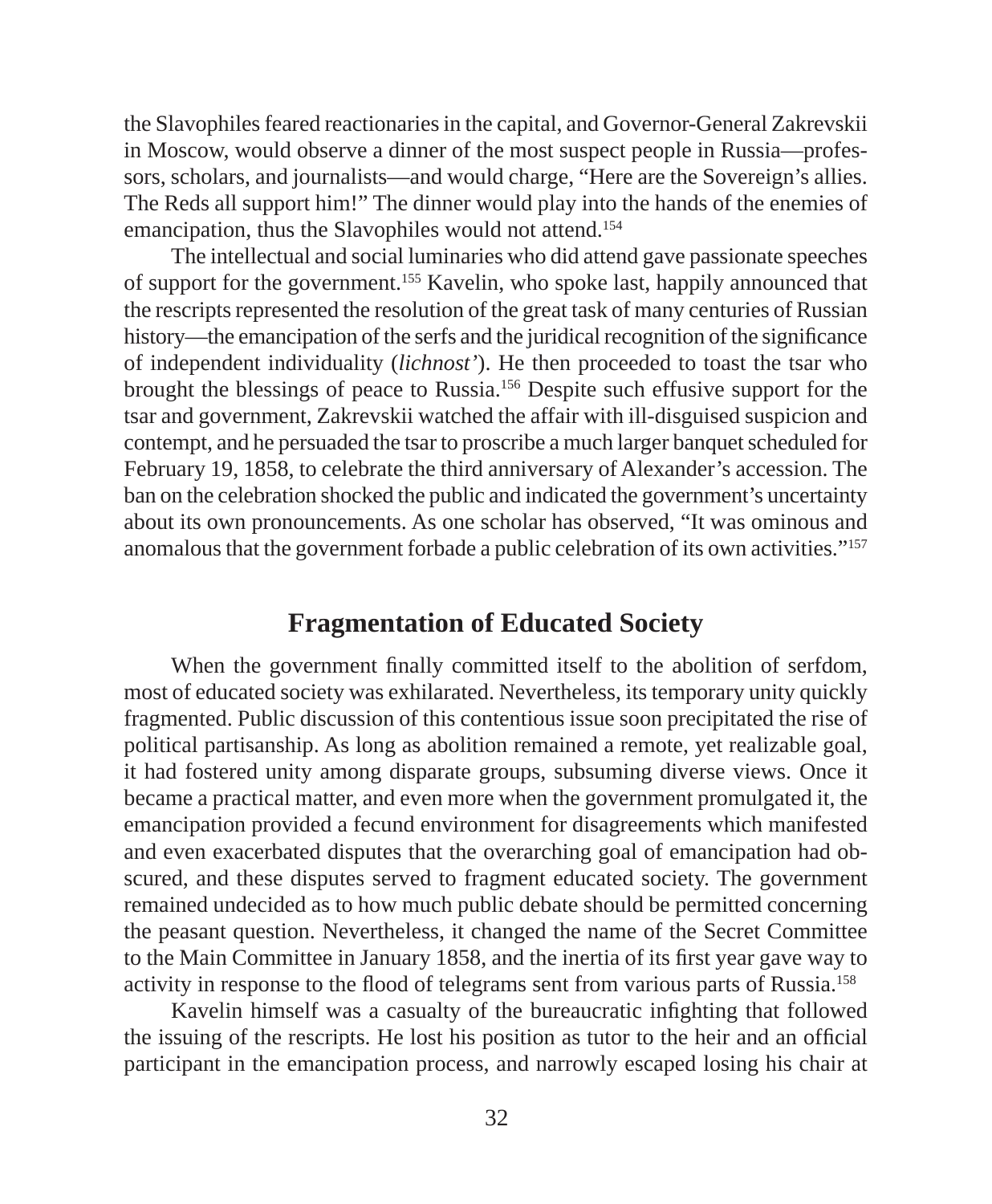the Slavophiles feared reactionaries in the capital, and Governor-General Zakrevskii in Moscow, would observe a dinner of the most suspect people in Russia—professors, scholars, and journalists—and would charge, "Here are the Sovereign's allies. The Reds all support him!" The dinner would play into the hands of the enemies of emancipation, thus the Slavophiles would not attend.[154]

The intellectual and social luminaries who did attend gave passionate speeches of support for the government.[155] Kavelin, who spoke last, happily announced that the rescripts represented the resolution of the great task of many centuries of Russian history—the emancipation of the serfs and the juridical recognition of the significance of independent individuality (*lichnost'*). He then proceeded to toast the tsar who brought the blessings of peace to Russia.[156] Despite such effusive support for the tsar and government, Zakrevskii watched the affair with ill-disguised suspicion and contempt, and he persuaded the tsar to proscribe a much larger banquet scheduled for February 19, 1858, to celebrate the third anniversary of Alexander's accession. The ban on the celebration shocked the public and indicated the government's uncertainty about its own pronouncements. As one scholar has observed, "It was ominous and anomalous that the government forbade a public celebration of its own activities."[157]

## Fragmentation of Educated Society

When the government finally committed itself to the abolition of serfdom, most of educated society was exhilarated. Nevertheless, its temporary unity quickly fragmented. Public discussion of this contentious issue soon precipitated the rise of political partisanship. As long as abolition remained a remote, yet realizable goal, it had fostered unity among disparate groups, subsuming diverse views. Once it became a practical matter, and even more when the government promulgated it, the emancipation provided a fecund environment for disagreements which manifested and even exacerbated disputes that the overarching goal of emancipation had obscured, and these disputes served to fragment educated society. The government remained undecided as to how much public debate should be permitted concerning the peasant question. Nevertheless, it changed the name of the Secret Committee to the Main Committee in January 1858, and the inertia of its first year gave way to activity in response to the flood of telegrams sent from various parts of Russia.[158]

Kavelin himself was a casualty of the bureaucratic infighting that followed the issuing of the rescripts. He lost his position as tutor to the heir and an official participant in the emancipation process, and narrowly escaped losing his chair at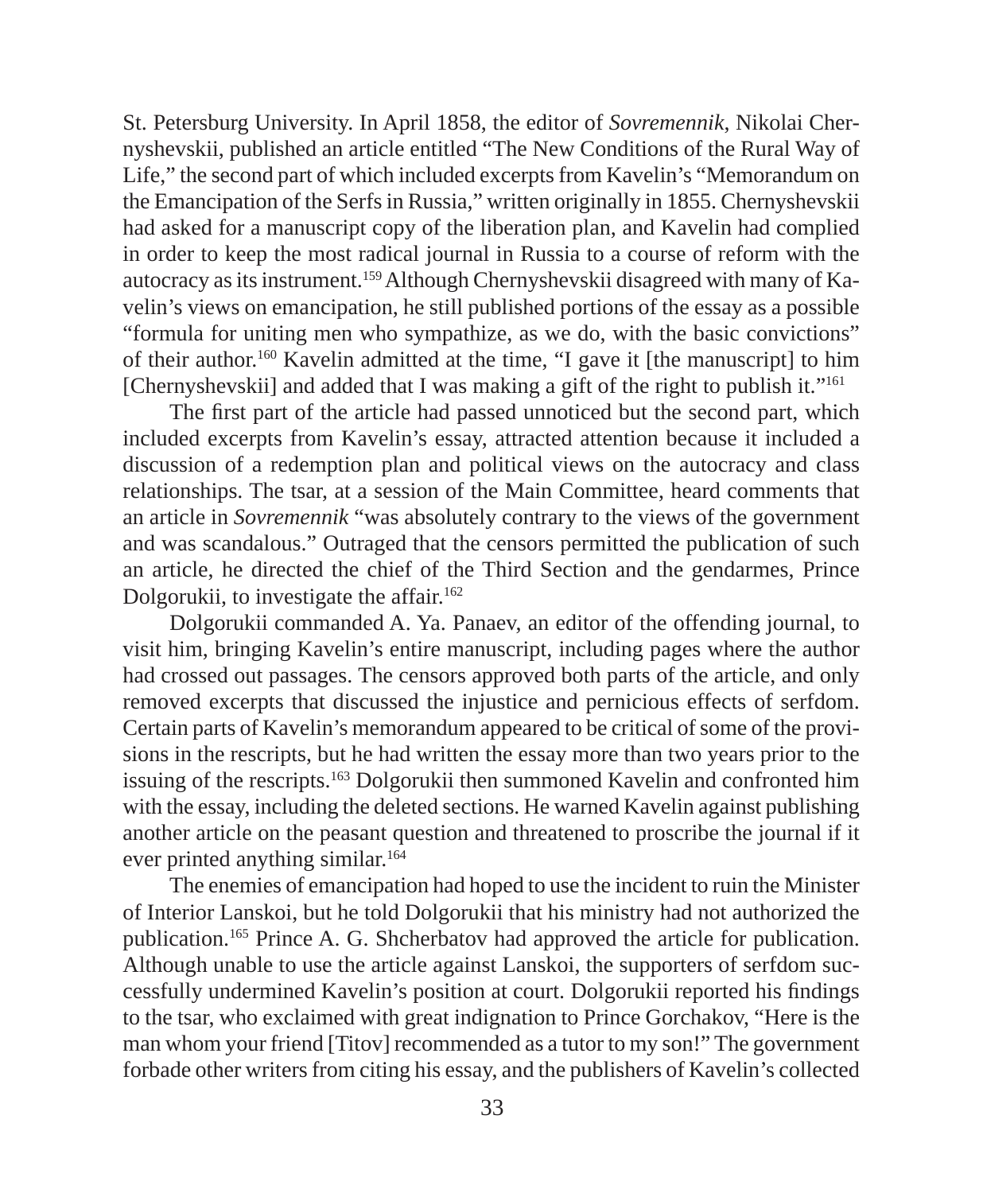St. Petersburg University. In April 1858, the editor of *Sovremennik*, Nikolai Chernyshevskii, published an article entitled "The New Conditions of the Rural Way of Life," the second part of which included excerpts from Kavelin's "Memorandum on the Emancipation of the Serfs in Russia," written originally in 1855. Chernyshevskii had asked for a manuscript copy of the liberation plan, and Kavelin had complied in order to keep the most radical journal in Russia to a course of reform with the autocracy as its instrument.[159] Although Chernyshevskii disagreed with many of Kavelin's views on emancipation, he still published portions of the essay as a possible "formula for uniting men who sympathize, as we do, with the basic convictions" of their author.[160] Kavelin admitted at the time, "I gave it [the manuscript] to him [Chernyshevskii] and added that I was making a gift of the right to publish it."[161]

The first part of the article had passed unnoticed but the second part, which included excerpts from Kavelin's essay, attracted attention because it included a discussion of a redemption plan and political views on the autocracy and class relationships. The tsar, at a session of the Main Committee, heard comments that an article in *Sovremennik* "was absolutely contrary to the views of the government and was scandalous." Outraged that the censors permitted the publication of such an article, he directed the chief of the Third Section and the gendarmes, Prince Dolgorukii, to investigate the affair.[162]

Dolgorukii commanded A. Ya. Panaev, an editor of the offending journal, to visit him, bringing Kavelin's entire manuscript, including pages where the author had crossed out passages. The censors approved both parts of the article, and only removed excerpts that discussed the injustice and pernicious effects of serfdom. Certain parts of Kavelin's memorandum appeared to be critical of some of the provisions in the rescripts, but he had written the essay more than two years prior to the issuing of the rescripts.[163] Dolgorukii then summoned Kavelin and confronted him with the essay, including the deleted sections. He warned Kavelin against publishing another article on the peasant question and threatened to proscribe the journal if it ever printed anything similar.[164]

The enemies of emancipation had hoped to use the incident to ruin the Minister of Interior Lanskoi, but he told Dolgorukii that his ministry had not authorized the publication.[165] Prince A. G. Shcherbatov had approved the article for publication. Although unable to use the article against Lanskoi, the supporters of serfdom successfully undermined Kavelin's position at court. Dolgorukii reported his findings to the tsar, who exclaimed with great indignation to Prince Gorchakov, "Here is the man whom your friend [Titov] recommended as a tutor to my son!" The government forbade other writers from citing his essay, and the publishers of Kavelin's collected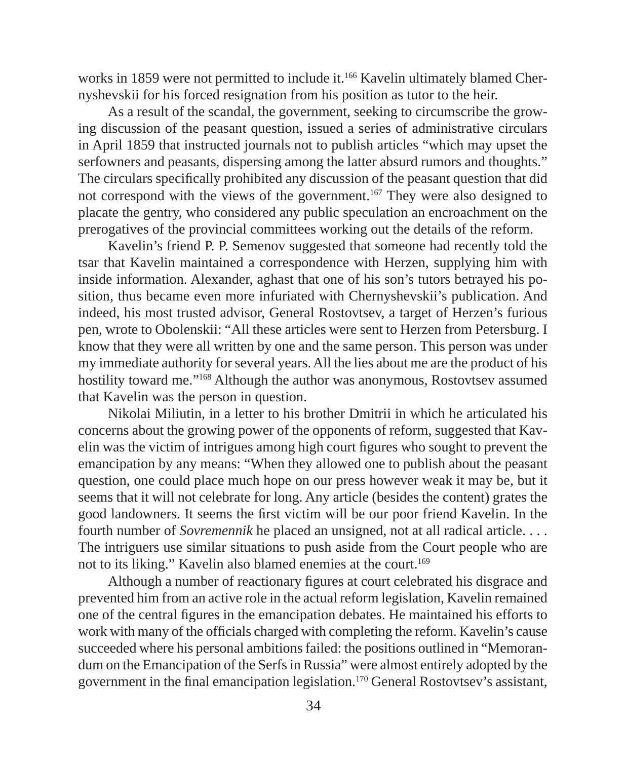works in 1859 were not permitted to include it.[166] Kavelin ultimately blamed Chernyshevskii for his forced resignation from his position as tutor to the heir.

As a result of the scandal, the government, seeking to circumscribe the growing discussion of the peasant question, issued a series of administrative circulars in April 1859 that instructed journals not to publish articles "which may upset the serfowners and peasants, dispersing among the latter absurd rumors and thoughts." The circulars specifically prohibited any discussion of the peasant question that did not correspond with the views of the government.[167] They were also designed to placate the gentry, who considered any public speculation an encroachment on the prerogatives of the provincial committees working out the details of the reform.

Kavelin's friend P. P. Semenov suggested that someone had recently told the tsar that Kavelin maintained a correspondence with Herzen, supplying him with inside information. Alexander, aghast that one of his son's tutors betrayed his position, thus became even more infuriated with Chernyshevskii's publication. And indeed, his most trusted advisor, General Rostovtsev, a target of Herzen's furious pen, wrote to Obolenskii: "All these articles were sent to Herzen from Petersburg. I know that they were all written by one and the same person. This person was under my immediate authority for several years. All the lies about me are the product of his hostility toward me."[168] Although the author was anonymous, Rostovtsev assumed that Kavelin was the person in question.

Nikolai Miliutin, in a letter to his brother Dmitrii in which he articulated his concerns about the growing power of the opponents of reform, suggested that Kavelin was the victim of intrigues among high court figures who sought to prevent the emancipation by any means: "When they allowed one to publish about the peasant question, one could place much hope on our press however weak it may be, but it seems that it will not celebrate for long. Any article (besides the content) grates the good landowners. It seems the first victim will be our poor friend Kavelin. In the fourth number of *Sovremennik* he placed an unsigned, not at all radical article. . . . The intriguers use similar situations to push aside from the Court people who are not to its liking." Kavelin also blamed enemies at the court.[169]

Although a number of reactionary figures at court celebrated his disgrace and prevented him from an active role in the actual reform legislation, Kavelin remained one of the central figures in the emancipation debates. He maintained his efforts to work with many of the officials charged with completing the reform. Kavelin's cause succeeded where his personal ambitions failed: the positions outlined in "Memorandum on the Emancipation of the Serfs in Russia" were almost entirely adopted by the government in the final emancipation legislation.[170] General Rostovtsev's assistant,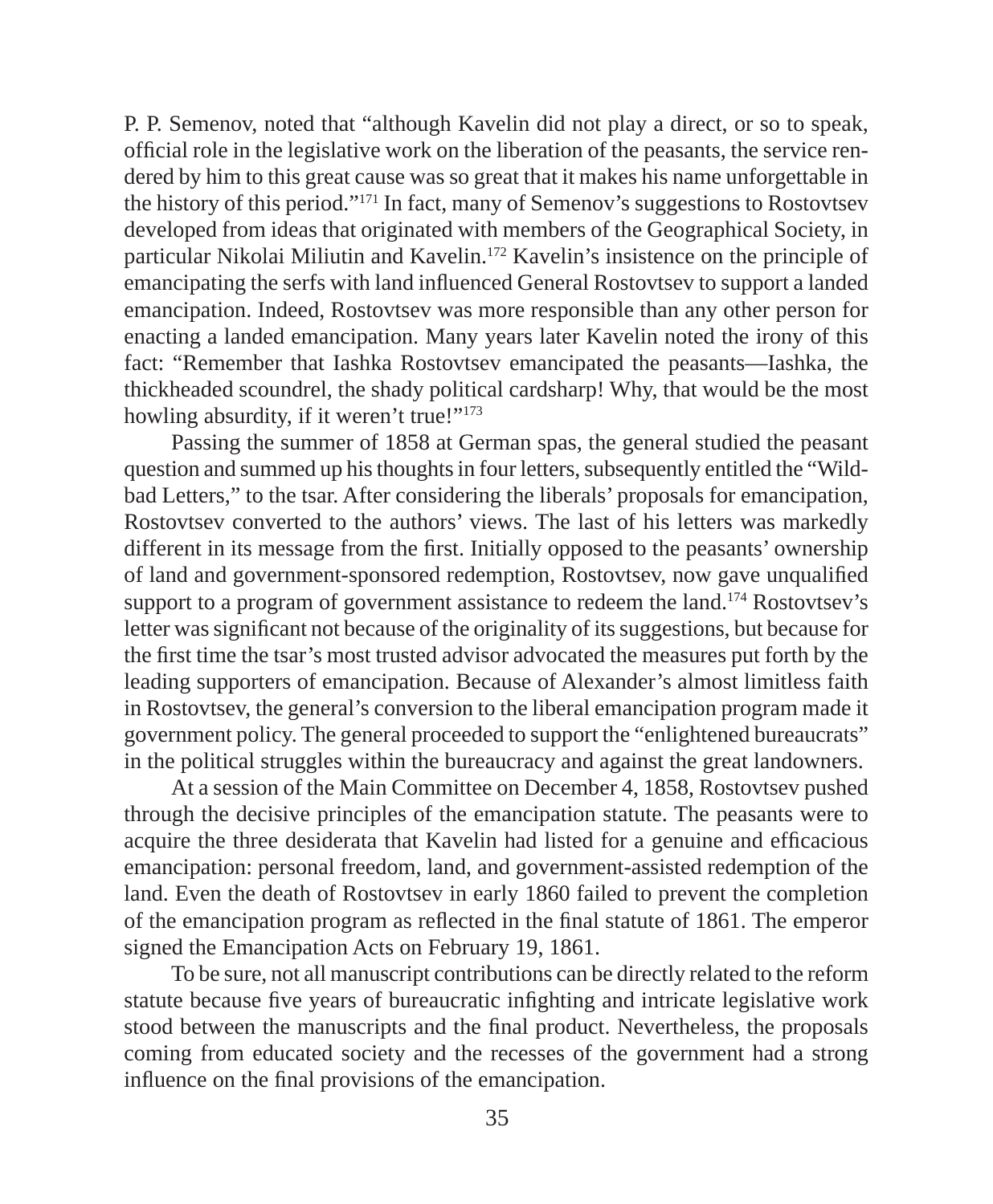P. P. Semenov, noted that "although Kavelin did not play a direct, or so to speak, official role in the legislative work on the liberation of the peasants, the service rendered by him to this great cause was so great that it makes his name unforgettable in the history of this period."[171] In fact, many of Semenov's suggestions to Rostovtsev developed from ideas that originated with members of the Geographical Society, in particular Nikolai Miliutin and Kavelin.[172] Kavelin's insistence on the principle of emancipating the serfs with land influenced General Rostovtsev to support a landed emancipation. Indeed, Rostovtsev was more responsible than any other person for enacting a landed emancipation. Many years later Kavelin noted the irony of this fact: "Remember that Iashka Rostovtsev emancipated the peasants—Iashka, the thickheaded scoundrel, the shady political cardsharp! Why, that would be the most howling absurdity, if it weren't true!"[173]

Passing the summer of 1858 at German spas, the general studied the peasant question and summed up his thoughts in four letters, subsequently entitled the "Wildbad Letters," to the tsar. After considering the liberals' proposals for emancipation, Rostovtsev converted to the authors' views. The last of his letters was markedly different in its message from the first. Initially opposed to the peasants' ownership of land and government-sponsored redemption, Rostovtsev, now gave unqualified support to a program of government assistance to redeem the land.[174] Rostovtsev's letter was significant not because of the originality of its suggestions, but because for the first time the tsar's most trusted advisor advocated the measures put forth by the leading supporters of emancipation. Because of Alexander's almost limitless faith in Rostovtsev, the general's conversion to the liberal emancipation program made it government policy. The general proceeded to support the "enlightened bureaucrats" in the political struggles within the bureaucracy and against the great landowners.

At a session of the Main Committee on December 4, 1858, Rostovtsev pushed through the decisive principles of the emancipation statute. The peasants were to acquire the three desiderata that Kavelin had listed for a genuine and efficacious emancipation: personal freedom, land, and government-assisted redemption of the land. Even the death of Rostovtsev in early 1860 failed to prevent the completion of the emancipation program as reflected in the final statute of 1861. The emperor signed the Emancipation Acts on February 19, 1861.

To be sure, not all manuscript contributions can be directly related to the reform statute because five years of bureaucratic infighting and intricate legislative work stood between the manuscripts and the final product. Nevertheless, the proposals coming from educated society and the recesses of the government had a strong influence on the final provisions of the emancipation.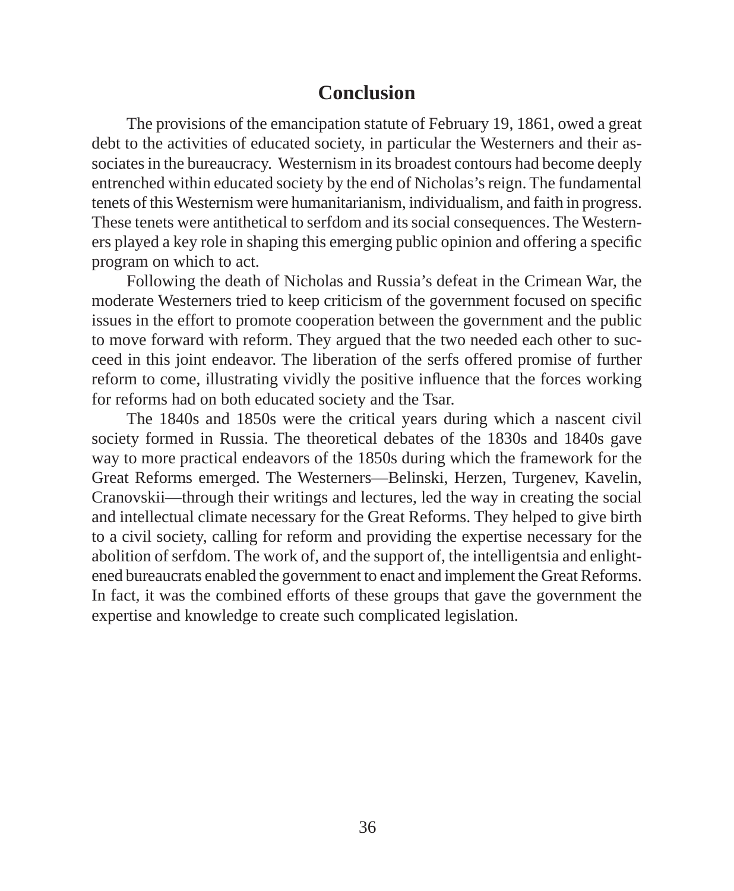## Conclusion

The provisions of the emancipation statute of February 19, 1861, owed a great debt to the activities of educated society, in particular the Westerners and their associates in the bureaucracy. Westernism in its broadest contours had become deeply entrenched within educated society by the end of Nicholas's reign. The fundamental tenets of this Westernism were humanitarianism, individualism, and faith in progress. These tenets were antithetical to serfdom and its social consequences. The Westerners played a key role in shaping this emerging public opinion and offering a specific program on which to act.

Following the death of Nicholas and Russia's defeat in the Crimean War, the moderate Westerners tried to keep criticism of the government focused on specific issues in the effort to promote cooperation between the government and the public to move forward with reform. They argued that the two needed each other to succeed in this joint endeavor. The liberation of the serfs offered promise of further reform to come, illustrating vividly the positive influence that the forces working for reforms had on both educated society and the Tsar.

The 1840s and 1850s were the critical years during which a nascent civil society formed in Russia. The theoretical debates of the 1830s and 1840s gave way to more practical endeavors of the 1850s during which the framework for the Great Reforms emerged. The Westerners—Belinski, Herzen, Turgenev, Kavelin, Cranovskii—through their writings and lectures, led the way in creating the social and intellectual climate necessary for the Great Reforms. They helped to give birth to a civil society, calling for reform and providing the expertise necessary for the abolition of serfdom. The work of, and the support of, the intelligentsia and enlightened bureaucrats enabled the government to enact and implement the Great Reforms. In fact, it was the combined efforts of these groups that gave the government the expertise and knowledge to create such complicated legislation.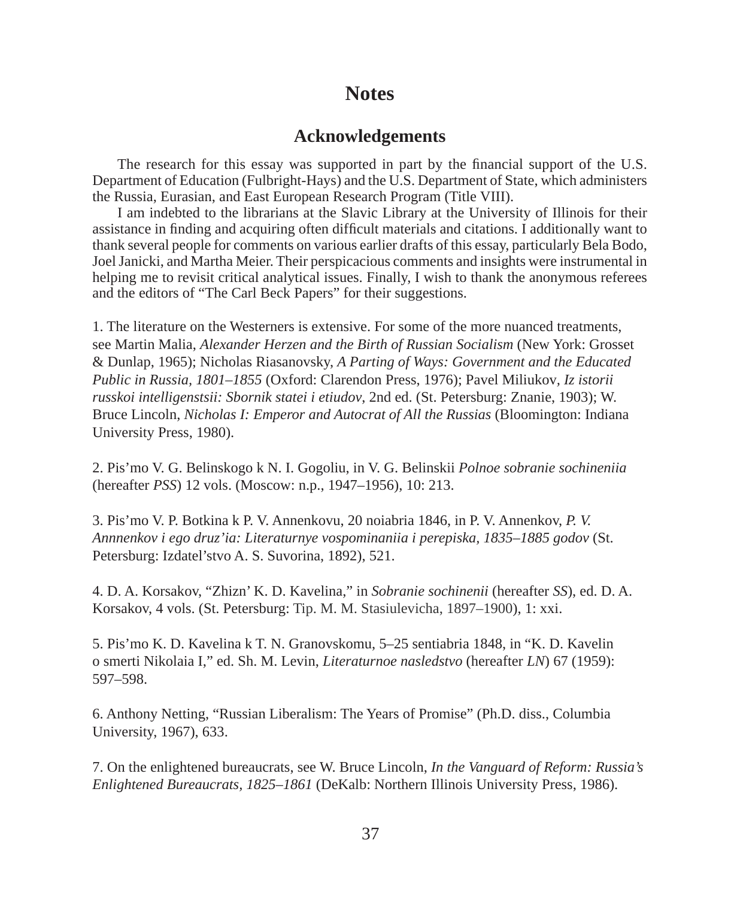# Notes

## Acknowledgements

The research for this essay was supported in part by the financial support of the U.S. Department of Education (Fulbright-Hays) and the U.S. Department of State, which administers the Russia, Eurasian, and East European Research Program (Title VIII).

I am indebted to the librarians at the Slavic Library at the University of Illinois for their assistance in finding and acquiring often difficult materials and citations. I additionally want to thank several people for comments on various earlier drafts of this essay, particularly Bela Bodo, Joel Janicki, and Martha Meier. Their perspicacious comments and insights were instrumental in helping me to revisit critical analytical issues. Finally, I wish to thank the anonymous referees and the editors of "The Carl Beck Papers" for their suggestions.

1. The literature on the Westerners is extensive. For some of the more nuanced treatments, see Martin Malia, *Alexander Herzen and the Birth of Russian Socialism* (New York: Grosset & Dunlap, 1965); Nicholas Riasanovsky, *A Parting of Ways: Government and the Educated Public in Russia, 1801–1855* (Oxford: Clarendon Press, 1976); Pavel Miliukov, *Iz istorii russkoi intelligenstsii: Sbornik statei i etiudov*, 2nd ed. (St. Petersburg: Znanie, 1903); W. Bruce Lincoln, *Nicholas I: Emperor and Autocrat of All the Russias* (Bloomington: Indiana University Press, 1980).

2. Pis'mo V. G. Belinskogo k N. I. Gogoliu, in V. G. Belinskii *Polnoe sobranie sochineniia* (hereafter *PSS*) 12 vols. (Moscow: n.p., 1947–1956), 10: 213.

3. Pis'mo V. P. Botkina k P. V. Annenkovu, 20 noiabria 1846, in P. V. Annenkov, *P. V. Annnenkov i ego druz'ia: Literaturnye vospominaniia i perepiska, 1835–1885 godov* (St. Petersburg: Izdatel'stvo A. S. Suvorina, 1892), 521.

4. D. A. Korsakov, "Zhizn' K. D. Kavelina," in *Sobranie sochinenii* (hereafter *SS*), ed. D. A. Korsakov, 4 vols. (St. Petersburg: Tip. M. M. Stasiulevicha, 1897–1900), 1: xxi.

5. Pis'mo K. D. Kavelina k T. N. Granovskomu, 5–25 sentiabria 1848, in "K. D. Kavelin o smerti Nikolaia I," ed. Sh. M. Levin, *Literaturnoe nasledstvo* (hereafter *LN*) 67 (1959): 597–598.

6. Anthony Netting, "Russian Liberalism: The Years of Promise" (Ph.D. diss., Columbia University, 1967), 633.

7. On the enlightened bureaucrats, see W. Bruce Lincoln, *In the Vanguard of Reform: Russia's Enlightened Bureaucrats, 1825–1861* (DeKalb: Northern Illinois University Press, 1986).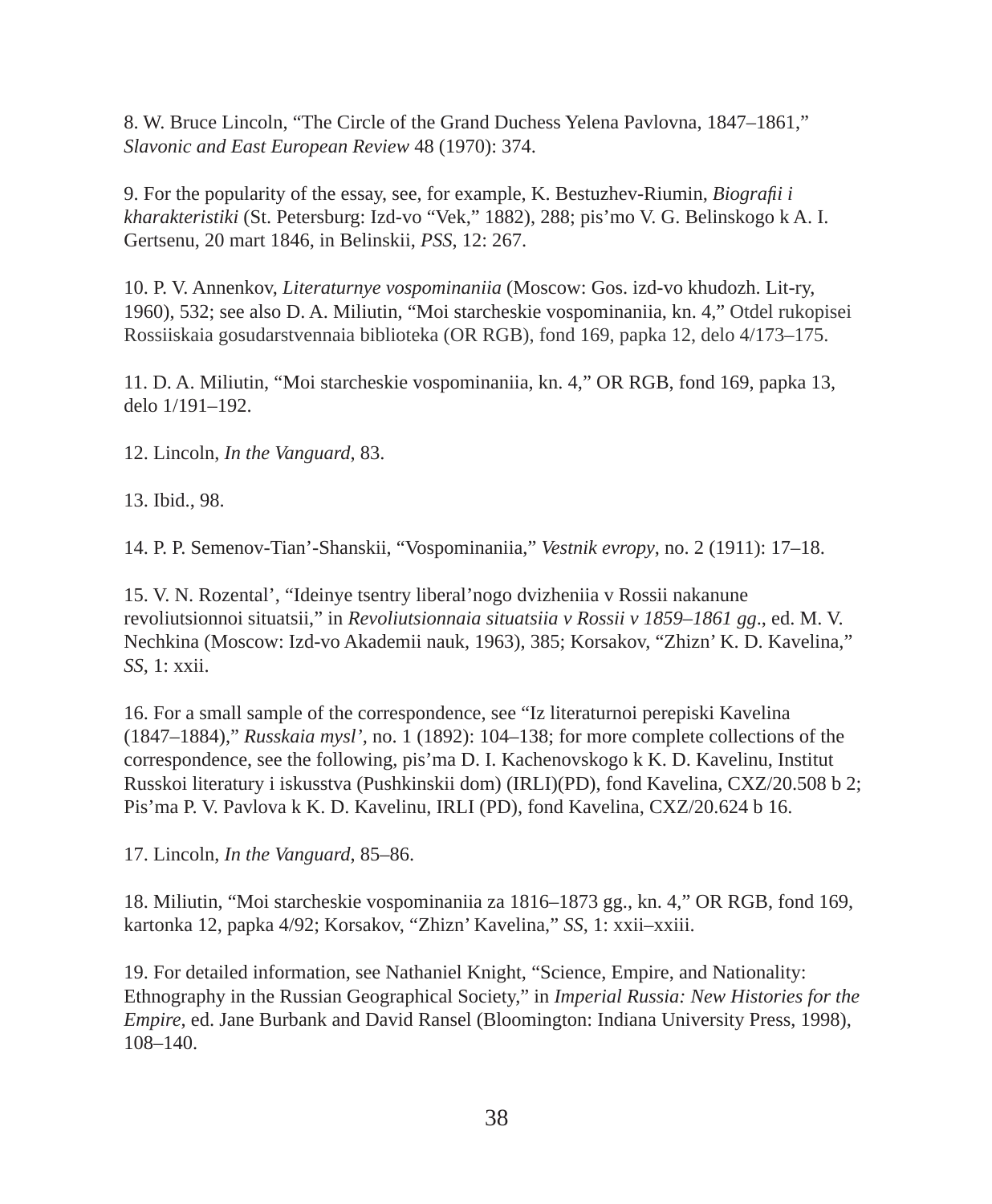8. W. Bruce Lincoln, “The Circle of the Grand Duchess Yelena Pavlovna, 1847–1861,” *Slavonic and East European Review* 48 (1970): 374.

9. For the popularity of the essay, see, for example, K. Bestuzhev-Riumin, *Biografii i kharakteristiki* (St. Petersburg: Izd-vo “Vek,” 1882), 288; pis’mo V. G. Belinskogo k A. I. Gertsenu, 20 mart 1846, in Belinskii, *PSS*, 12: 267.

10. P. V. Annenkov, *Literaturnye vospominaniia* (Moscow: Gos. izd-vo khudozh. Lit-ry, 1960), 532; see also D. A. Miliutin, “Moi starcheskie vospominaniia, kn. 4,” Otdel rukopisei Rossiiskaia gosudarstvennaia biblioteka (OR RGB), fond 169, papka 12, delo 4/173–175.

11. D. A. Miliutin, “Moi starcheskie vospominaniia, kn. 4,” OR RGB, fond 169, papka 13, delo 1/191–192.

12. Lincoln, *In the Vanguard*, 83.

13. Ibid., 98.

14. P. P. Semenov-Tian’-Shanskii, “Vospominaniia,” *Vestnik evropy*, no. 2 (1911): 17–18.

15. V. N. Rozental’, “Ideinye tsentry liberal’nogo dvizheniia v Rossii nakanune revoliutsionnoi situatsii,” in *Revoliutsionnaia situatsiia v Rossii v 1859–1861 gg*., ed. M. V. Nechkina (Moscow: Izd-vo Akademii nauk, 1963), 385; Korsakov, “Zhizn’ K. D. Kavelina,” *SS*, 1: xxii.

16. For a small sample of the correspondence, see “Iz literaturnoi perepiski Kavelina (1847–1884),” *Russkaia mysl’*, no. 1 (1892): 104–138; for more complete collections of the correspondence, see the following, pis’ma D. I. Kachenovskogo k K. D. Kavelinu, Institut Russkoi literatury i iskusstva (Pushkinskii dom) (IRLI)(PD), fond Kavelina, CXZ/20.508 b 2; Pis’ma P. V. Pavlova k K. D. Kavelinu, IRLI (PD), fond Kavelina, CXZ/20.624 b 16.

17. Lincoln, *In the Vanguard*, 85–86.

18. Miliutin, “Moi starcheskie vospominaniia za 1816–1873 gg., kn. 4,” OR RGB, fond 169, kartonka 12, papka 4/92; Korsakov, “Zhizn’ Kavelina,” *SS*, 1: xxii–xxiii.

19. For detailed information, see Nathaniel Knight, “Science, Empire, and Nationality: Ethnography in the Russian Geographical Society,” in *Imperial Russia: New Histories for the Empire*, ed. Jane Burbank and David Ransel (Bloomington: Indiana University Press, 1998), 108–140.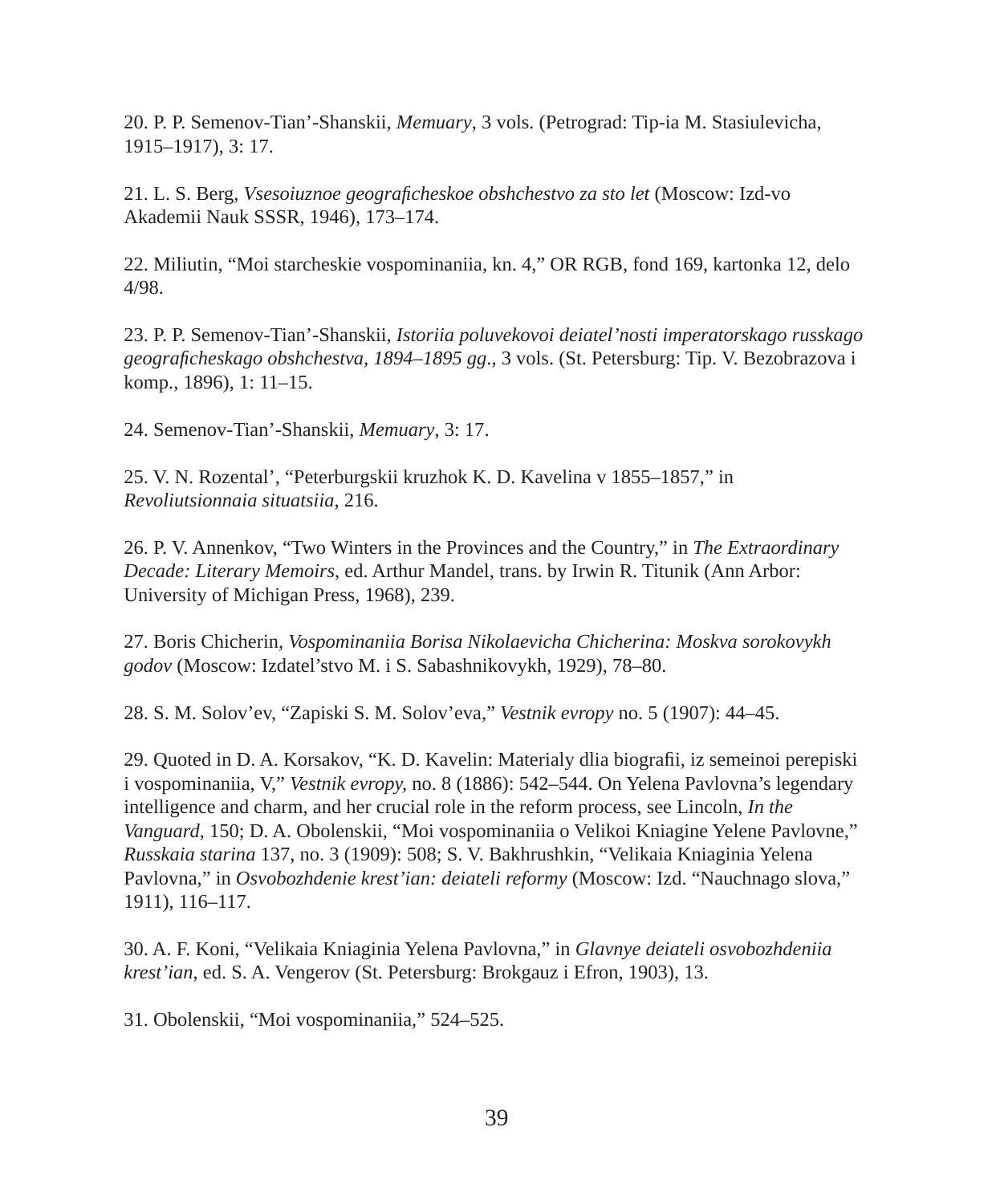20. P. P. Semenov-Tian'-Shanskii, *Memuary*, 3 vols. (Petrograd: Tip-ia M. Stasiulevicha, 1915–1917), 3: 17.

21. L. S. Berg, *Vsesoiuznoe geograficheskoe obshchestvo za sto let* (Moscow: Izd-vo Akademii Nauk SSSR, 1946), 173–174.

22. Miliutin, "Moi starcheskie vospominaniia, kn. 4," OR RGB, fond 169, kartonka 12, delo 4/98.

23. P. P. Semenov-Tian'-Shanskii, *Istoriia poluvekovoi deiatel'nosti imperatorskago russkago geograficheskago obshchestva, 1894–1895 gg*., 3 vols. (St. Petersburg: Tip. V. Bezobrazova i komp., 1896), 1: 11–15.

24. Semenov-Tian'-Shanskii, *Memuary*, 3: 17.

25. V. N. Rozental', "Peterburgskii kruzhok K. D. Kavelina v 1855–1857," in *Revoliutsionnaia situatsiia*, 216.

26. P. V. Annenkov, "Two Winters in the Provinces and the Country," in *The Extraordinary Decade: Literary Memoirs*, ed. Arthur Mandel, trans. by Irwin R. Titunik (Ann Arbor: University of Michigan Press, 1968), 239.

27. Boris Chicherin, *Vospominaniia Borisa Nikolaevicha Chicherina: Moskva sorokovykh godov* (Moscow: Izdatel'stvo M. i S. Sabashnikovykh, 1929), 78–80.

28. S. M. Solov'ev, "Zapiski S. M. Solov'eva," *Vestnik evropy* no. 5 (1907): 44–45.

29. Quoted in D. A. Korsakov, "K. D. Kavelin: Materialy dlia biografii, iz semeinoi perepiski i vospominaniia, V," *Vestnik evropy*, no. 8 (1886): 542–544. On Yelena Pavlovna's legendary intelligence and charm, and her crucial role in the reform process, see Lincoln, *In the Vanguard*, 150; D. A. Obolenskii, "Moi vospominaniia o Velikoi Kniagine Yelene Pavlovne," *Russkaia starina* 137, no. 3 (1909): 508; S. V. Bakhrushkin, "Velikaia Kniaginia Yelena Pavlovna," in *Osvobozhdenie krest'ian: deiateli reformy* (Moscow: Izd. "Nauchnago slova," 1911), 116–117.

30. A. F. Koni, "Velikaia Kniaginia Yelena Pavlovna," in *Glavnye deiateli osvobozhdeniia krest'ian*, ed. S. A. Vengerov (St. Petersburg: Brokgauz i Efron, 1903), 13.

31. Obolenskii, "Moi vospominaniia," 524–525.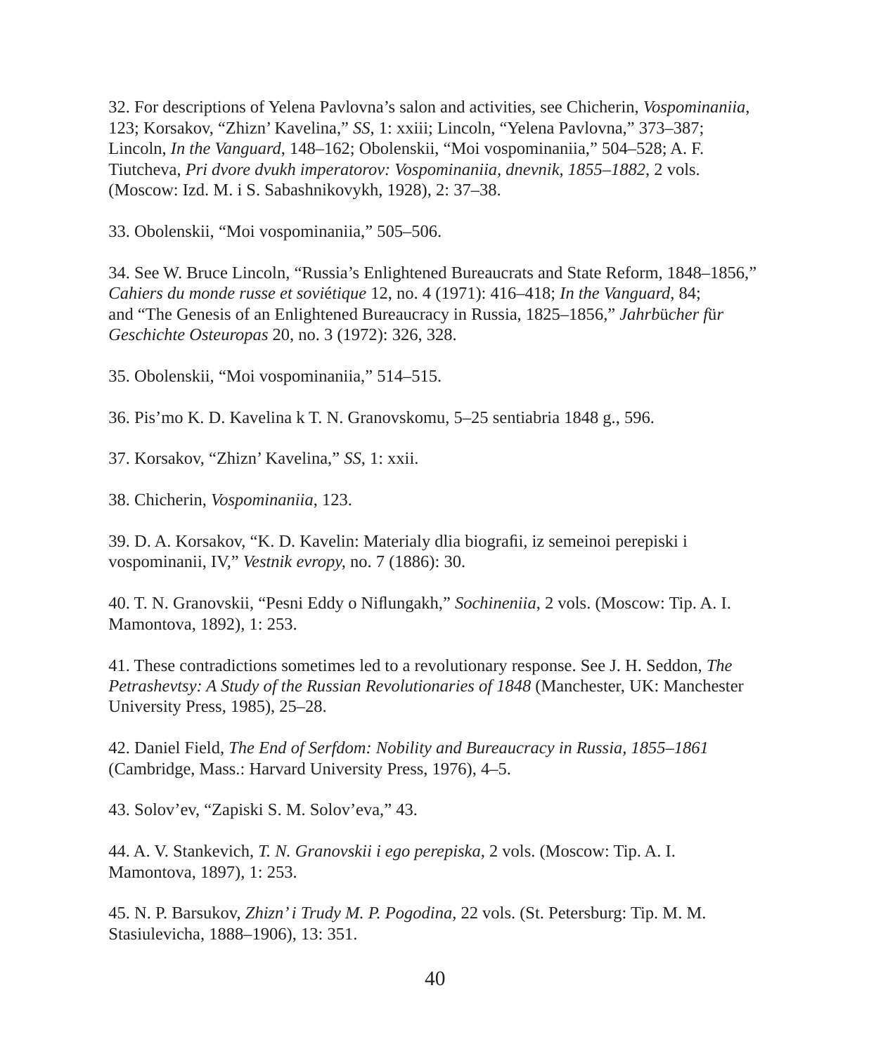32. For descriptions of Yelena Pavlovna's salon and activities, see Chicherin, *Vospominaniia*, 123; Korsakov, "Zhizn' Kavelina," *SS*, 1: xxiii; Lincoln, "Yelena Pavlovna," 373–387; Lincoln, *In the Vanguard*, 148–162; Obolenskii, "Moi vospominaniia," 504–528; A. F. Tiutcheva, *Pri dvore dvukh imperatorov: Vospominaniia, dnevnik, 1855–1882*, 2 vols. (Moscow: Izd. M. i S. Sabashnikovykh, 1928), 2: 37–38.

33. Obolenskii, "Moi vospominaniia," 505–506.

34. See W. Bruce Lincoln, "Russia's Enlightened Bureaucrats and State Reform, 1848–1856," *Cahiers du monde russe et soviétique* 12, no. 4 (1971): 416–418; *In the Vanguard*, 84; and "The Genesis of an Enlightened Bureaucracy in Russia, 1825–1856," *Jahrbücher für Geschichte Osteuropas* 20, no. 3 (1972): 326, 328.

35. Obolenskii, "Moi vospominaniia," 514–515.

36. Pis'mo K. D. Kavelina k T. N. Granovskomu, 5–25 sentiabria 1848 g., 596.

37. Korsakov, "Zhizn' Kavelina," *SS*, 1: xxii.

38. Chicherin, *Vospominaniia*, 123.

39. D. A. Korsakov, "K. D. Kavelin: Materialy dlia biografii, iz semeinoi perepiski i vospominanii, IV," *Vestnik evropy*, no. 7 (1886): 30.

40. T. N. Granovskii, "Pesni Eddy o Niflungakh," *Sochineniia*, 2 vols. (Moscow: Tip. A. I. Mamontova, 1892), 1: 253.

41. These contradictions sometimes led to a revolutionary response. See J. H. Seddon, *The Petrashevtsy: A Study of the Russian Revolutionaries of 1848* (Manchester, UK: Manchester University Press, 1985), 25–28.

42. Daniel Field, *The End of Serfdom: Nobility and Bureaucracy in Russia, 1855–1861* (Cambridge, Mass.: Harvard University Press, 1976), 4–5.

43. Solov'ev, "Zapiski S. M. Solov'eva," 43.

44. A. V. Stankevich, *T. N. Granovskii i ego perepiska*, 2 vols. (Moscow: Tip. A. I. Mamontova, 1897), 1: 253.

45. N. P. Barsukov, *Zhizn' i Trudy M. P. Pogodina*, 22 vols. (St. Petersburg: Tip. M. M. Stasiulevicha, 1888–1906), 13: 351.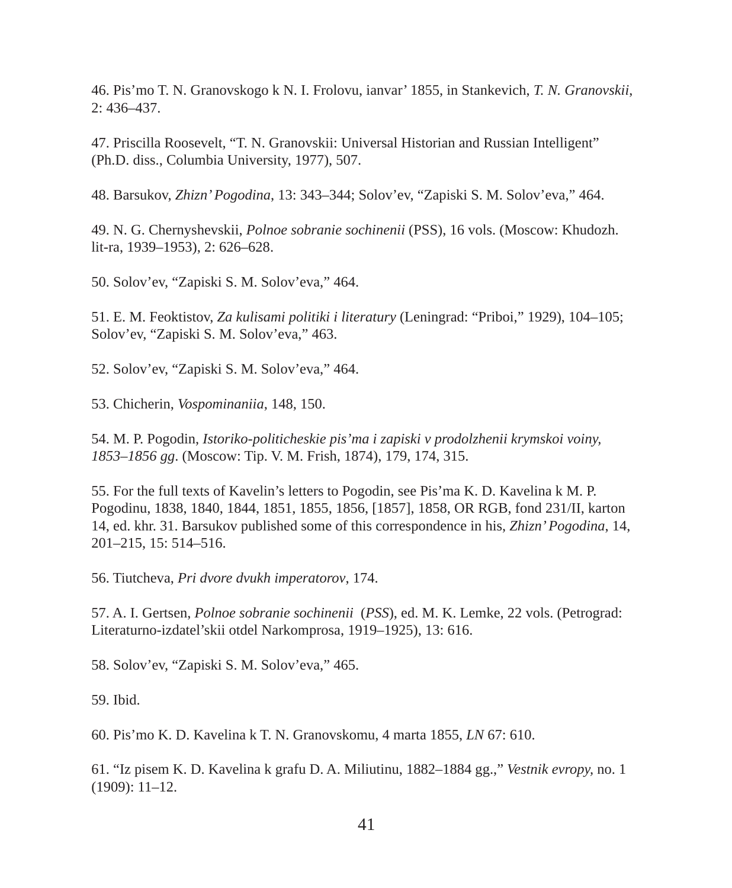46. Pis’mo T. N. Granovskogo k N. I. Frolovu, ianvar’ 1855, in Stankevich, *T. N. Granovskii*, 2: 436–437.

47. Priscilla Roosevelt, “T. N. Granovskii: Universal Historian and Russian Intelligent” (Ph.D. diss., Columbia University, 1977), 507.

48. Barsukov, *Zhizn’ Pogodina*, 13: 343–344; Solov’ev, “Zapiski S. M. Solov’eva,” 464.

49. N. G. Chernyshevskii, *Polnoe sobranie sochinenii* (PSS), 16 vols. (Moscow: Khudozh. lit-ra, 1939–1953), 2: 626–628.

50. Solov’ev, “Zapiski S. M. Solov’eva,” 464.

51. E. M. Feoktistov, *Za kulisami politiki i literatury* (Leningrad: “Priboi,” 1929), 104–105; Solov’ev, “Zapiski S. M. Solov’eva,” 463.

52. Solov’ev, “Zapiski S. M. Solov’eva,” 464.

53. Chicherin, *Vospominaniia*, 148, 150.

54. M. P. Pogodin, *Istoriko-politicheskie pis’ma i zapiski v prodolzhenii krymskoi voiny, 1853–1856 gg*. (Moscow: Tip. V. M. Frish, 1874), 179, 174, 315.

55. For the full texts of Kavelin’s letters to Pogodin, see Pis’ma K. D. Kavelina k M. P. Pogodinu, 1838, 1840, 1844, 1851, 1855, 1856, [1857], 1858, OR RGB, fond 231/II, karton 14, ed. khr. 31. Barsukov published some of this correspondence in his, *Zhizn’ Pogodina*, 14, 201–215, 15: 514–516.

56. Tiutcheva, *Pri dvore dvukh imperatorov*, 174.

57. A. I. Gertsen, *Polnoe sobranie sochinenii* (*PSS*), ed. M. K. Lemke, 22 vols. (Petrograd: Literaturno-izdatel’skii otdel Narkomprosa, 1919–1925), 13: 616.

58. Solov’ev, “Zapiski S. M. Solov’eva,” 465.

59. Ibid.

60. Pis’mo K. D. Kavelina k T. N. Granovskomu, 4 marta 1855, *LN* 67: 610.

61. “Iz pisem K. D. Kavelina k grafu D. A. Miliutinu, 1882–1884 gg.,” *Vestnik evropy,* no. 1 (1909): 11–12.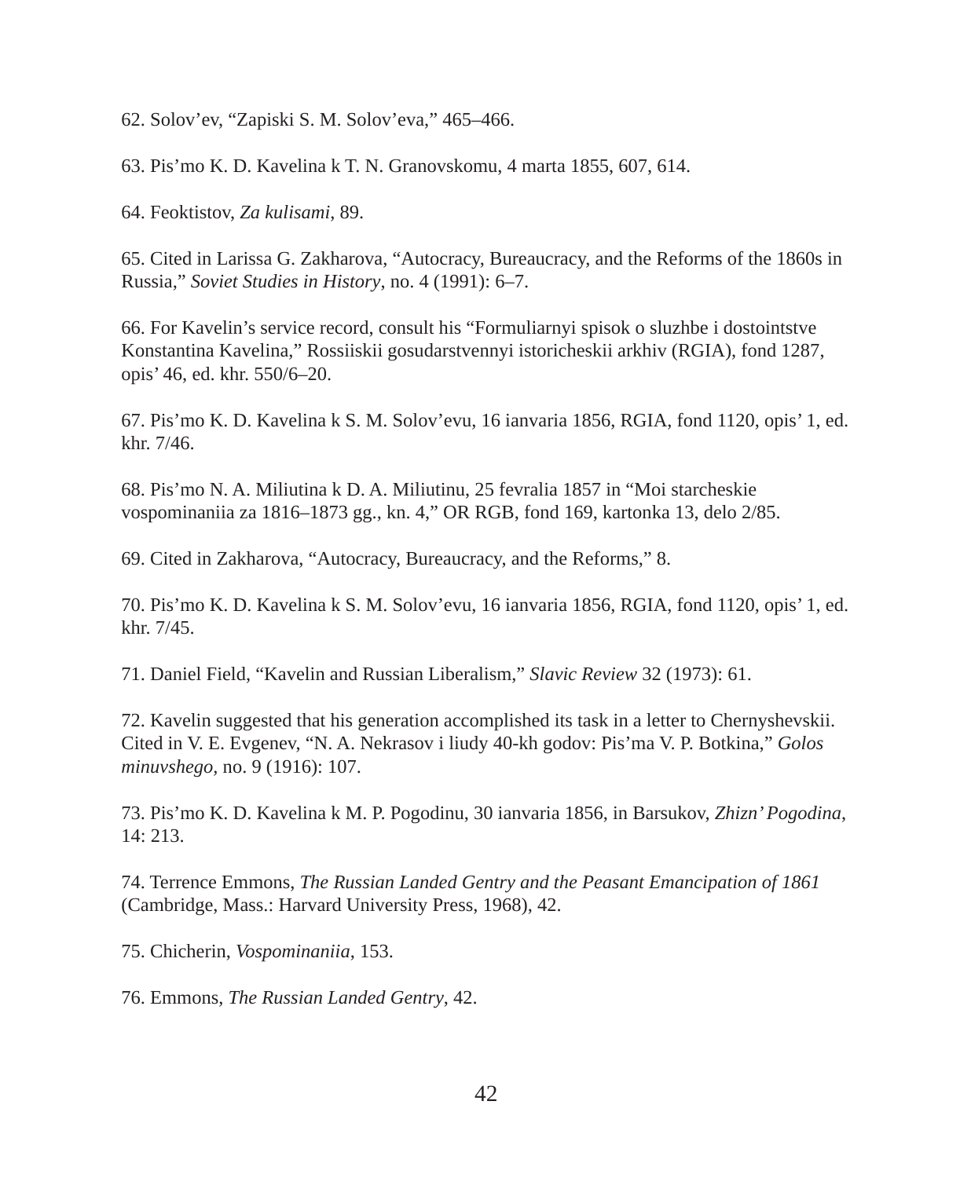62. Solov'ev, "Zapiski S. M. Solov'eva," 465–466.

63. Pis'mo K. D. Kavelina k T. N. Granovskomu, 4 marta 1855, 607, 614.

64. Feoktistov, *Za kulisami*, 89.

65. Cited in Larissa G. Zakharova, "Autocracy, Bureaucracy, and the Reforms of the 1860s in Russia," *Soviet Studies in History*, no. 4 (1991): 6–7.

66. For Kavelin's service record, consult his "Formuliarnyi spisok o sluzhbe i dostointstve Konstantina Kavelina," Rossiiskii gosudarstvennyi istoricheskii arkhiv (RGIA), fond 1287, opis' 46, ed. khr. 550/6–20.

67. Pis'mo K. D. Kavelina k S. M. Solov'evu, 16 ianvaria 1856, RGIA, fond 1120, opis' 1, ed. khr. 7/46.

68. Pis'mo N. A. Miliutina k D. A. Miliutinu, 25 fevralia 1857 in "Moi starcheskie vospominaniia za 1816–1873 gg., kn. 4," OR RGB, fond 169, kartonka 13, delo 2/85.

69. Cited in Zakharova, "Autocracy, Bureaucracy, and the Reforms," 8.

70. Pis'mo K. D. Kavelina k S. M. Solov'evu, 16 ianvaria 1856, RGIA, fond 1120, opis' 1, ed. khr. 7/45.

71. Daniel Field, "Kavelin and Russian Liberalism," *Slavic Review* 32 (1973): 61.

72. Kavelin suggested that his generation accomplished its task in a letter to Chernyshevskii. Cited in V. E. Evgenev, "N. A. Nekrasov i liudy 40-kh godov: Pis'ma V. P. Botkina," *Golos minuvshego*, no. 9 (1916): 107.

73. Pis'mo K. D. Kavelina k M. P. Pogodinu, 30 ianvaria 1856, in Barsukov, *Zhizn' Pogodina*, 14: 213.

74. Terrence Emmons, *The Russian Landed Gentry and the Peasant Emancipation of 1861* (Cambridge, Mass.: Harvard University Press, 1968), 42.

75. Chicherin, *Vospominaniia*, 153.

76. Emmons, *The Russian Landed Gentry*, 42.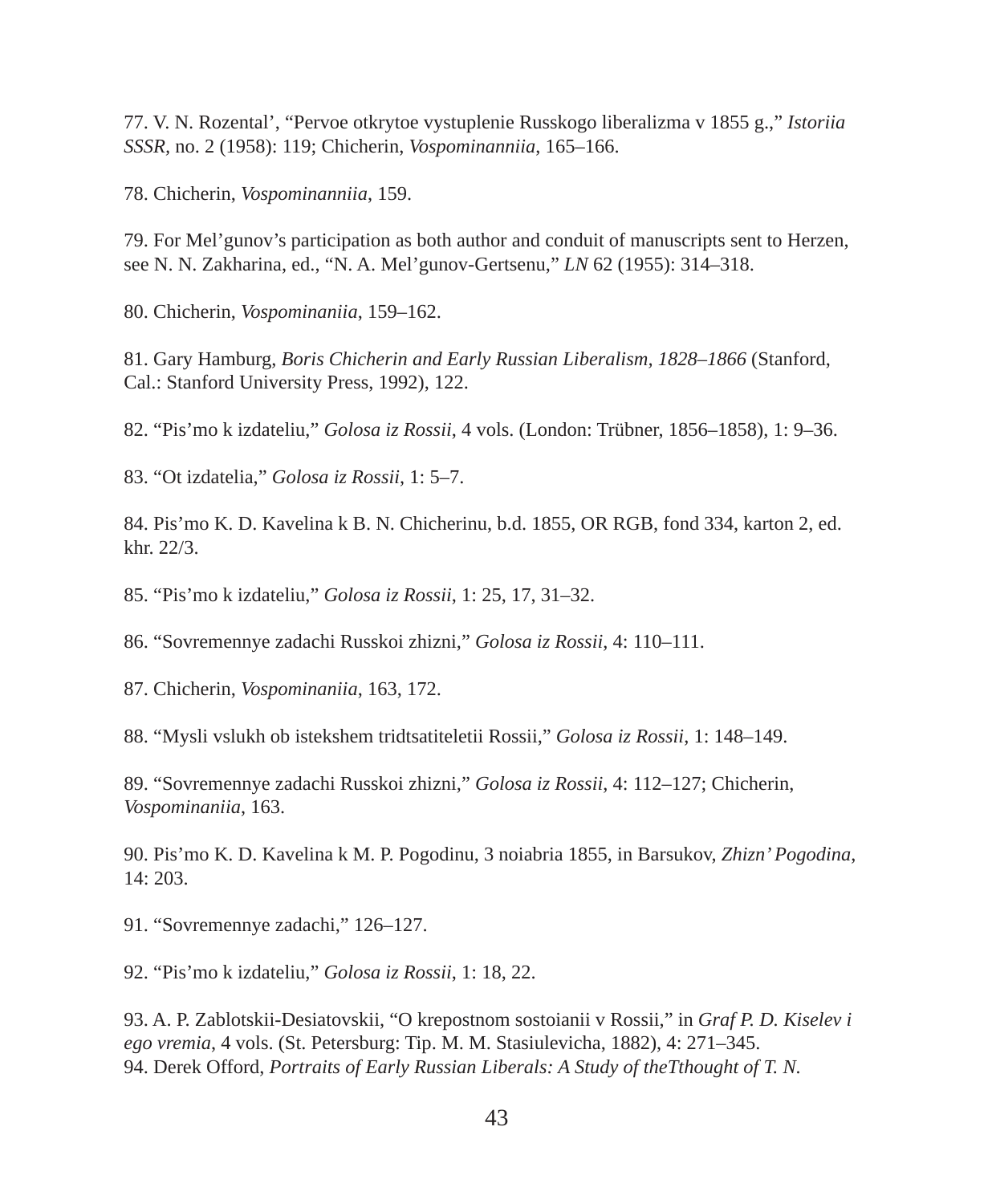77. V. N. Rozental', "Pervoe otkrytoe vystuplenie Russkogo liberalizma v 1855 g.," *Istoriia SSSR,* no. 2 (1958): 119; Chicherin, *Vospominanniia,* 165–166.

78. Chicherin, *Vospominanniia*, 159.

79. For Mel'gunov's participation as both author and conduit of manuscripts sent to Herzen, see N. N. Zakharina, ed., "N. A. Mel'gunov-Gertsenu," *LN* 62 (1955): 314–318.

80. Chicherin, *Vospominaniia,* 159–162.

81. Gary Hamburg, *Boris Chicherin and Early Russian Liberalism, 1828–1866* (Stanford, Cal.: Stanford University Press, 1992), 122.

82. "Pis'mo k izdateliu," *Golosa iz Rossii*, 4 vols. (London: Trübner, 1856–1858), 1: 9–36.

83. "Ot izdatelia," *Golosa iz Rossii*, 1: 5–7.

84. Pis'mo K. D. Kavelina k B. N. Chicherinu, b.d. 1855, OR RGB, fond 334, karton 2, ed. khr. 22/3.

85. "Pis'mo k izdateliu," *Golosa iz Rossii*, 1: 25, 17, 31–32.

86. "Sovremennye zadachi Russkoi zhizni," *Golosa iz Rossii,* 4: 110–111.

87. Chicherin, *Vospominaniia*, 163, 172.

88. "Mysli vslukh ob istekshem tridtsatiteletii Rossii," *Golosa iz Rossii*, 1: 148–149.

89. "Sovremennye zadachi Russkoi zhizni," *Golosa iz Rossii*, 4: 112–127; Chicherin, *Vospominaniia*, 163.

90. Pis'mo K. D. Kavelina k M. P. Pogodinu, 3 noiabria 1855, in Barsukov, *Zhizn' Pogodina,* 14: 203.

91. "Sovremennye zadachi," 126–127.

92. "Pis'mo k izdateliu," *Golosa iz Rossii*, 1: 18, 22.

93. A. P. Zablotskii-Desiatovskii, "O krepostnom sostoianii v Rossii," in *Graf P. D. Kiselev i ego vremia*, 4 vols. (St. Petersburg: Tip. M. M. Stasiulevicha, 1882), 4: 271–345.
94. Derek Offord, *Portraits of Early Russian Liberals: A Study of theTthought of T. N.*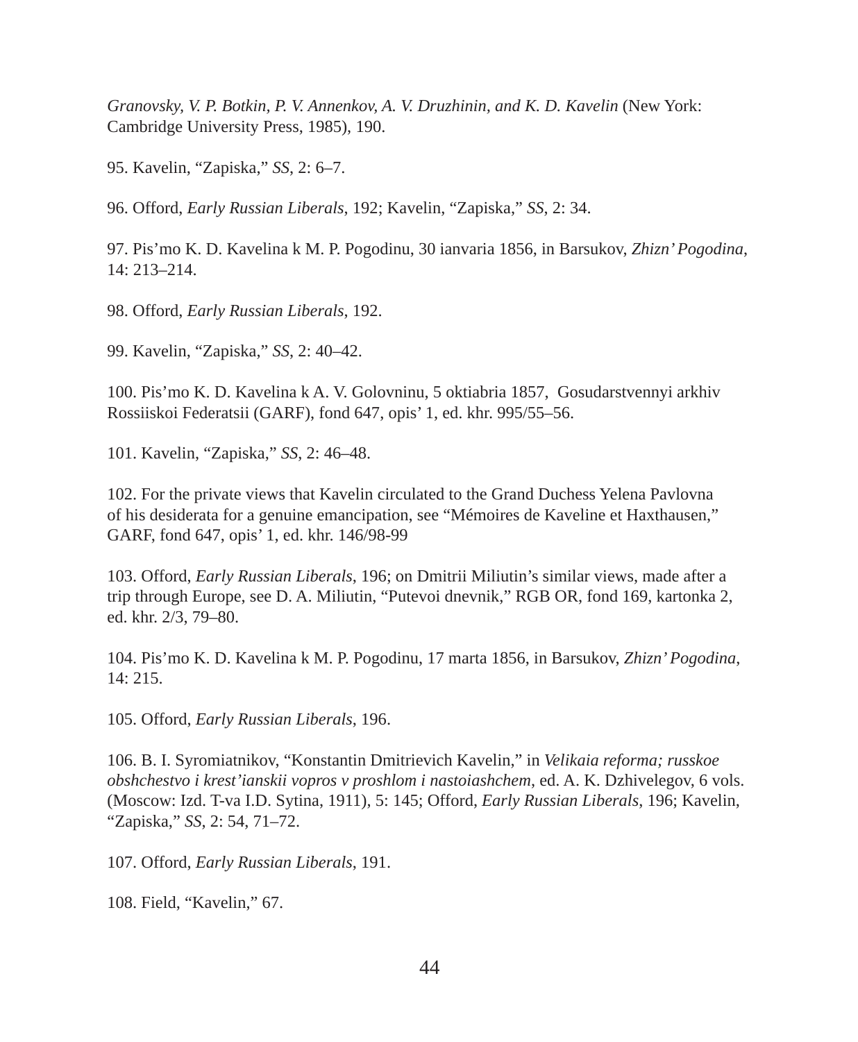*Granovsky, V. P. Botkin, P. V. Annenkov, A. V. Druzhinin, and K. D. Kavelin* (New York: Cambridge University Press, 1985), 190.

95. Kavelin, "Zapiska," *SS*, 2: 6–7.

96. Offord, *Early Russian Liberals*, 192; Kavelin, "Zapiska," *SS*, 2: 34.

97. Pis'mo K. D. Kavelina k M. P. Pogodinu, 30 ianvaria 1856, in Barsukov, *Zhizn' Pogodina*, 14: 213–214.

98. Offord, *Early Russian Liberals*, 192.

99. Kavelin, "Zapiska," *SS*, 2: 40–42.

100. Pis'mo K. D. Kavelina k A. V. Golovninu, 5 oktiabria 1857, Gosudarstvennyi arkhiv Rossiiskoi Federatsii (GARF), fond 647, opis' 1, ed. khr. 995/55–56.

101. Kavelin, "Zapiska," *SS*, 2: 46–48.

102. For the private views that Kavelin circulated to the Grand Duchess Yelena Pavlovna of his desiderata for a genuine emancipation, see "Mémoires de Kaveline et Haxthausen," GARF, fond 647, opis' 1, ed. khr. 146/98-99

103. Offord, *Early Russian Liberals*, 196; on Dmitrii Miliutin's similar views, made after a trip through Europe, see D. A. Miliutin, "Putevoi dnevnik," RGB OR, fond 169, kartonka 2, ed. khr. 2/3, 79–80.

104. Pis'mo K. D. Kavelina k M. P. Pogodinu, 17 marta 1856, in Barsukov, *Zhizn' Pogodina*, 14: 215.

105. Offord, *Early Russian Liberals*, 196.

106. B. I. Syromiatnikov, "Konstantin Dmitrievich Kavelin," in *Velikaia reforma; russkoe obshchestvo i krest'ianskii vopros v proshlom i nastoiashchem*, ed. A. K. Dzhivelegov, 6 vols. (Moscow: Izd. T-va I.D. Sytina, 1911), 5: 145; Offord, *Early Russian Liberals*, 196; Kavelin, "Zapiska," *SS*, 2: 54, 71–72.

107. Offord, *Early Russian Liberals*, 191.

108. Field, "Kavelin," 67.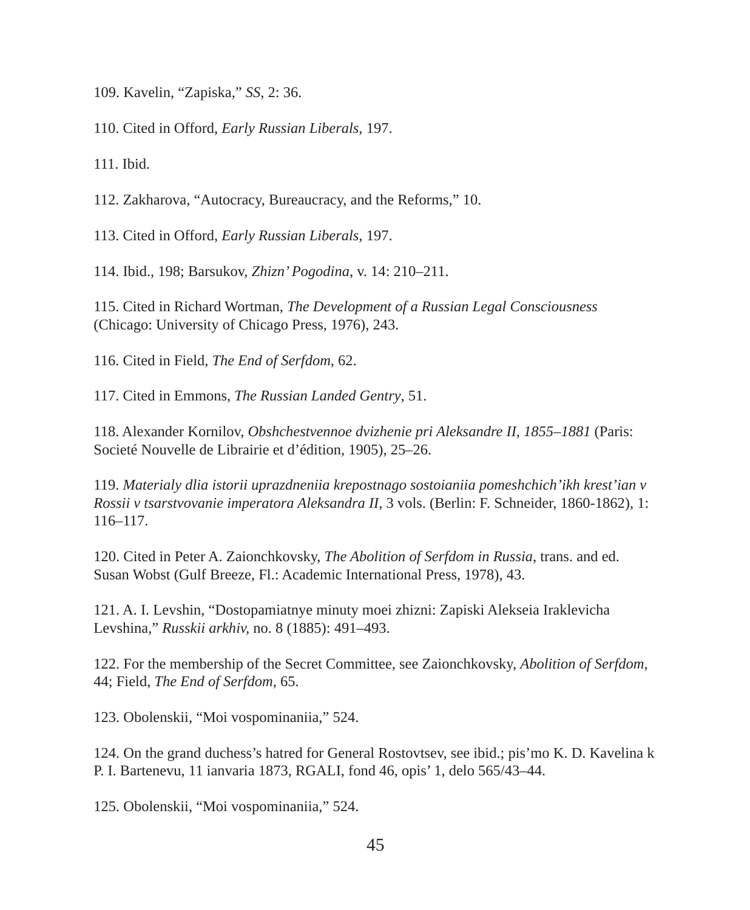109. Kavelin, “Zapiska,” *SS*, 2: 36.

110. Cited in Offord, *Early Russian Liberals*, 197.

111. Ibid.

112. Zakharova, “Autocracy, Bureaucracy, and the Reforms,” 10.

113. Cited in Offord, *Early Russian Liberals*, 197.

114. Ibid., 198; Barsukov, *Zhizn’ Pogodina*, v. 14: 210–211.

115. Cited in Richard Wortman, *The Development of a Russian Legal Consciousness* (Chicago: University of Chicago Press, 1976), 243.

116. Cited in Field, *The End of Serfdom*, 62.

117. Cited in Emmons, *The Russian Landed Gentry*, 51.

118. Alexander Kornilov, *Obshchestvennoe dvizhenie pri Aleksandre II, 1855–1881* (Paris: Societé Nouvelle de Librairie et d’édition, 1905), 25–26.

119. *Materialy dlia istorii uprazdneniia krepostnago sostoianiia pomeshchich’ikh krest’ian v Rossii v tsarstvovanie imperatora Aleksandra II*, 3 vols. (Berlin: F. Schneider, 1860-1862), 1: 116–117.

120. Cited in Peter A. Zaionchkovsky, *The Abolition of Serfdom in Russia*, trans. and ed. Susan Wobst (Gulf Breeze, Fl.: Academic International Press, 1978), 43.

121. A. I. Levshin, “Dostopamiatnye minuty moei zhizni: Zapiski Alekseia Iraklevicha Levshina,” *Russkii arkhiv*, no. 8 (1885): 491–493.

122. For the membership of the Secret Committee, see Zaionchkovsky, *Abolition of Serfdom*, 44; Field, *The End of Serfdom*, 65.

123. Obolenskii, “Moi vospominaniia,” 524.

124. On the grand duchess’s hatred for General Rostovtsev, see ibid.; pis’mo K. D. Kavelina k P. I. Bartenevu, 11 ianvaria 1873, RGALI, fond 46, opis’ 1, delo 565/43–44.

125. Obolenskii, “Moi vospominaniia,” 524.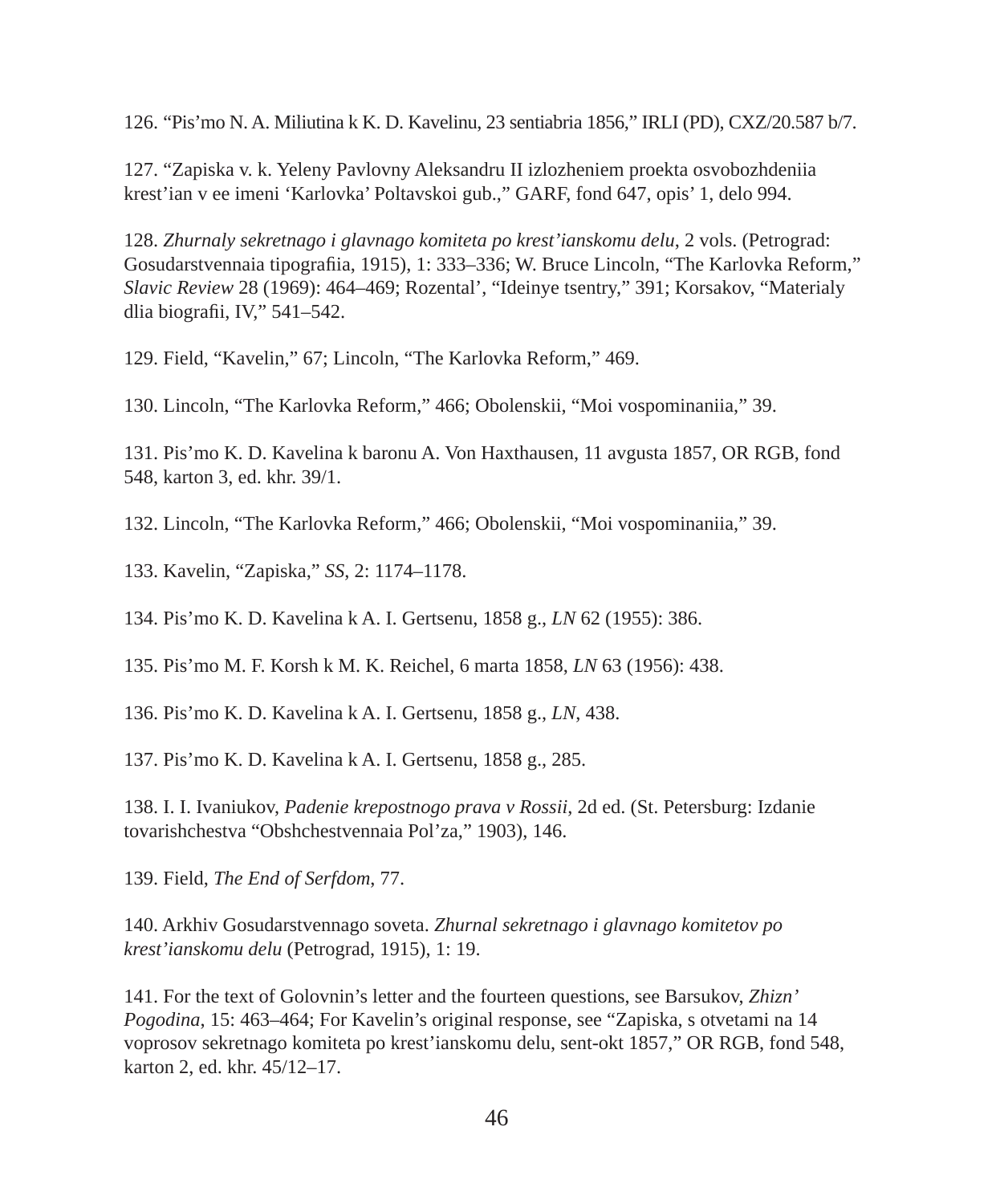126. “Pis’mo N. A. Miliutina k K. D. Kavelinu, 23 sentiabria 1856,” IRLI (PD), CXZ/20.587 b/7.

127. “Zapiska v. k. Yeleny Pavlovny Aleksandru II izlozheniem proekta osvobozhdeniia krest’ian v ee imeni ‘Karlovka’ Poltavskoi gub.,” GARF, fond 647, opis’ 1, delo 994.

128. *Zhurnaly sekretnago i glavnago komiteta po krest’ianskomu delu*, 2 vols. (Petrograd: Gosudarstvennaia tipografiia, 1915), 1: 333–336; W. Bruce Lincoln, “The Karlovka Reform,” *Slavic Review* 28 (1969): 464–469; Rozental’, “Ideinye tsentry,” 391; Korsakov, “Materialy dlia biografii, IV,” 541–542.

129. Field, “Kavelin,” 67; Lincoln, “The Karlovka Reform,” 469.

130. Lincoln, “The Karlovka Reform,” 466; Obolenskii, “Moi vospominaniia,” 39.

131. Pis’mo K. D. Kavelina k baronu A. Von Haxthausen, 11 avgusta 1857, OR RGB, fond 548, karton 3, ed. khr. 39/1.

132. Lincoln, “The Karlovka Reform,” 466; Obolenskii, “Moi vospominaniia,” 39.

133. Kavelin, “Zapiska,” *SS*, 2: 1174–1178.

134. Pis’mo K. D. Kavelina k A. I. Gertsenu, 1858 g., *LN* 62 (1955): 386.

135. Pis’mo M. F. Korsh k M. K. Reichel, 6 marta 1858, *LN* 63 (1956): 438.

136. Pis’mo K. D. Kavelina k A. I. Gertsenu, 1858 g., *LN*, 438.

137. Pis’mo K. D. Kavelina k A. I. Gertsenu, 1858 g., 285.

138. I. I. Ivaniukov, *Padenie krepostnogo prava v Rossii*, 2d ed. (St. Petersburg: Izdanie tovarishchestva “Obshchestvennaia Pol’za,” 1903), 146.

139. Field, *The End of Serfdom*, 77.

140. Arkhiv Gosudarstvennago soveta. *Zhurnal sekretnago i glavnago komitetov po krest’ianskomu delu* (Petrograd, 1915), 1: 19.

141. For the text of Golovnin’s letter and the fourteen questions, see Barsukov, *Zhizn’ Pogodina*, 15: 463–464; For Kavelin’s original response, see “Zapiska, s otvetami na 14 voprosov sekretnago komiteta po krest’ianskomu delu, sent-okt 1857,” OR RGB, fond 548, karton 2, ed. khr. 45/12–17.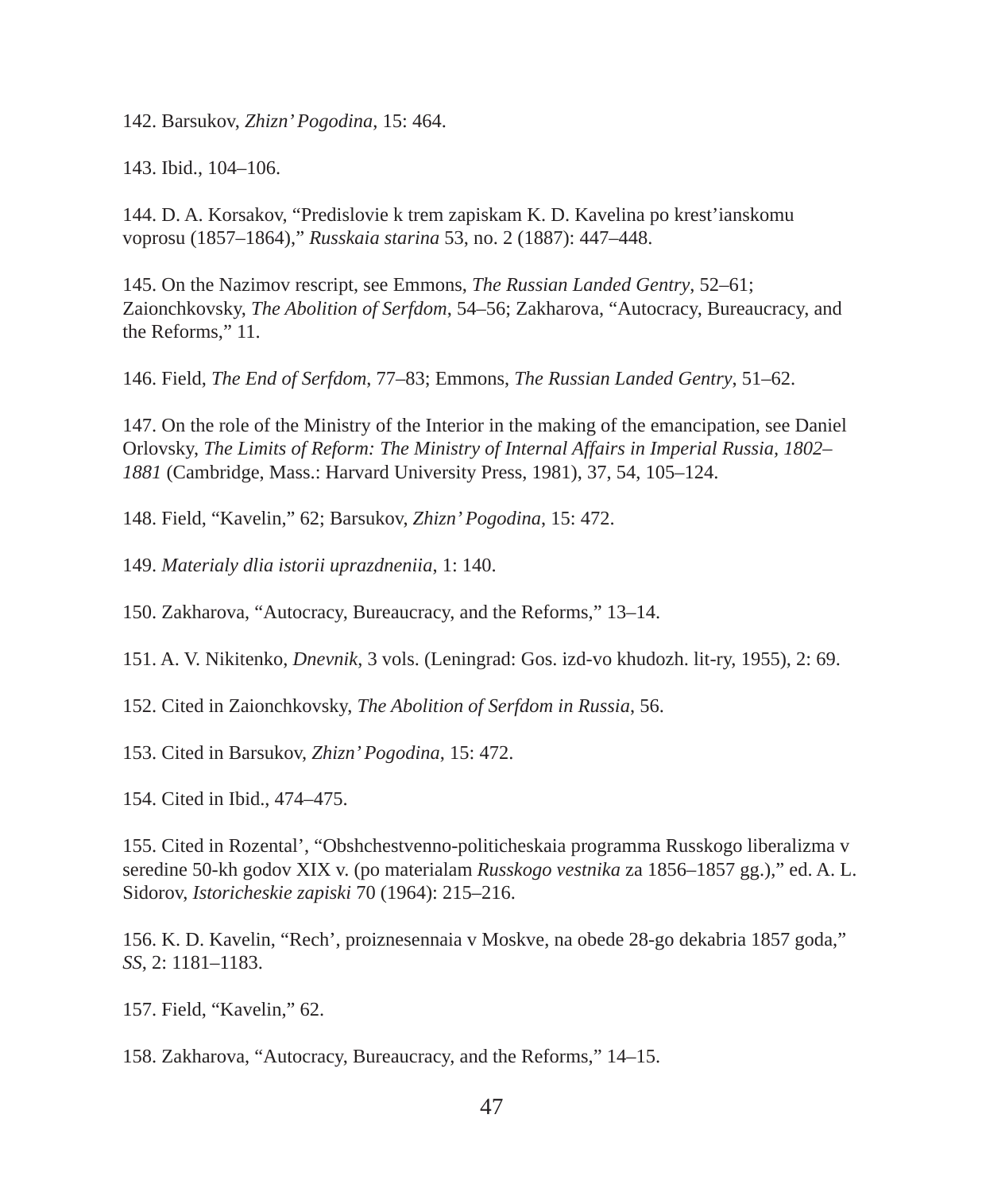142. Barsukov, *Zhizn' Pogodina*, 15: 464.

143. Ibid., 104–106.

144. D. A. Korsakov, "Predislovie k trem zapiskam K. D. Kavelina po krest'ianskomu voprosu (1857–1864)," *Russkaia starina* 53, no. 2 (1887): 447–448.

145. On the Nazimov rescript, see Emmons, *The Russian Landed Gentry*, 52–61; Zaionchkovsky, *The Abolition of Serfdom*, 54–56; Zakharova, "Autocracy, Bureaucracy, and the Reforms," 11.

146. Field, *The End of Serfdom*, 77–83; Emmons, *The Russian Landed Gentry*, 51–62.

147. On the role of the Ministry of the Interior in the making of the emancipation, see Daniel Orlovsky, *The Limits of Reform: The Ministry of Internal Affairs in Imperial Russia, 1802–1881* (Cambridge, Mass.: Harvard University Press, 1981), 37, 54, 105–124.

148. Field, "Kavelin," 62; Barsukov, *Zhizn' Pogodina*, 15: 472.

149. *Materialy dlia istorii uprazdneniia*, 1: 140.

150. Zakharova, "Autocracy, Bureaucracy, and the Reforms," 13–14.

151. A. V. Nikitenko, *Dnevnik*, 3 vols. (Leningrad: Gos. izd-vo khudozh. lit-ry, 1955), 2: 69.

152. Cited in Zaionchkovsky, *The Abolition of Serfdom in Russia*, 56.

153. Cited in Barsukov, *Zhizn' Pogodina*, 15: 472.

154. Cited in Ibid., 474–475.

155. Cited in Rozental', "Obshchestvenno-politicheskaia programma Russkogo liberalizma v seredine 50-kh godov XIX v. (po materialam *Russkogo vestnika* za 1856–1857 gg.)," ed. A. L. Sidorov, *Istoricheskie zapiski* 70 (1964): 215–216.

156. K. D. Kavelin, "Rech', proiznesennaia v Moskve, na obede 28-go dekabria 1857 goda," *SS*, 2: 1181–1183.

157. Field, "Kavelin," 62.

158. Zakharova, "Autocracy, Bureaucracy, and the Reforms," 14–15.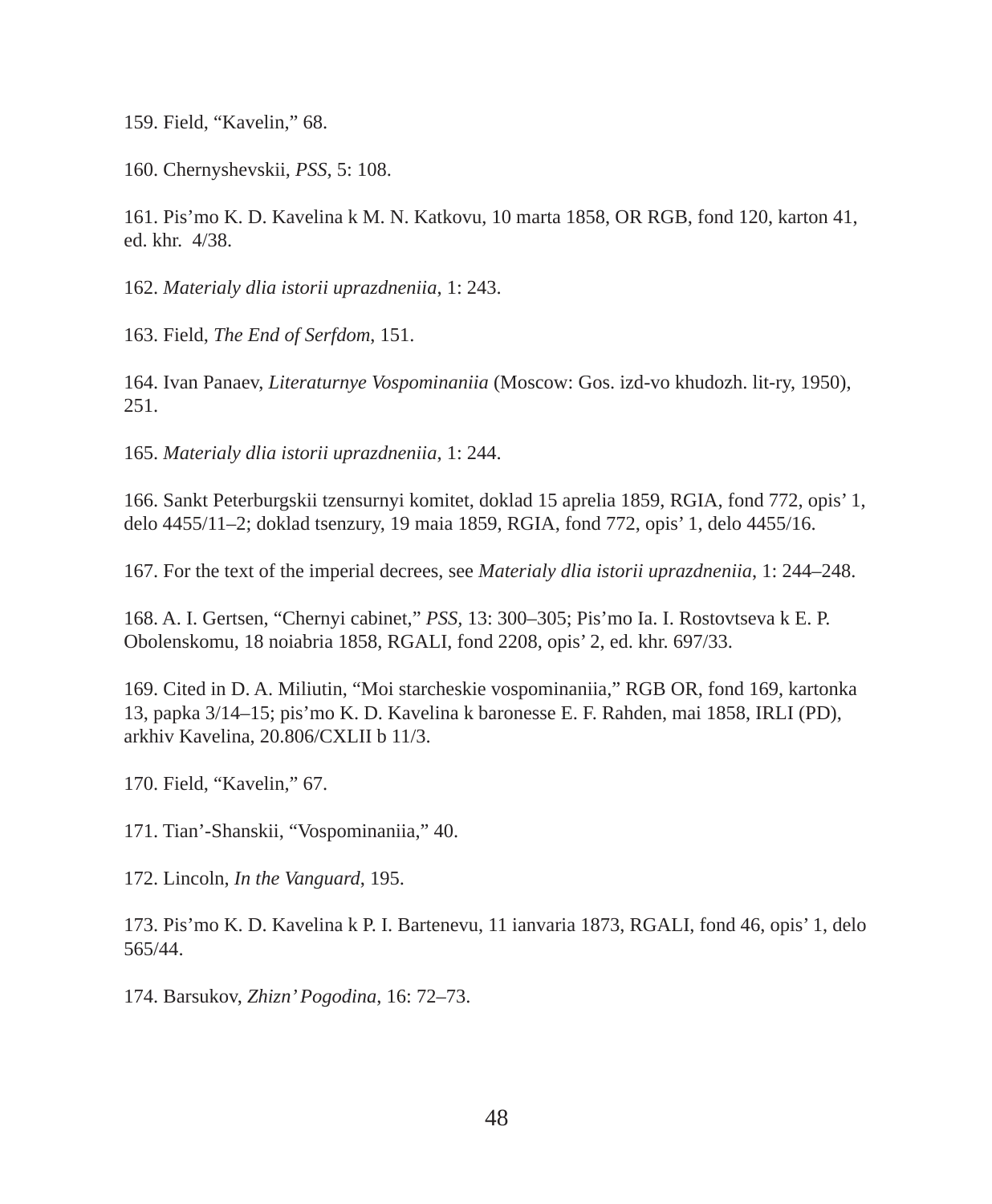159. Field, “Kavelin,” 68.

160. Chernyshevskii, *PSS*, 5: 108.

161. Pis’mo K. D. Kavelina k M. N. Katkovu, 10 marta 1858, OR RGB, fond 120, karton 41, ed. khr. 4/38.

162. *Materialy dlia istorii uprazdneniia*, 1: 243.

163. Field, *The End of Serfdom*, 151.

164. Ivan Panaev, *Literaturnye Vospominaniia* (Moscow: Gos. izd-vo khudozh. lit-ry, 1950), 251.

165. *Materialy dlia istorii uprazdneniia*, 1: 244.

166. Sankt Peterburgskii tzensurnyi komitet, doklad 15 aprelia 1859, RGIA, fond 772, opis’ 1, delo 4455/11–2; doklad tsenzury, 19 maia 1859, RGIA, fond 772, opis’ 1, delo 4455/16.

167. For the text of the imperial decrees, see *Materialy dlia istorii uprazdneniia*, 1: 244–248.

168. A. I. Gertsen, “Chernyi cabinet,” *PSS*, 13: 300–305; Pis’mo Ia. I. Rostovtseva k E. P. Obolenskomu, 18 noiabria 1858, RGALI, fond 2208, opis’ 2, ed. khr. 697/33.

169. Cited in D. A. Miliutin, “Moi starcheskie vospominaniia,” RGB OR, fond 169, kartonka 13, papka 3/14–15; pis’mo K. D. Kavelina k baronesse E. F. Rahden, mai 1858, IRLI (PD), arkhiv Kavelina, 20.806/CXLII b 11/3.

170. Field, “Kavelin,” 67.

171. Tian’-Shanskii, “Vospominaniia,” 40.

172. Lincoln, *In the Vanguard*, 195.

173. Pis’mo K. D. Kavelina k P. I. Bartenevu, 11 ianvaria 1873, RGALI, fond 46, opis’ 1, delo 565/44.

174. Barsukov, *Zhizn’ Pogodina*, 16: 72–73.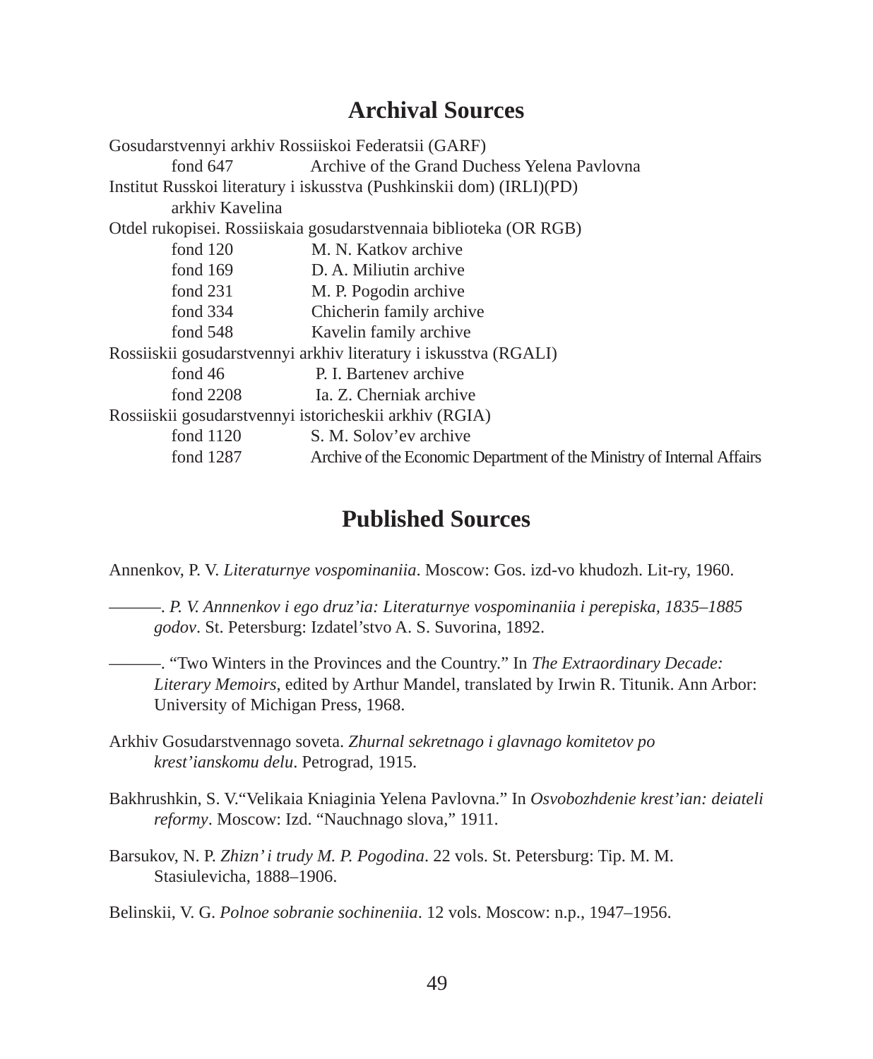## Archival Sources

Gosudarstvennyi arkhiv Rossiiskoi Federatsii (GARF)

fond 647 — Archive of the Grand Duchess Yelena Pavlovna

Institut Russkoi literatury i iskusstva (Pushkinskii dom) (IRLI)(PD)

arkhiv Kavelina

Otdel rukopisei. Rossiiskaia gosudarstvennaia biblioteka (OR RGB)

fond 120 — M. N. Katkov archive
fond 169 — D. A. Miliutin archive
fond 231 — M. P. Pogodin archive
fond 334 — Chicherin family archive
fond 548 — Kavelin family archive

Rossiiskii gosudarstvennyi arkhiv literatury i iskusstva (RGALI)

fond 46 — P. I. Bartenev archive
fond 2208 — Ia. Z. Cherniak archive

Rossiiskii gosudarstvennyi istoricheskii arkhiv (RGIA)

fond 1120 — S. M. Solov'ev archive
fond 1287 — Archive of the Economic Department of the Ministry of Internal Affairs

## Published Sources

Annenkov, P. V. *Literaturnye vospominaniia*. Moscow: Gos. izd-vo khudozh. Lit-ry, 1960.

———. *P. V. Annnenkov i ego druz'ia: Literaturnye vospominaniia i perepiska, 1835–1885 godov*. St. Petersburg: Izdatel'stvo A. S. Suvorina, 1892.

———. "Two Winters in the Provinces and the Country." In *The Extraordinary Decade: Literary Memoirs*, edited by Arthur Mandel, translated by Irwin R. Titunik. Ann Arbor: University of Michigan Press, 1968.

Arkhiv Gosudarstvennago soveta. *Zhurnal sekretnago i glavnago komitetov po krest'ianskomu delu*. Petrograd, 1915.

Bakhrushkin, S. V."Velikaia Kniaginia Yelena Pavlovna." In *Osvobozhdenie krest'ian: deiateli reformy*. Moscow: Izd. "Nauchnago slova," 1911.

Barsukov, N. P. *Zhizn' i trudy M. P. Pogodina*. 22 vols. St. Petersburg: Tip. M. M. Stasiulevicha, 1888–1906.

Belinskii, V. G. *Polnoe sobranie sochineniia*. 12 vols. Moscow: n.p., 1947–1956.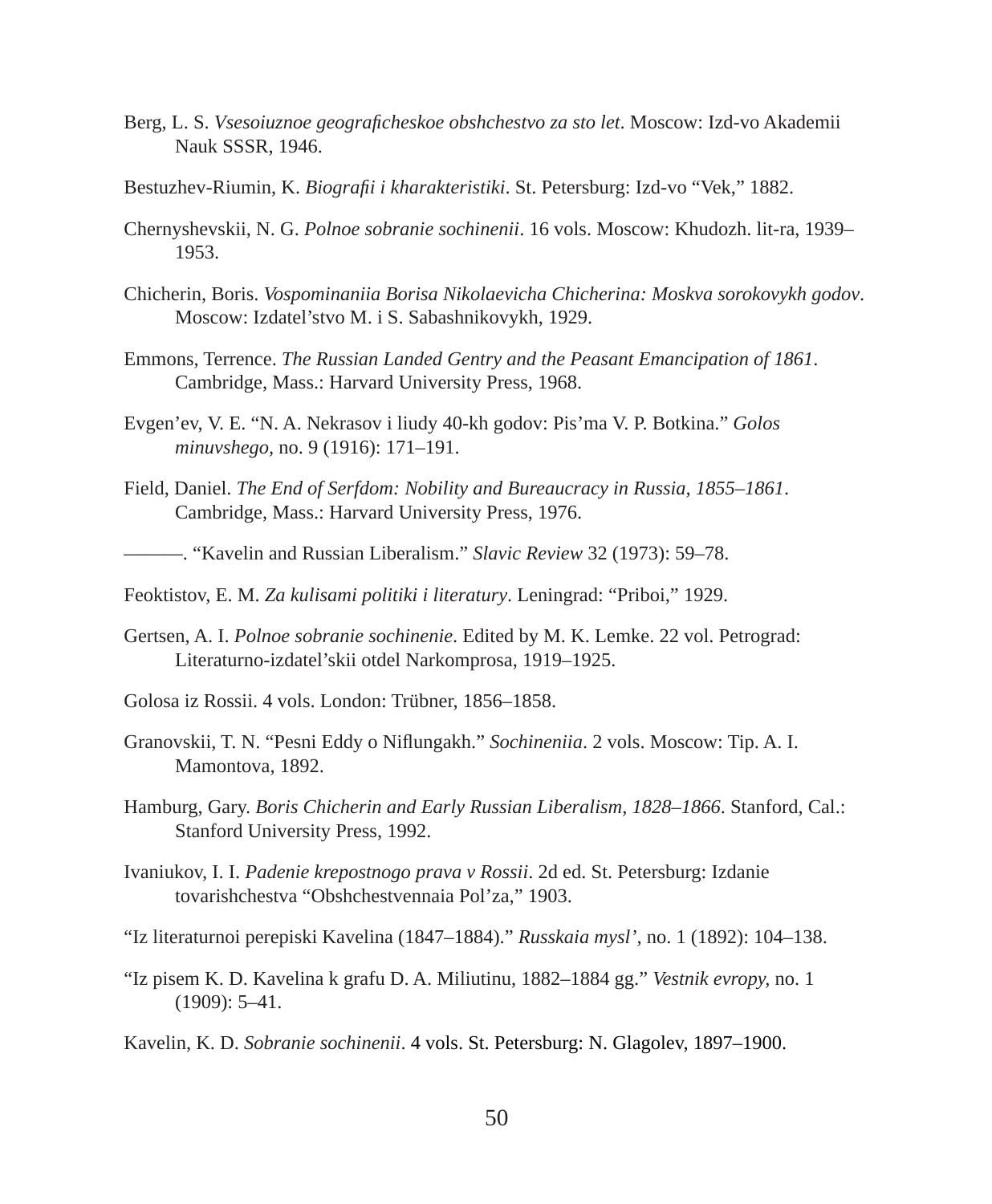Berg, L. S. *Vsesoiuznoe geograficheskoe obshchestvo za sto let*. Moscow: Izd-vo Akademii Nauk SSSR, 1946.

Bestuzhev-Riumin, K. *Biografii i kharakteristiki*. St. Petersburg: Izd-vo "Vek," 1882.

Chernyshevskii, N. G. *Polnoe sobranie sochinenii*. 16 vols. Moscow: Khudozh. lit-ra, 1939–1953.

Chicherin, Boris. *Vospominaniia Borisa Nikolaevicha Chicherina: Moskva sorokovykh godov*. Moscow: Izdatel'stvo M. i S. Sabashnikovykh, 1929.

Emmons, Terrence. *The Russian Landed Gentry and the Peasant Emancipation of 1861*. Cambridge, Mass.: Harvard University Press, 1968.

Evgen'ev, V. E. "N. A. Nekrasov i liudy 40-kh godov: Pis'ma V. P. Botkina." *Golos minuvshego*, no. 9 (1916): 171–191.

Field, Daniel. *The End of Serfdom: Nobility and Bureaucracy in Russia, 1855–1861*. Cambridge, Mass.: Harvard University Press, 1976.

———. "Kavelin and Russian Liberalism." *Slavic Review* 32 (1973): 59–78.

Feoktistov, E. M. *Za kulisami politiki i literatury*. Leningrad: "Priboi," 1929.

Gertsen, A. I. *Polnoe sobranie sochinenie*. Edited by M. K. Lemke. 22 vol. Petrograd: Literaturno-izdatel'skii otdel Narkomprosa, 1919–1925.

Golosa iz Rossii. 4 vols. London: Trübner, 1856–1858.

Granovskii, T. N. "Pesni Eddy o Niflungakh." *Sochineniia*. 2 vols. Moscow: Tip. A. I. Mamontova, 1892.

Hamburg, Gary. *Boris Chicherin and Early Russian Liberalism, 1828–1866*. Stanford, Cal.: Stanford University Press, 1992.

Ivaniukov, I. I. *Padenie krepostnogo prava v Rossii*. 2d ed. St. Petersburg: Izdanie tovarishchestva "Obshchestvennaia Pol'za," 1903.

"Iz literaturnoi perepiski Kavelina (1847–1884)." *Russkaia mysl'*, no. 1 (1892): 104–138.

"Iz pisem K. D. Kavelina k grafu D. A. Miliutinu, 1882–1884 gg." *Vestnik evropy*, no. 1 (1909): 5–41.

Kavelin, K. D. *Sobranie sochinenii*. 4 vols. St. Petersburg: N. Glagolev, 1897–1900.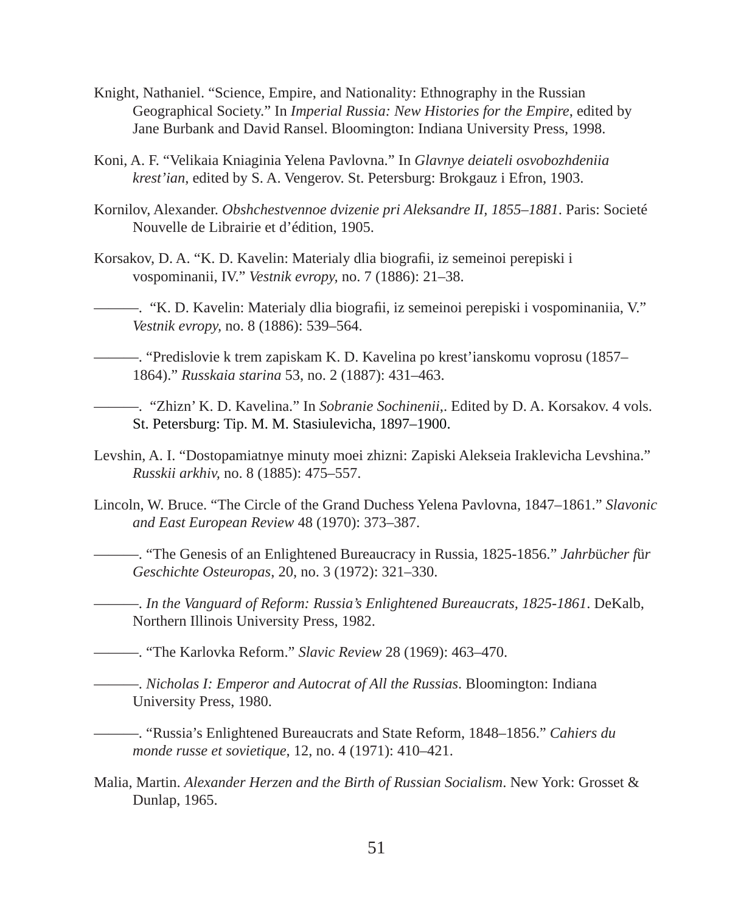Knight, Nathaniel. "Science, Empire, and Nationality: Ethnography in the Russian Geographical Society." In *Imperial Russia: New Histories for the Empire*, edited by Jane Burbank and David Ransel. Bloomington: Indiana University Press, 1998.

Koni, A. F. "Velikaia Kniaginia Yelena Pavlovna." In *Glavnye deiateli osvobozhdeniia krest'ian*, edited by S. A. Vengerov. St. Petersburg: Brokgauz i Efron, 1903.

Kornilov, Alexander. *Obshchestvennoe dvizenie pri Aleksandre II, 1855–1881*. Paris: Societé Nouvelle de Librairie et d'édition, 1905.

Korsakov, D. A. "K. D. Kavelin: Materialy dlia biografii, iz semeinoi perepiski i vospominanii, IV." *Vestnik evropy,* no. 7 (1886): 21–38.

———. "K. D. Kavelin: Materialy dlia biografii, iz semeinoi perepiski i vospominaniia, V." *Vestnik evropy,* no. 8 (1886): 539–564.

———. "Predislovie k trem zapiskam K. D. Kavelina po krest'ianskomu voprosu (1857–1864)." *Russkaia starina* 53, no. 2 (1887): 431–463.

———. "Zhizn' K. D. Kavelina." In *Sobranie Sochinenii*,. Edited by D. A. Korsakov. 4 vols. St. Petersburg: Tip. M. M. Stasiulevicha, 1897–1900.

Levshin, A. I. "Dostopamiatnye minuty moei zhizni: Zapiski Alekseia Iraklevicha Levshina." *Russkii arkhiv,* no. 8 (1885): 475–557.

Lincoln, W. Bruce. "The Circle of the Grand Duchess Yelena Pavlovna, 1847–1861." *Slavonic and East European Review* 48 (1970): 373–387.

———. "The Genesis of an Enlightened Bureaucracy in Russia, 1825-1856." *Jahrbücher für Geschichte Osteuropas,* 20, no. 3 (1972): 321–330.

———. *In the Vanguard of Reform: Russia's Enlightened Bureaucrats, 1825-1861*. DeKalb, Northern Illinois University Press, 1982.

———. "The Karlovka Reform." *Slavic Review* 28 (1969): 463–470.

———. *Nicholas I: Emperor and Autocrat of All the Russias*. Bloomington: Indiana University Press, 1980.

———. "Russia's Enlightened Bureaucrats and State Reform, 1848–1856." *Cahiers du monde russe et sovietique,* 12, no. 4 (1971): 410–421.

Malia, Martin. *Alexander Herzen and the Birth of Russian Socialism*. New York: Grosset & Dunlap, 1965.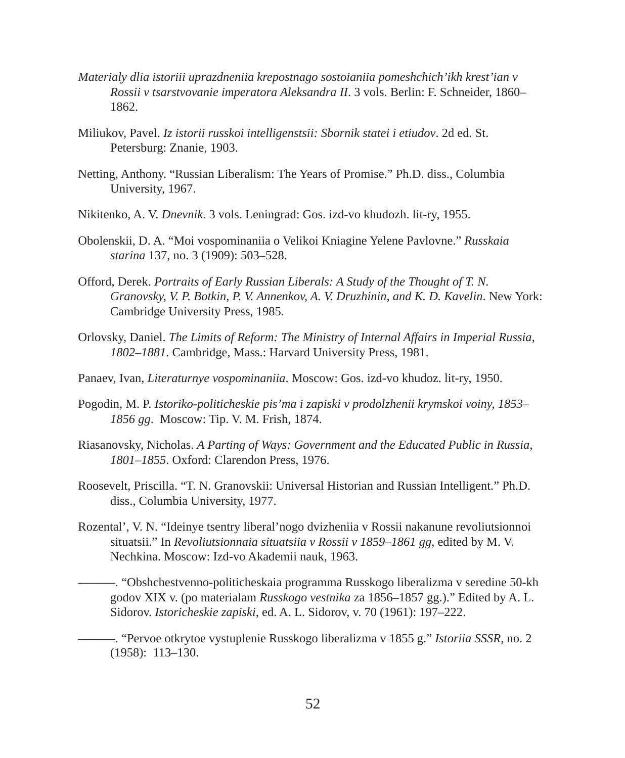*Materialy dlia istoriii uprazdneniia krepostnago sostoianiia pomeshchich'ikh krest'ian v Rossii v tsarstvovanie imperatora Aleksandra II*. 3 vols. Berlin: F. Schneider, 1860–1862.

Miliukov, Pavel. *Iz istorii russkoi intelligenstsii: Sbornik statei i etiudov*. 2d ed. St. Petersburg: Znanie, 1903.

Netting, Anthony. "Russian Liberalism: The Years of Promise." Ph.D. diss., Columbia University, 1967.

Nikitenko, A. V. *Dnevnik*. 3 vols. Leningrad: Gos. izd-vo khudozh. lit-ry, 1955.

Obolenskii, D. A. "Moi vospominaniia o Velikoi Kniagine Yelene Pavlovne." *Russkaia starina* 137, no. 3 (1909): 503–528.

Offord, Derek. *Portraits of Early Russian Liberals: A Study of the Thought of T. N. Granovsky, V. P. Botkin, P. V. Annenkov, A. V. Druzhinin, and K. D. Kavelin*. New York: Cambridge University Press, 1985.

Orlovsky, Daniel. *The Limits of Reform: The Ministry of Internal Affairs in Imperial Russia, 1802–1881*. Cambridge, Mass.: Harvard University Press, 1981.

Panaev, Ivan, *Literaturnye vospominaniia*. Moscow: Gos. izd-vo khudoz. lit-ry, 1950.

Pogodin, M. P. *Istoriko-politicheskie pis'ma i zapiski v prodolzhenii krymskoi voiny, 1853–1856 gg*. Moscow: Tip. V. M. Frish, 1874.

Riasanovsky, Nicholas. *A Parting of Ways: Government and the Educated Public in Russia, 1801–1855*. Oxford: Clarendon Press, 1976.

Roosevelt, Priscilla. "T. N. Granovskii: Universal Historian and Russian Intelligent." Ph.D. diss., Columbia University, 1977.

Rozental', V. N. "Ideinye tsentry liberal'nogo dvizheniia v Rossii nakanune revoliutsionnoi situatsii." In *Revoliutsionnaia situatsiia v Rossii v 1859–1861 gg,* edited by M. V. Nechkina. Moscow: Izd-vo Akademii nauk, 1963.

———. "Obshchestvenno-politicheskaia programma Russkogo liberalizma v seredine 50-kh godov XIX v. (po materialam *Russkogo vestnika* za 1856–1857 gg.)." Edited by A. L. Sidorov. *Istoricheskie zapiski*, ed. A. L. Sidorov, v. 70 (1961): 197–222.

———. "Pervoe otkrytoe vystuplenie Russkogo liberalizma v 1855 g." *Istoriia SSSR,* no. 2 (1958): 113–130.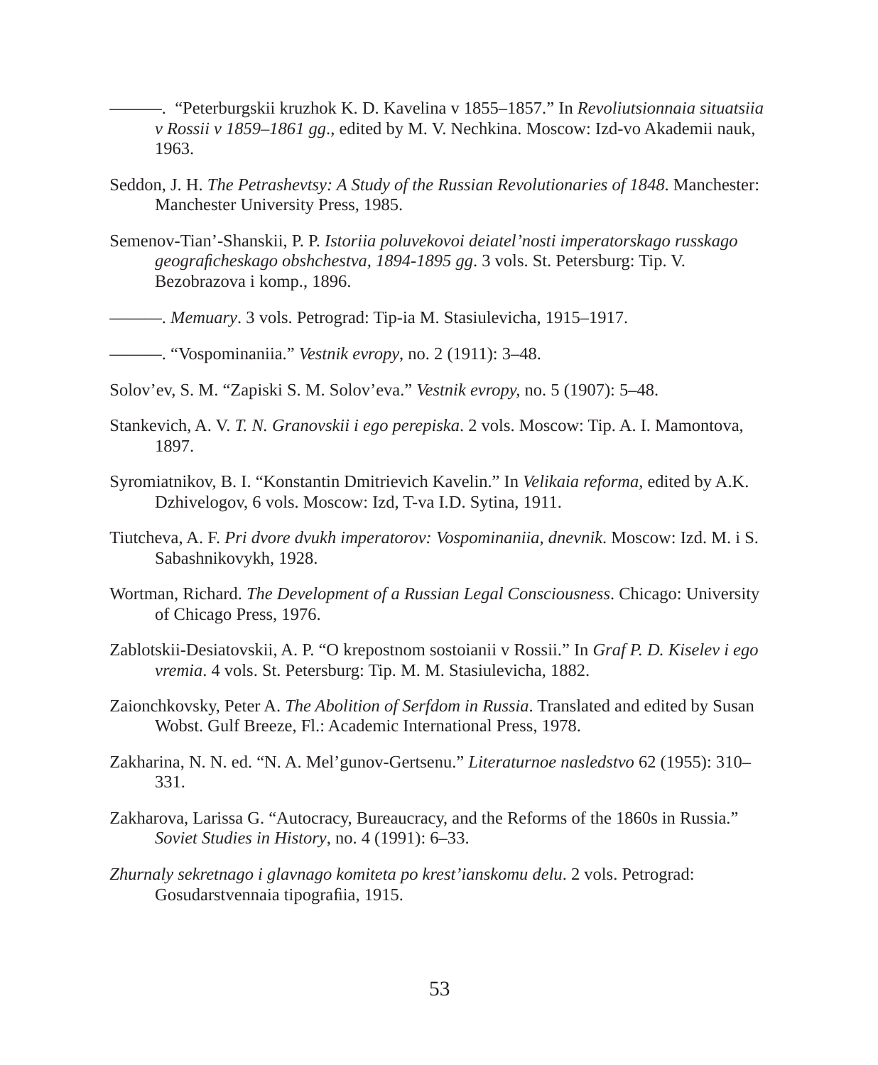———. "Peterburgskii kruzhok K. D. Kavelina v 1855–1857." In *Revoliutsionnaia situatsiia v Rossii v 1859–1861 gg*., edited by M. V. Nechkina. Moscow: Izd-vo Akademii nauk, 1963.

Seddon, J. H. *The Petrashevtsy: A Study of the Russian Revolutionaries of 1848*. Manchester: Manchester University Press, 1985.

Semenov-Tian'-Shanskii, P. P. *Istoriia poluvekovoi deiatel'nosti imperatorskago russkago geograficheskago obshchestva, 1894-1895 gg*. 3 vols. St. Petersburg: Tip. V. Bezobrazova i komp., 1896.

———. *Memuary*. 3 vols. Petrograd: Tip-ia M. Stasiulevicha, 1915–1917.

———. "Vospominaniia." *Vestnik evropy*, no. 2 (1911): 3–48.

Solov'ev, S. M. "Zapiski S. M. Solov'eva." *Vestnik evropy*, no. 5 (1907): 5–48.

Stankevich, A. V. *T. N. Granovskii i ego perepiska*. 2 vols. Moscow: Tip. A. I. Mamontova, 1897.

Syromiatnikov, B. I. "Konstantin Dmitrievich Kavelin." In *Velikaia reforma*, edited by A.K. Dzhivelogov, 6 vols. Moscow: Izd, T-va I.D. Sytina, 1911.

Tiutcheva, A. F. *Pri dvore dvukh imperatorov: Vospominaniia, dnevnik*. Moscow: Izd. M. i S. Sabashnikovykh, 1928.

Wortman, Richard. *The Development of a Russian Legal Consciousness*. Chicago: University of Chicago Press, 1976.

Zablotskii-Desiatovskii, A. P. "O krepostnom sostoianii v Rossii." In *Graf P. D. Kiselev i ego vremia*. 4 vols. St. Petersburg: Tip. M. M. Stasiulevicha, 1882.

Zaionchkovsky, Peter A. *The Abolition of Serfdom in Russia*. Translated and edited by Susan Wobst. Gulf Breeze, Fl.: Academic International Press, 1978.

Zakharina, N. N. ed. "N. A. Mel'gunov-Gertsenu." *Literaturnoe nasledstvo* 62 (1955): 310–331.

Zakharova, Larissa G. "Autocracy, Bureaucracy, and the Reforms of the 1860s in Russia." *Soviet Studies in History*, no. 4 (1991): 6–33.

*Zhurnaly sekretnago i glavnago komiteta po krest'ianskomu delu*. 2 vols. Petrograd: Gosudarstvennaia tipografiia, 1915.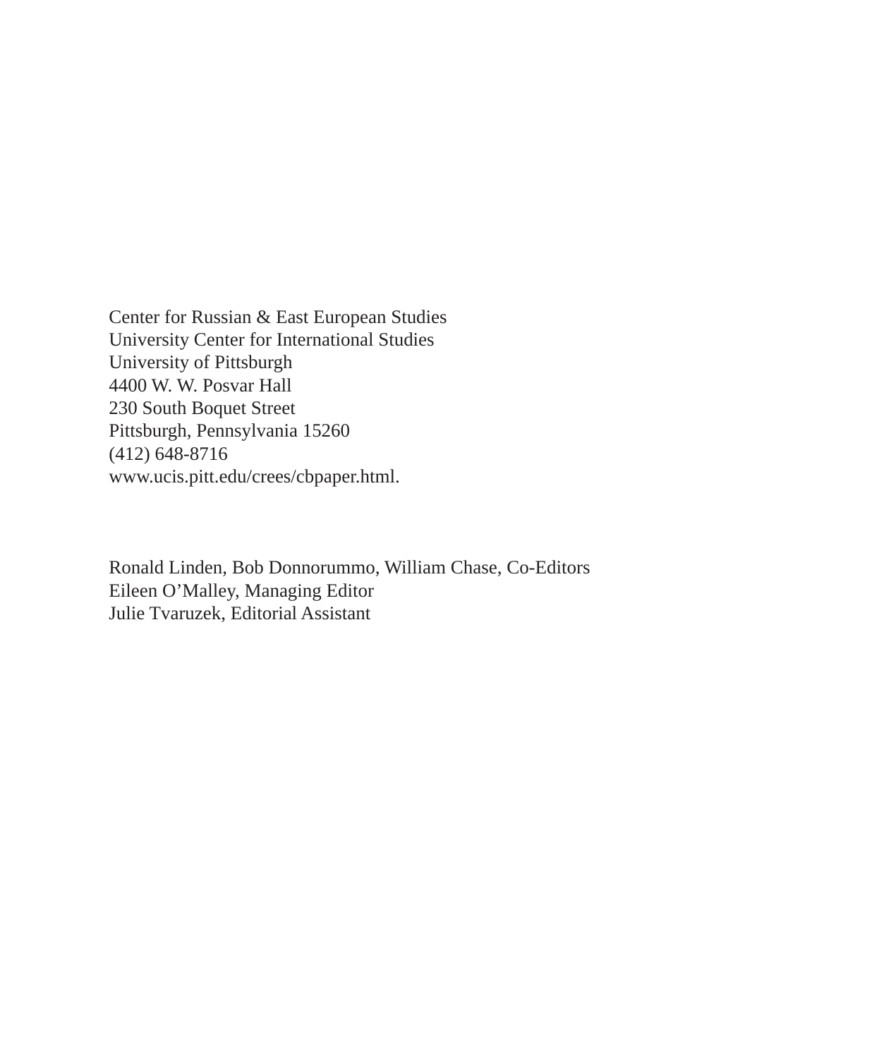Center for Russian & East European Studies
University Center for International Studies
University of Pittsburgh
4400 W. W. Posvar Hall
230 South Boquet Street
Pittsburgh, Pennsylvania 15260
(412) 648-8716
www.ucis.pitt.edu/crees/cbpaper.html.

Ronald Linden, Bob Donnorummo, William Chase, Co-Editors
Eileen O'Malley, Managing Editor
Julie Tvaruzek, Editorial Assistant